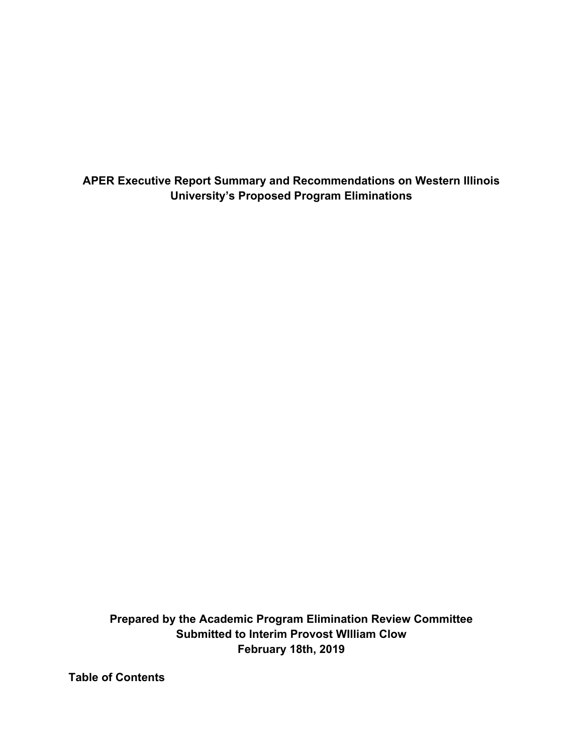# APER Executive Report Summary and Recommendations on Western Illinois University's Proposed Program Eliminations

**Prepared by the Academic Program Elimination Review Committee**
**Submitted to Interim Provost WIlliam Clow**
**February 18th, 2019**

## Table of Contents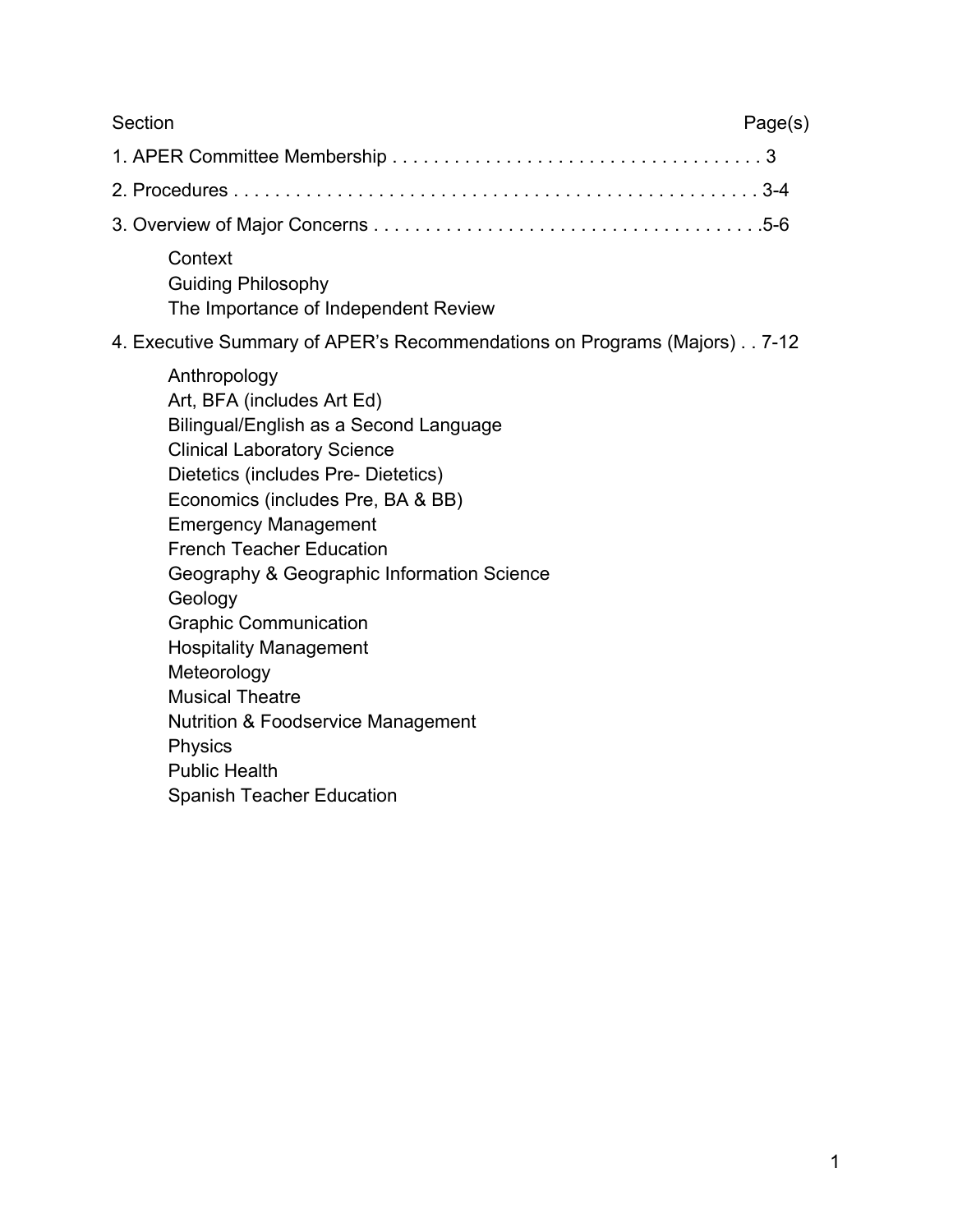| Section | Page(s) |
|---|---|
| 1. APER Committee Membership | 3 |
| 2. Procedures | 3-4 |
| 3. Overview of Major Concerns | 5-6 |
| Context | |
| Guiding Philosophy | |
| The Importance of Independent Review | |
| 4. Executive Summary of APER's Recommendations on Programs (Majors) | 7-12 |
| Anthropology | |
| Art, BFA (includes Art Ed) | |
| Bilingual/English as a Second Language | |
| Clinical Laboratory Science | |
| Dietetics (includes Pre- Dietetics) | |
| Economics (includes Pre, BA & BB) | |
| Emergency Management | |
| French Teacher Education | |
| Geography & Geographic Information Science | |
| Geology | |
| Graphic Communication | |
| Hospitality Management | |
| Meteorology | |
| Musical Theatre | |
| Nutrition & Foodservice Management | |
| Physics | |
| Public Health | |
| Spanish Teacher Education | |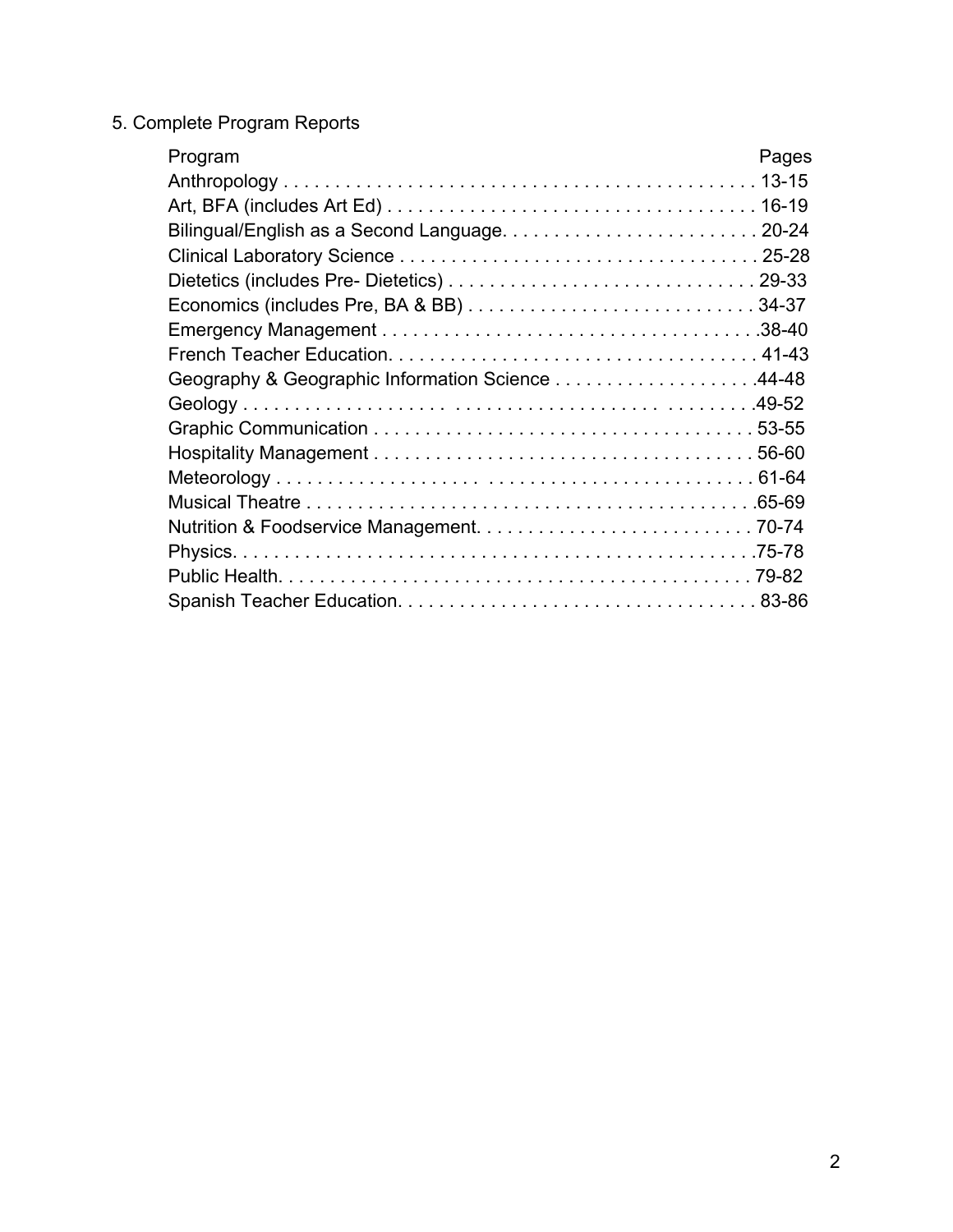5. Complete Program Reports

| Program | Pages |
|---|---|
| Anthropology | 13-15 |
| Art, BFA (includes Art Ed) | 16-19 |
| Bilingual/English as a Second Language | 20-24 |
| Clinical Laboratory Science | 25-28 |
| Dietetics (includes Pre- Dietetics) | 29-33 |
| Economics (includes Pre, BA & BB) | 34-37 |
| Emergency Management | 38-40 |
| French Teacher Education | 41-43 |
| Geography & Geographic Information Science | 44-48 |
| Geology | 49-52 |
| Graphic Communication | 53-55 |
| Hospitality Management | 56-60 |
| Meteorology | 61-64 |
| Musical Theatre | 65-69 |
| Nutrition & Foodservice Management | 70-74 |
| Physics | 75-78 |
| Public Health | 79-82 |
| Spanish Teacher Education | 83-86 |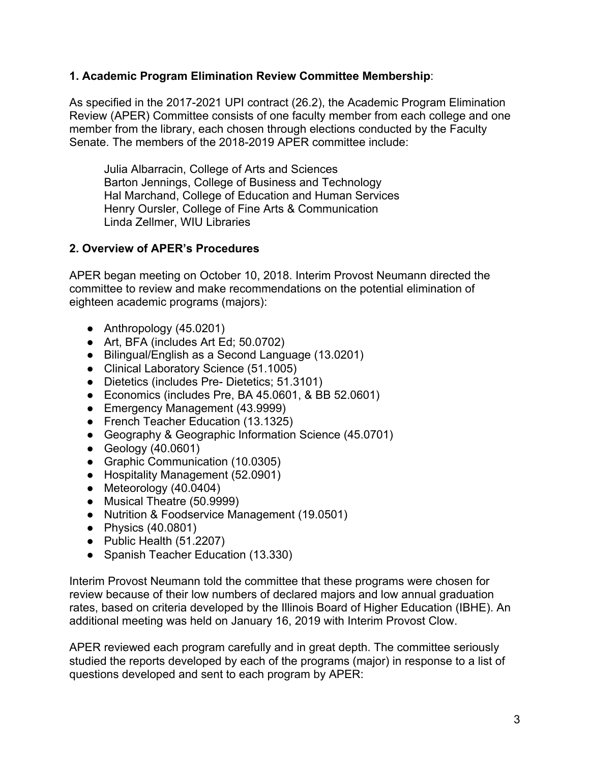## 1. Academic Program Elimination Review Committee Membership:

As specified in the 2017-2021 UPI contract (26.2), the Academic Program Elimination Review (APER) Committee consists of one faculty member from each college and one member from the library, each chosen through elections conducted by the Faculty Senate. The members of the 2018-2019 APER committee include:

Julia Albarracin, College of Arts and Sciences
Barton Jennings, College of Business and Technology
Hal Marchand, College of Education and Human Services
Henry Oursler, College of Fine Arts & Communication
Linda Zellmer, WIU Libraries

## 2. Overview of APER's Procedures

APER began meeting on October 10, 2018. Interim Provost Neumann directed the committee to review and make recommendations on the potential elimination of eighteen academic programs (majors):

- Anthropology (45.0201)
- Art, BFA (includes Art Ed; 50.0702)
- Bilingual/English as a Second Language (13.0201)
- Clinical Laboratory Science (51.1005)
- Dietetics (includes Pre- Dietetics; 51.3101)
- Economics (includes Pre, BA 45.0601, & BB 52.0601)
- Emergency Management (43.9999)
- French Teacher Education (13.1325)
- Geography & Geographic Information Science (45.0701)
- Geology (40.0601)
- Graphic Communication (10.0305)
- Hospitality Management (52.0901)
- Meteorology (40.0404)
- Musical Theatre (50.9999)
- Nutrition & Foodservice Management (19.0501)
- Physics (40.0801)
- Public Health (51.2207)
- Spanish Teacher Education (13.330)

Interim Provost Neumann told the committee that these programs were chosen for review because of their low numbers of declared majors and low annual graduation rates, based on criteria developed by the Illinois Board of Higher Education (IBHE). An additional meeting was held on January 16, 2019 with Interim Provost Clow.

APER reviewed each program carefully and in great depth. The committee seriously studied the reports developed by each of the programs (major) in response to a list of questions developed and sent to each program by APER: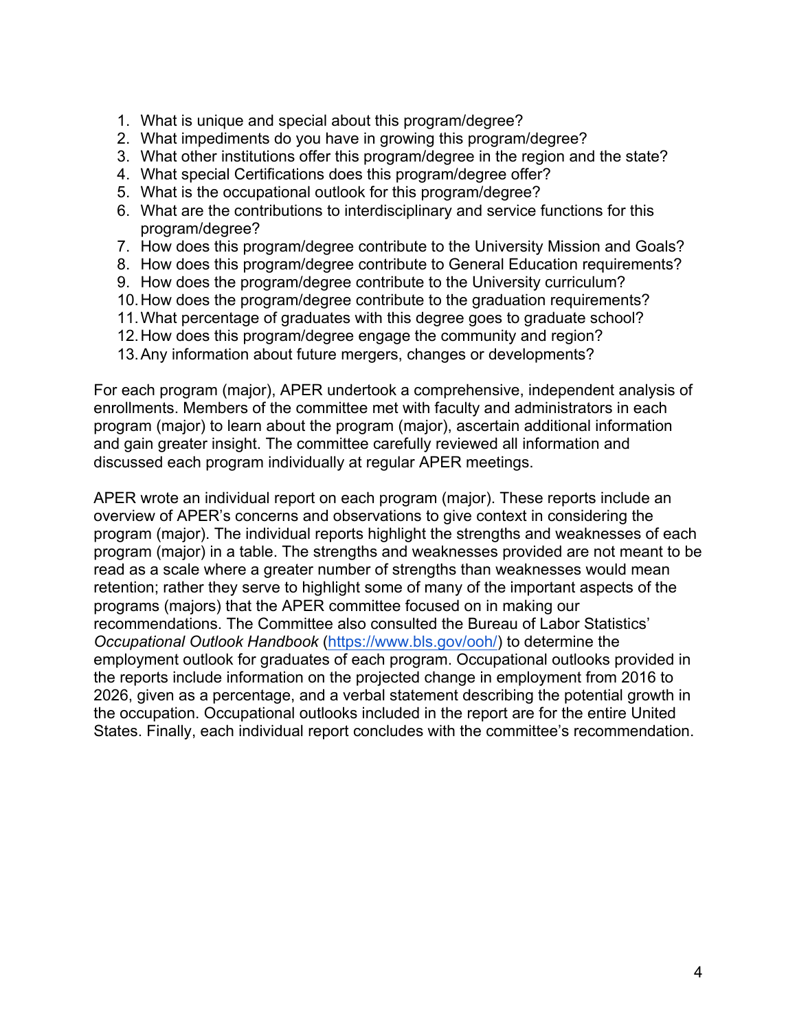1. What is unique and special about this program/degree?
2. What impediments do you have in growing this program/degree?
3. What other institutions offer this program/degree in the region and the state?
4. What special Certifications does this program/degree offer?
5. What is the occupational outlook for this program/degree?
6. What are the contributions to interdisciplinary and service functions for this program/degree?
7. How does this program/degree contribute to the University Mission and Goals?
8. How does this program/degree contribute to General Education requirements?
9. How does the program/degree contribute to the University curriculum?
10. How does the program/degree contribute to the graduation requirements?
11. What percentage of graduates with this degree goes to graduate school?
12. How does this program/degree engage the community and region?
13. Any information about future mergers, changes or developments?

For each program (major), APER undertook a comprehensive, independent analysis of enrollments. Members of the committee met with faculty and administrators in each program (major) to learn about the program (major), ascertain additional information and gain greater insight. The committee carefully reviewed all information and discussed each program individually at regular APER meetings.

APER wrote an individual report on each program (major). These reports include an overview of APER's concerns and observations to give context in considering the program (major). The individual reports highlight the strengths and weaknesses of each program (major) in a table. The strengths and weaknesses provided are not meant to be read as a scale where a greater number of strengths than weaknesses would mean retention; rather they serve to highlight some of many of the important aspects of the programs (majors) that the APER committee focused on in making our recommendations. The Committee also consulted the Bureau of Labor Statistics' *Occupational Outlook Handbook* (https://www.bls.gov/ooh/) to determine the employment outlook for graduates of each program. Occupational outlooks provided in the reports include information on the projected change in employment from 2016 to 2026, given as a percentage, and a verbal statement describing the potential growth in the occupation. Occupational outlooks included in the report are for the entire United States. Finally, each individual report concludes with the committee's recommendation.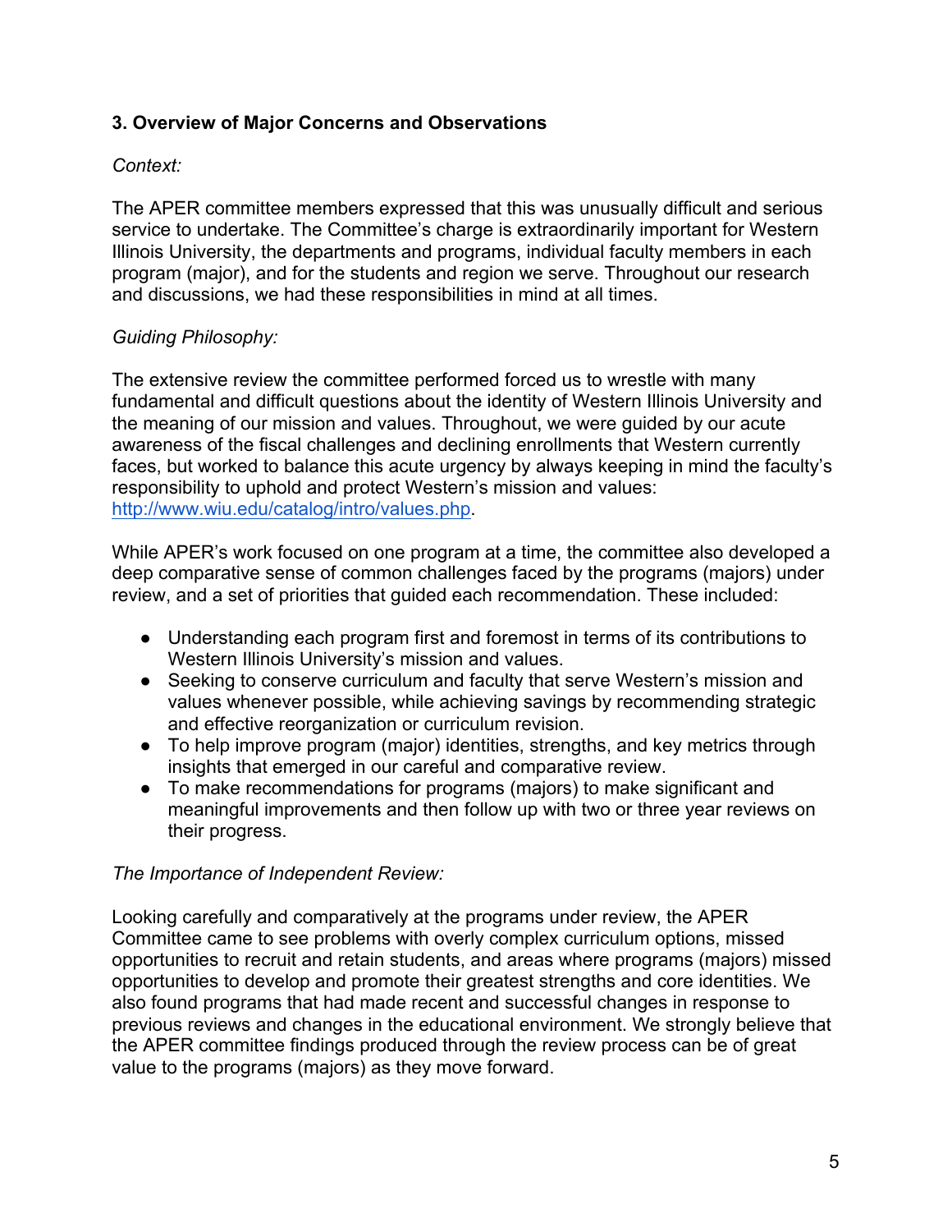### 3. Overview of Major Concerns and Observations

*Context:*

The APER committee members expressed that this was unusually difficult and serious service to undertake. The Committee's charge is extraordinarily important for Western Illinois University, the departments and programs, individual faculty members in each program (major), and for the students and region we serve. Throughout our research and discussions, we had these responsibilities in mind at all times.

*Guiding Philosophy:*

The extensive review the committee performed forced us to wrestle with many fundamental and difficult questions about the identity of Western Illinois University and the meaning of our mission and values. Throughout, we were guided by our acute awareness of the fiscal challenges and declining enrollments that Western currently faces, but worked to balance this acute urgency by always keeping in mind the faculty's responsibility to uphold and protect Western's mission and values: http://www.wiu.edu/catalog/intro/values.php.

While APER's work focused on one program at a time, the committee also developed a deep comparative sense of common challenges faced by the programs (majors) under review, and a set of priorities that guided each recommendation. These included:

- Understanding each program first and foremost in terms of its contributions to Western Illinois University's mission and values.
- Seeking to conserve curriculum and faculty that serve Western's mission and values whenever possible, while achieving savings by recommending strategic and effective reorganization or curriculum revision.
- To help improve program (major) identities, strengths, and key metrics through insights that emerged in our careful and comparative review.
- To make recommendations for programs (majors) to make significant and meaningful improvements and then follow up with two or three year reviews on their progress.

*The Importance of Independent Review:*

Looking carefully and comparatively at the programs under review, the APER Committee came to see problems with overly complex curriculum options, missed opportunities to recruit and retain students, and areas where programs (majors) missed opportunities to develop and promote their greatest strengths and core identities. We also found programs that had made recent and successful changes in response to previous reviews and changes in the educational environment. We strongly believe that the APER committee findings produced through the review process can be of great value to the programs (majors) as they move forward.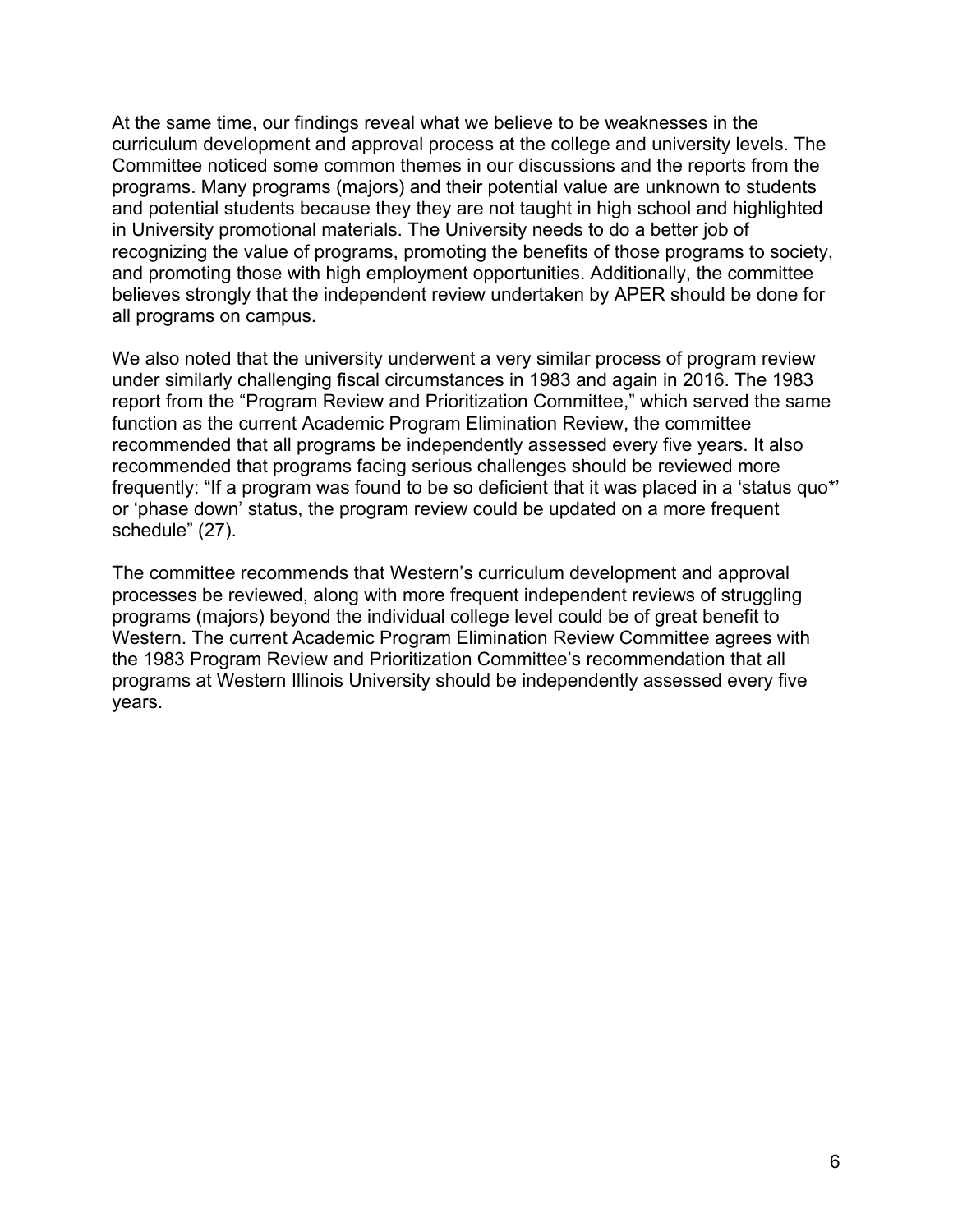At the same time, our findings reveal what we believe to be weaknesses in the curriculum development and approval process at the college and university levels. The Committee noticed some common themes in our discussions and the reports from the programs. Many programs (majors) and their potential value are unknown to students and potential students because they they are not taught in high school and highlighted in University promotional materials. The University needs to do a better job of recognizing the value of programs, promoting the benefits of those programs to society, and promoting those with high employment opportunities. Additionally, the committee believes strongly that the independent review undertaken by APER should be done for all programs on campus.

We also noted that the university underwent a very similar process of program review under similarly challenging fiscal circumstances in 1983 and again in 2016. The 1983 report from the "Program Review and Prioritization Committee," which served the same function as the current Academic Program Elimination Review, the committee recommended that all programs be independently assessed every five years. It also recommended that programs facing serious challenges should be reviewed more frequently: "If a program was found to be so deficient that it was placed in a 'status quo*' or 'phase down' status, the program review could be updated on a more frequent schedule" (27).

The committee recommends that Western's curriculum development and approval processes be reviewed, along with more frequent independent reviews of struggling programs (majors) beyond the individual college level could be of great benefit to Western. The current Academic Program Elimination Review Committee agrees with the 1983 Program Review and Prioritization Committee's recommendation that all programs at Western Illinois University should be independently assessed every five years.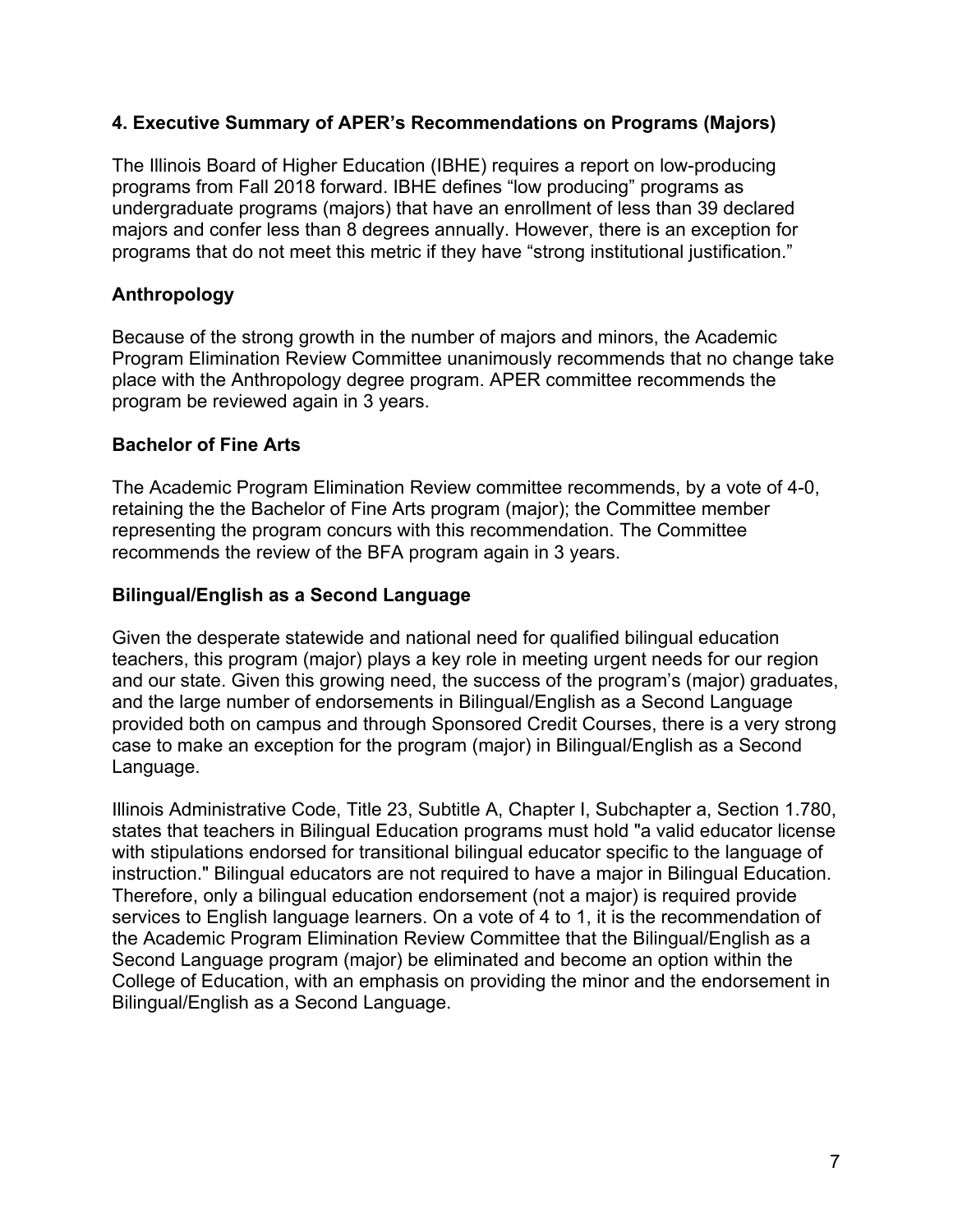## 4. Executive Summary of APER's Recommendations on Programs (Majors)

The Illinois Board of Higher Education (IBHE) requires a report on low-producing programs from Fall 2018 forward. IBHE defines "low producing" programs as undergraduate programs (majors) that have an enrollment of less than 39 declared majors and confer less than 8 degrees annually. However, there is an exception for programs that do not meet this metric if they have "strong institutional justification."

### Anthropology

Because of the strong growth in the number of majors and minors, the Academic Program Elimination Review Committee unanimously recommends that no change take place with the Anthropology degree program. APER committee recommends the program be reviewed again in 3 years.

### Bachelor of Fine Arts

The Academic Program Elimination Review committee recommends, by a vote of 4-0, retaining the the Bachelor of Fine Arts program (major); the Committee member representing the program concurs with this recommendation. The Committee recommends the review of the BFA program again in 3 years.

### Bilingual/English as a Second Language

Given the desperate statewide and national need for qualified bilingual education teachers, this program (major) plays a key role in meeting urgent needs for our region and our state. Given this growing need, the success of the program's (major) graduates, and the large number of endorsements in Bilingual/English as a Second Language provided both on campus and through Sponsored Credit Courses, there is a very strong case to make an exception for the program (major) in Bilingual/English as a Second Language.

Illinois Administrative Code, Title 23, Subtitle A, Chapter I, Subchapter a, Section 1.780, states that teachers in Bilingual Education programs must hold "a valid educator license with stipulations endorsed for transitional bilingual educator specific to the language of instruction." Bilingual educators are not required to have a major in Bilingual Education. Therefore, only a bilingual education endorsement (not a major) is required provide services to English language learners. On a vote of 4 to 1, it is the recommendation of the Academic Program Elimination Review Committee that the Bilingual/English as a Second Language program (major) be eliminated and become an option within the College of Education, with an emphasis on providing the minor and the endorsement in Bilingual/English as a Second Language.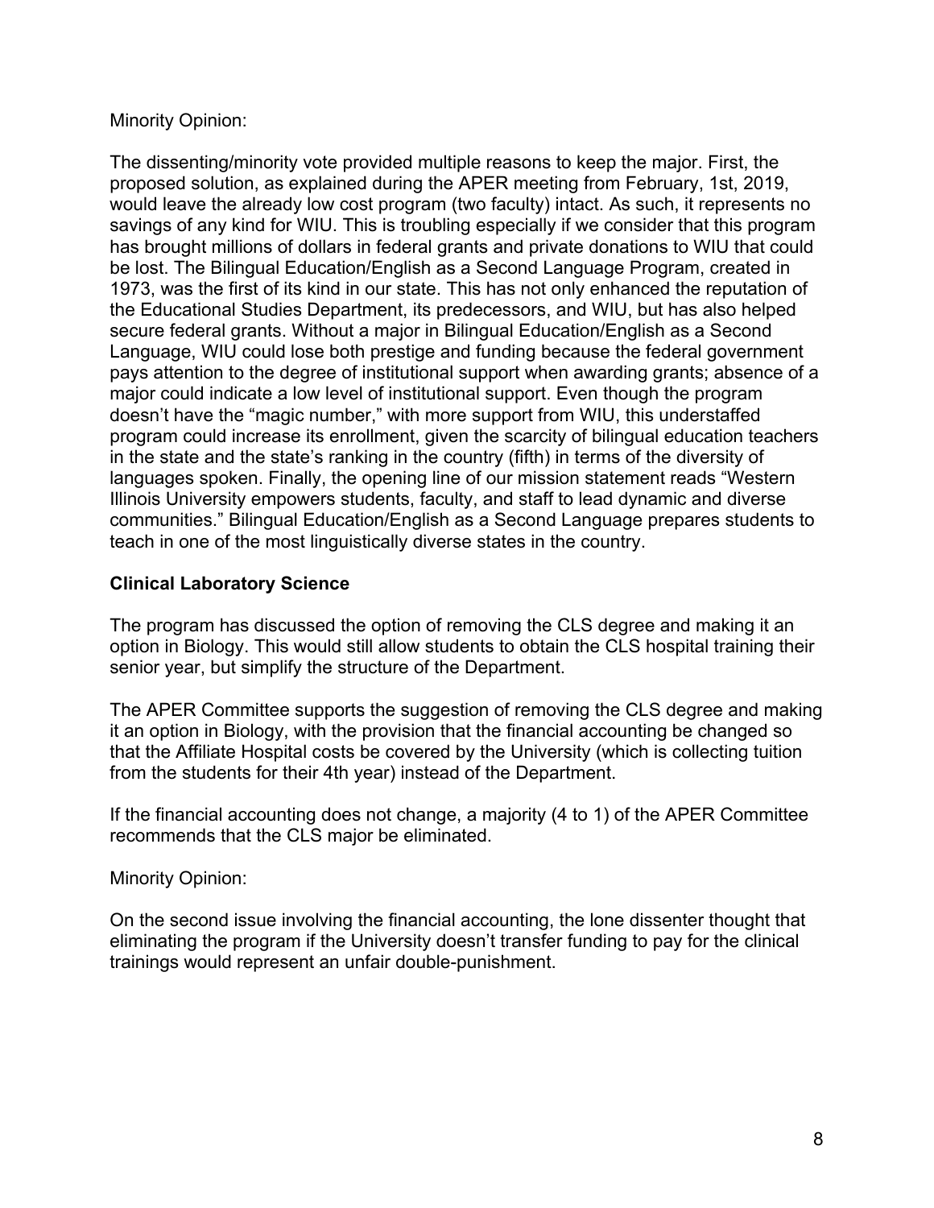Minority Opinion:

The dissenting/minority vote provided multiple reasons to keep the major. First, the proposed solution, as explained during the APER meeting from February, 1st, 2019, would leave the already low cost program (two faculty) intact. As such, it represents no savings of any kind for WIU. This is troubling especially if we consider that this program has brought millions of dollars in federal grants and private donations to WIU that could be lost. The Bilingual Education/English as a Second Language Program, created in 1973, was the first of its kind in our state. This has not only enhanced the reputation of the Educational Studies Department, its predecessors, and WIU, but has also helped secure federal grants. Without a major in Bilingual Education/English as a Second Language, WIU could lose both prestige and funding because the federal government pays attention to the degree of institutional support when awarding grants; absence of a major could indicate a low level of institutional support. Even though the program doesn't have the "magic number," with more support from WIU, this understaffed program could increase its enrollment, given the scarcity of bilingual education teachers in the state and the state's ranking in the country (fifth) in terms of the diversity of languages spoken. Finally, the opening line of our mission statement reads "Western Illinois University empowers students, faculty, and staff to lead dynamic and diverse communities." Bilingual Education/English as a Second Language prepares students to teach in one of the most linguistically diverse states in the country.

**Clinical Laboratory Science**

The program has discussed the option of removing the CLS degree and making it an option in Biology. This would still allow students to obtain the CLS hospital training their senior year, but simplify the structure of the Department.

The APER Committee supports the suggestion of removing the CLS degree and making it an option in Biology, with the provision that the financial accounting be changed so that the Affiliate Hospital costs be covered by the University (which is collecting tuition from the students for their 4th year) instead of the Department.

If the financial accounting does not change, a majority (4 to 1) of the APER Committee recommends that the CLS major be eliminated.

Minority Opinion:

On the second issue involving the financial accounting, the lone dissenter thought that eliminating the program if the University doesn't transfer funding to pay for the clinical trainings would represent an unfair double-punishment.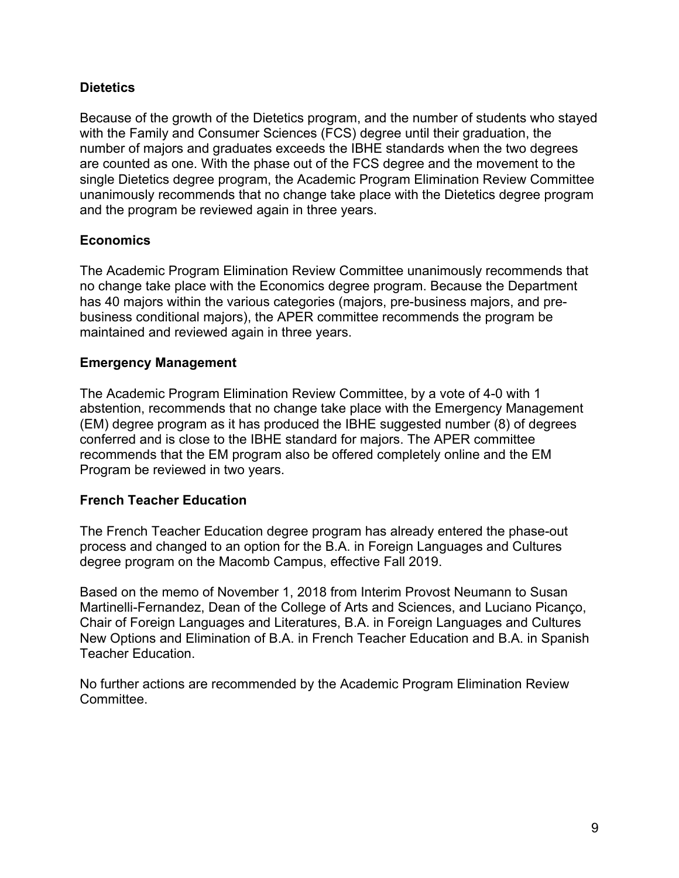**Dietetics**

Because of the growth of the Dietetics program, and the number of students who stayed with the Family and Consumer Sciences (FCS) degree until their graduation, the number of majors and graduates exceeds the IBHE standards when the two degrees are counted as one. With the phase out of the FCS degree and the movement to the single Dietetics degree program, the Academic Program Elimination Review Committee unanimously recommends that no change take place with the Dietetics degree program and the program be reviewed again in three years.

**Economics**

The Academic Program Elimination Review Committee unanimously recommends that no change take place with the Economics degree program. Because the Department has 40 majors within the various categories (majors, pre-business majors, and pre-business conditional majors), the APER committee recommends the program be maintained and reviewed again in three years.

**Emergency Management**

The Academic Program Elimination Review Committee, by a vote of 4-0 with 1 abstention, recommends that no change take place with the Emergency Management (EM) degree program as it has produced the IBHE suggested number (8) of degrees conferred and is close to the IBHE standard for majors. The APER committee recommends that the EM program also be offered completely online and the EM Program be reviewed in two years.

**French Teacher Education**

The French Teacher Education degree program has already entered the phase-out process and changed to an option for the B.A. in Foreign Languages and Cultures degree program on the Macomb Campus, effective Fall 2019.

Based on the memo of November 1, 2018 from Interim Provost Neumann to Susan Martinelli-Fernandez, Dean of the College of Arts and Sciences, and Luciano Picanço, Chair of Foreign Languages and Literatures, B.A. in Foreign Languages and Cultures New Options and Elimination of B.A. in French Teacher Education and B.A. in Spanish Teacher Education.

No further actions are recommended by the Academic Program Elimination Review Committee.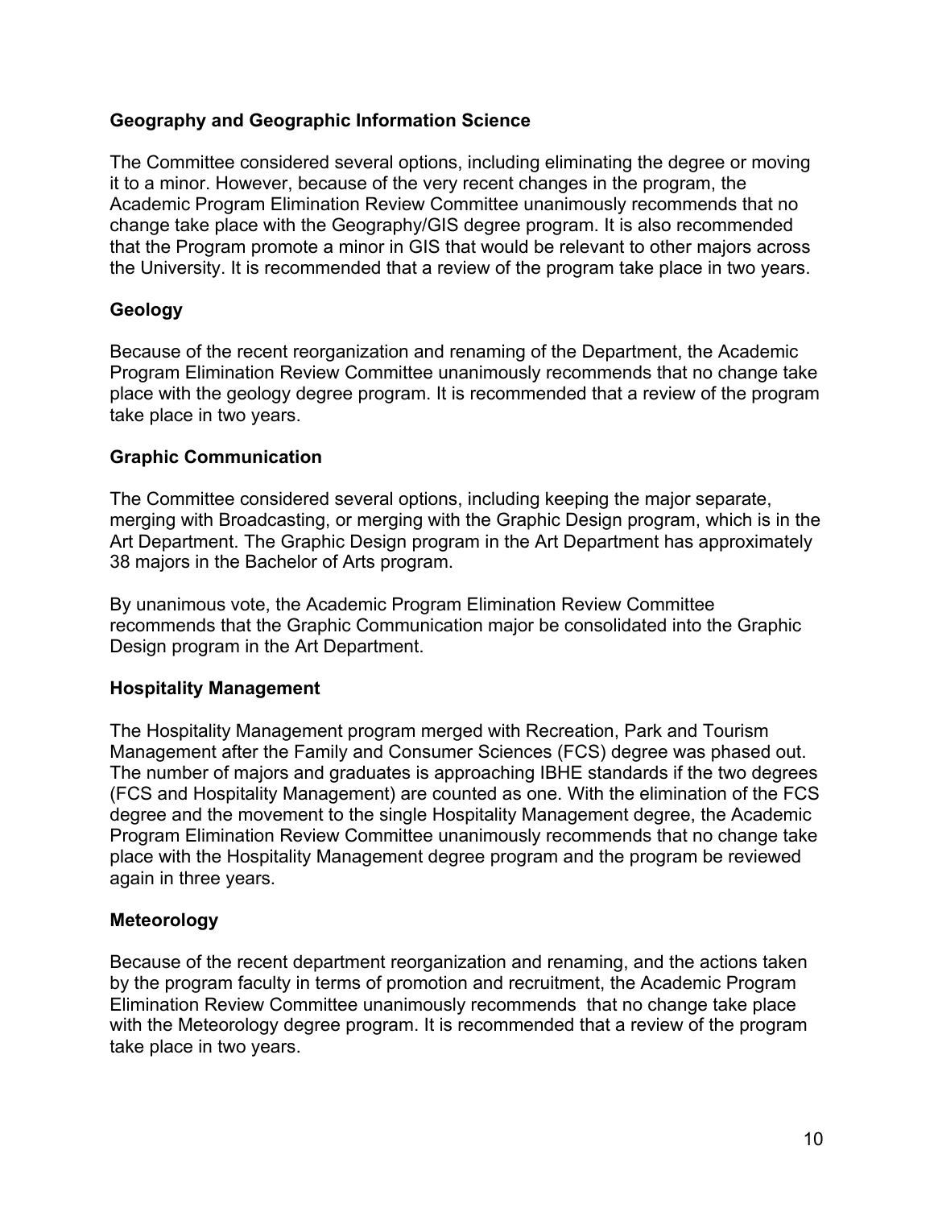**Geography and Geographic Information Science**

The Committee considered several options, including eliminating the degree or moving it to a minor. However, because of the very recent changes in the program, the Academic Program Elimination Review Committee unanimously recommends that no change take place with the Geography/GIS degree program. It is also recommended that the Program promote a minor in GIS that would be relevant to other majors across the University. It is recommended that a review of the program take place in two years.

**Geology**

Because of the recent reorganization and renaming of the Department, the Academic Program Elimination Review Committee unanimously recommends that no change take place with the geology degree program. It is recommended that a review of the program take place in two years.

**Graphic Communication**

The Committee considered several options, including keeping the major separate, merging with Broadcasting, or merging with the Graphic Design program, which is in the Art Department. The Graphic Design program in the Art Department has approximately 38 majors in the Bachelor of Arts program.

By unanimous vote, the Academic Program Elimination Review Committee recommends that the Graphic Communication major be consolidated into the Graphic Design program in the Art Department.

**Hospitality Management**

The Hospitality Management program merged with Recreation, Park and Tourism Management after the Family and Consumer Sciences (FCS) degree was phased out. The number of majors and graduates is approaching IBHE standards if the two degrees (FCS and Hospitality Management) are counted as one. With the elimination of the FCS degree and the movement to the single Hospitality Management degree, the Academic Program Elimination Review Committee unanimously recommends that no change take place with the Hospitality Management degree program and the program be reviewed again in three years.

**Meteorology**

Because of the recent department reorganization and renaming, and the actions taken by the program faculty in terms of promotion and recruitment, the Academic Program Elimination Review Committee unanimously recommends that no change take place with the Meteorology degree program. It is recommended that a review of the program take place in two years.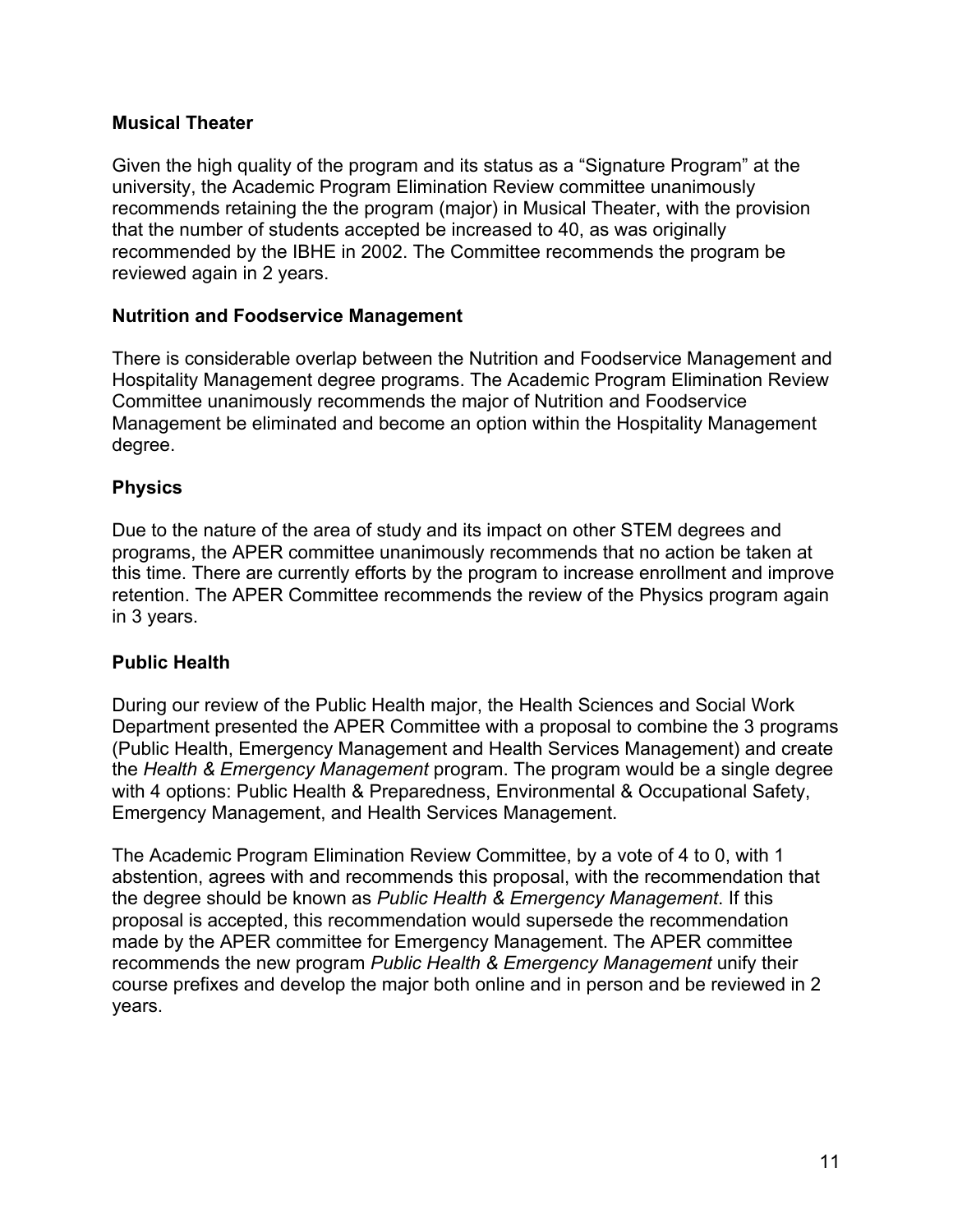**Musical Theater**

Given the high quality of the program and its status as a "Signature Program" at the university, the Academic Program Elimination Review committee unanimously recommends retaining the the program (major) in Musical Theater, with the provision that the number of students accepted be increased to 40, as was originally recommended by the IBHE in 2002. The Committee recommends the program be reviewed again in 2 years.

**Nutrition and Foodservice Management**

There is considerable overlap between the Nutrition and Foodservice Management and Hospitality Management degree programs. The Academic Program Elimination Review Committee unanimously recommends the major of Nutrition and Foodservice Management be eliminated and become an option within the Hospitality Management degree.

**Physics**

Due to the nature of the area of study and its impact on other STEM degrees and programs, the APER committee unanimously recommends that no action be taken at this time. There are currently efforts by the program to increase enrollment and improve retention. The APER Committee recommends the review of the Physics program again in 3 years.

**Public Health**

During our review of the Public Health major, the Health Sciences and Social Work Department presented the APER Committee with a proposal to combine the 3 programs (Public Health, Emergency Management and Health Services Management) and create the *Health & Emergency Management* program. The program would be a single degree with 4 options: Public Health & Preparedness, Environmental & Occupational Safety, Emergency Management, and Health Services Management.

The Academic Program Elimination Review Committee, by a vote of 4 to 0, with 1 abstention, agrees with and recommends this proposal, with the recommendation that the degree should be known as *Public Health & Emergency Management*. If this proposal is accepted, this recommendation would supersede the recommendation made by the APER committee for Emergency Management. The APER committee recommends the new program *Public Health & Emergency Management* unify their course prefixes and develop the major both online and in person and be reviewed in 2 years.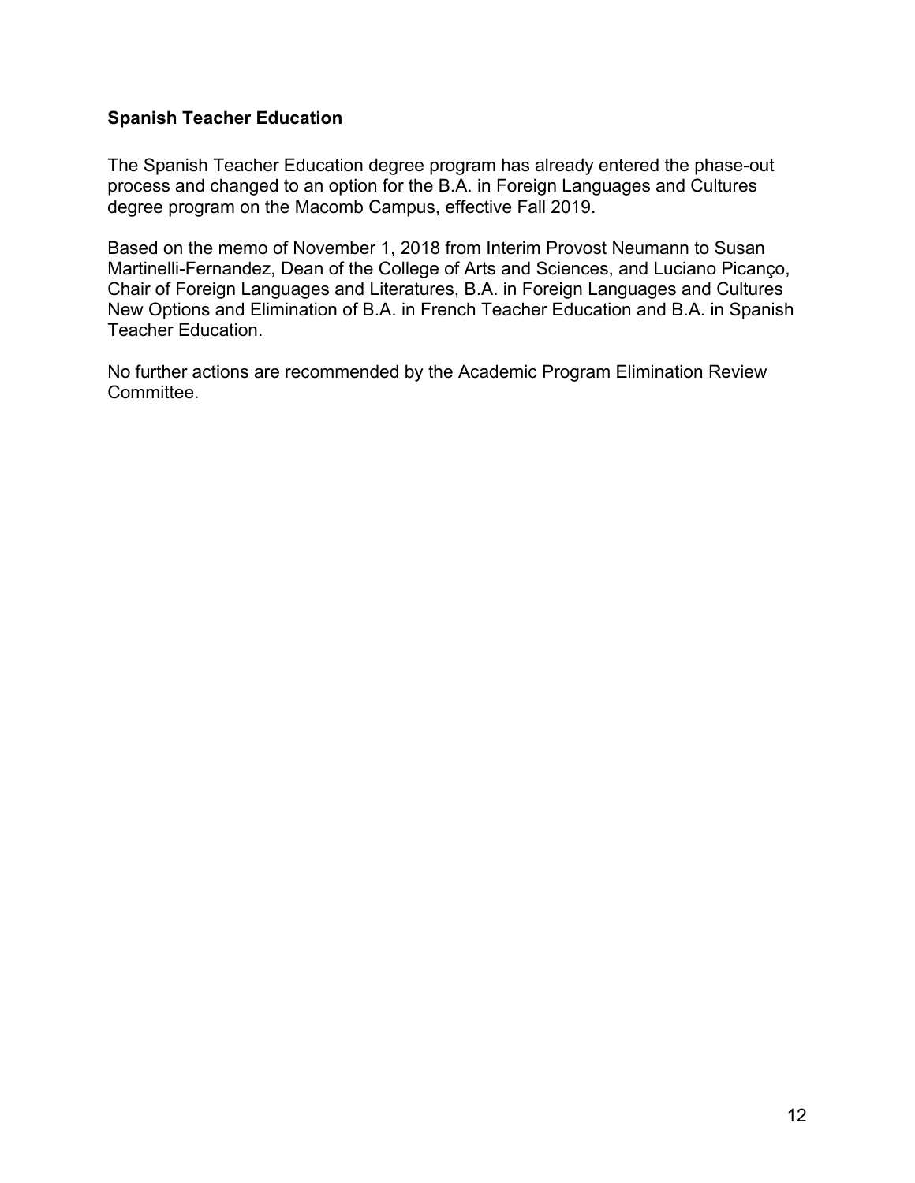**Spanish Teacher Education**

The Spanish Teacher Education degree program has already entered the phase-out process and changed to an option for the B.A. in Foreign Languages and Cultures degree program on the Macomb Campus, effective Fall 2019.

Based on the memo of November 1, 2018 from Interim Provost Neumann to Susan Martinelli-Fernandez, Dean of the College of Arts and Sciences, and Luciano Picanço, Chair of Foreign Languages and Literatures, B.A. in Foreign Languages and Cultures New Options and Elimination of B.A. in French Teacher Education and B.A. in Spanish Teacher Education.

No further actions are recommended by the Academic Program Elimination Review Committee.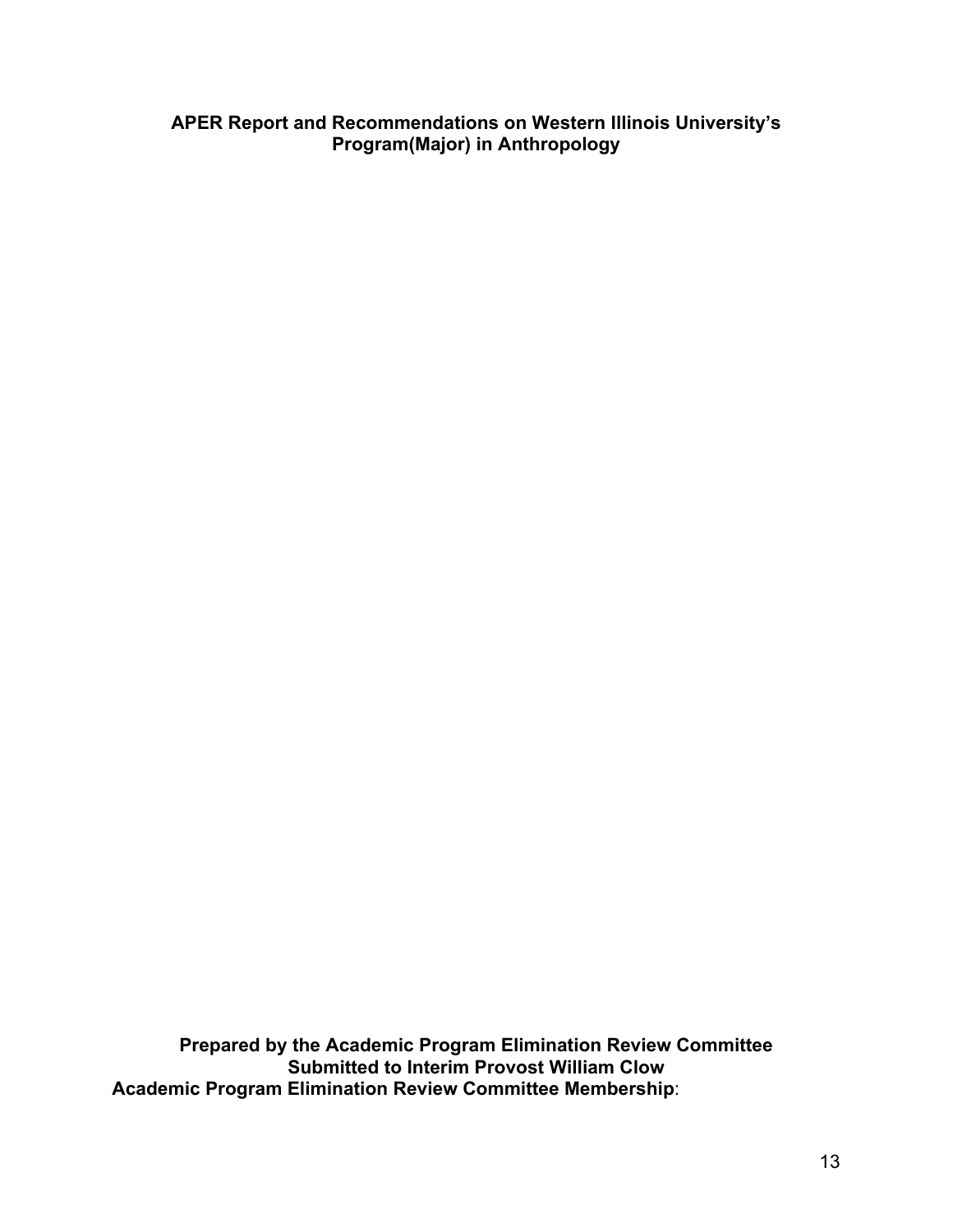**APER Report and Recommendations on Western Illinois University's Program(Major) in Anthropology**

**Prepared by the Academic Program Elimination Review Committee**
**Submitted to Interim Provost William Clow**
**Academic Program Elimination Review Committee Membership**: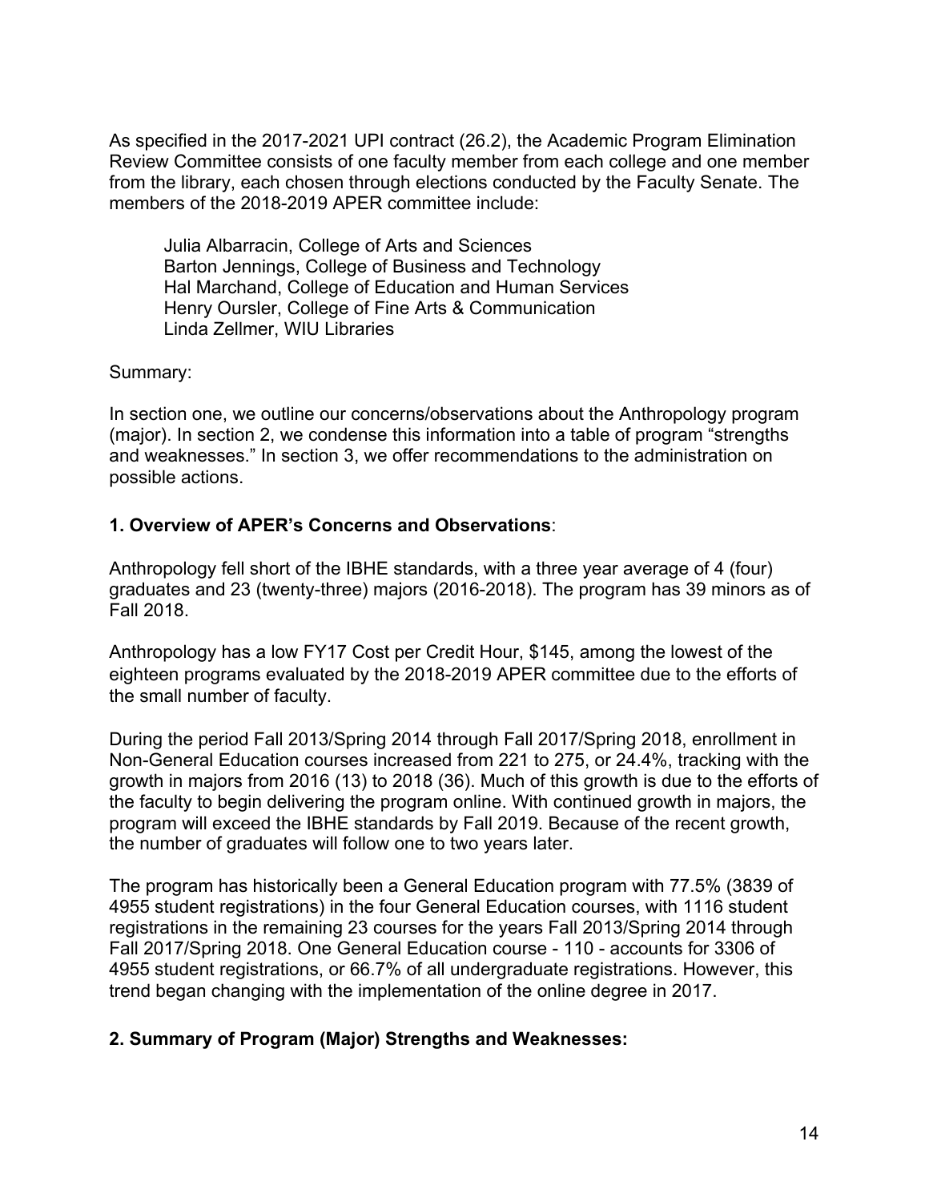As specified in the 2017-2021 UPI contract (26.2), the Academic Program Elimination Review Committee consists of one faculty member from each college and one member from the library, each chosen through elections conducted by the Faculty Senate. The members of the 2018-2019 APER committee include:

Julia Albarracin, College of Arts and Sciences
Barton Jennings, College of Business and Technology
Hal Marchand, College of Education and Human Services
Henry Oursler, College of Fine Arts & Communication
Linda Zellmer, WIU Libraries

Summary:

In section one, we outline our concerns/observations about the Anthropology program (major). In section 2, we condense this information into a table of program "strengths and weaknesses." In section 3, we offer recommendations to the administration on possible actions.

**1. Overview of APER's Concerns and Observations**:

Anthropology fell short of the IBHE standards, with a three year average of 4 (four) graduates and 23 (twenty-three) majors (2016-2018). The program has 39 minors as of Fall 2018.

Anthropology has a low FY17 Cost per Credit Hour, $145, among the lowest of the eighteen programs evaluated by the 2018-2019 APER committee due to the efforts of the small number of faculty.

During the period Fall 2013/Spring 2014 through Fall 2017/Spring 2018, enrollment in Non-General Education courses increased from 221 to 275, or 24.4%, tracking with the growth in majors from 2016 (13) to 2018 (36). Much of this growth is due to the efforts of the faculty to begin delivering the program online. With continued growth in majors, the program will exceed the IBHE standards by Fall 2019. Because of the recent growth, the number of graduates will follow one to two years later.

The program has historically been a General Education program with 77.5% (3839 of 4955 student registrations) in the four General Education courses, with 1116 student registrations in the remaining 23 courses for the years Fall 2013/Spring 2014 through Fall 2017/Spring 2018. One General Education course - 110 - accounts for 3306 of 4955 student registrations, or 66.7% of all undergraduate registrations. However, this trend began changing with the implementation of the online degree in 2017.

**2. Summary of Program (Major) Strengths and Weaknesses:**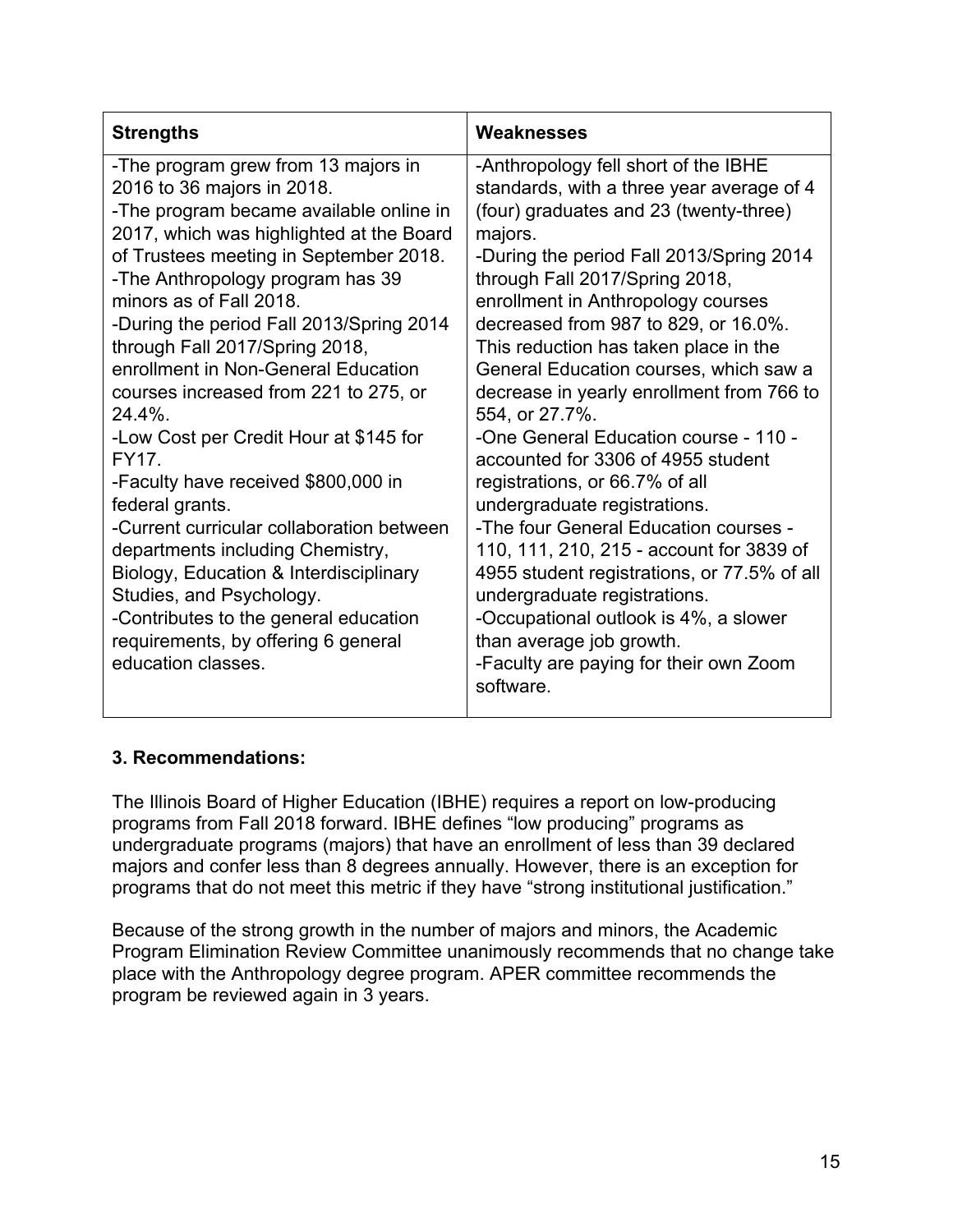| Strengths | Weaknesses |
|---|---|
| -The program grew from 13 majors in 2016 to 36 majors in 2018.<br>-The program became available online in 2017, which was highlighted at the Board of Trustees meeting in September 2018.<br>-The Anthropology program has 39 minors as of Fall 2018.<br>-During the period Fall 2013/Spring 2014 through Fall 2017/Spring 2018, enrollment in Non-General Education courses increased from 221 to 275, or 24.4%.<br>-Low Cost per Credit Hour at $145 for FY17.<br>-Faculty have received $800,000 in federal grants.<br>-Current curricular collaboration between departments including Chemistry, Biology, Education & Interdisciplinary Studies, and Psychology.<br>-Contributes to the general education requirements, by offering 6 general education classes. | -Anthropology fell short of the IBHE standards, with a three year average of 4 (four) graduates and 23 (twenty-three) majors.<br>-During the period Fall 2013/Spring 2014 through Fall 2017/Spring 2018, enrollment in Anthropology courses decreased from 987 to 829, or 16.0%. This reduction has taken place in the General Education courses, which saw a decrease in yearly enrollment from 766 to 554, or 27.7%.<br>-One General Education course - 110 - accounted for 3306 of 4955 student registrations, or 66.7% of all undergraduate registrations.<br>-The four General Education courses - 110, 111, 210, 215 - account for 3839 of 4955 student registrations, or 77.5% of all undergraduate registrations.<br>-Occupational outlook is 4%, a slower than average job growth.<br>-Faculty are paying for their own Zoom software. |

### 3. Recommendations:

The Illinois Board of Higher Education (IBHE) requires a report on low-producing programs from Fall 2018 forward. IBHE defines "low producing" programs as undergraduate programs (majors) that have an enrollment of less than 39 declared majors and confer less than 8 degrees annually. However, there is an exception for programs that do not meet this metric if they have "strong institutional justification."

Because of the strong growth in the number of majors and minors, the Academic Program Elimination Review Committee unanimously recommends that no change take place with the Anthropology degree program. APER committee recommends the program be reviewed again in 3 years.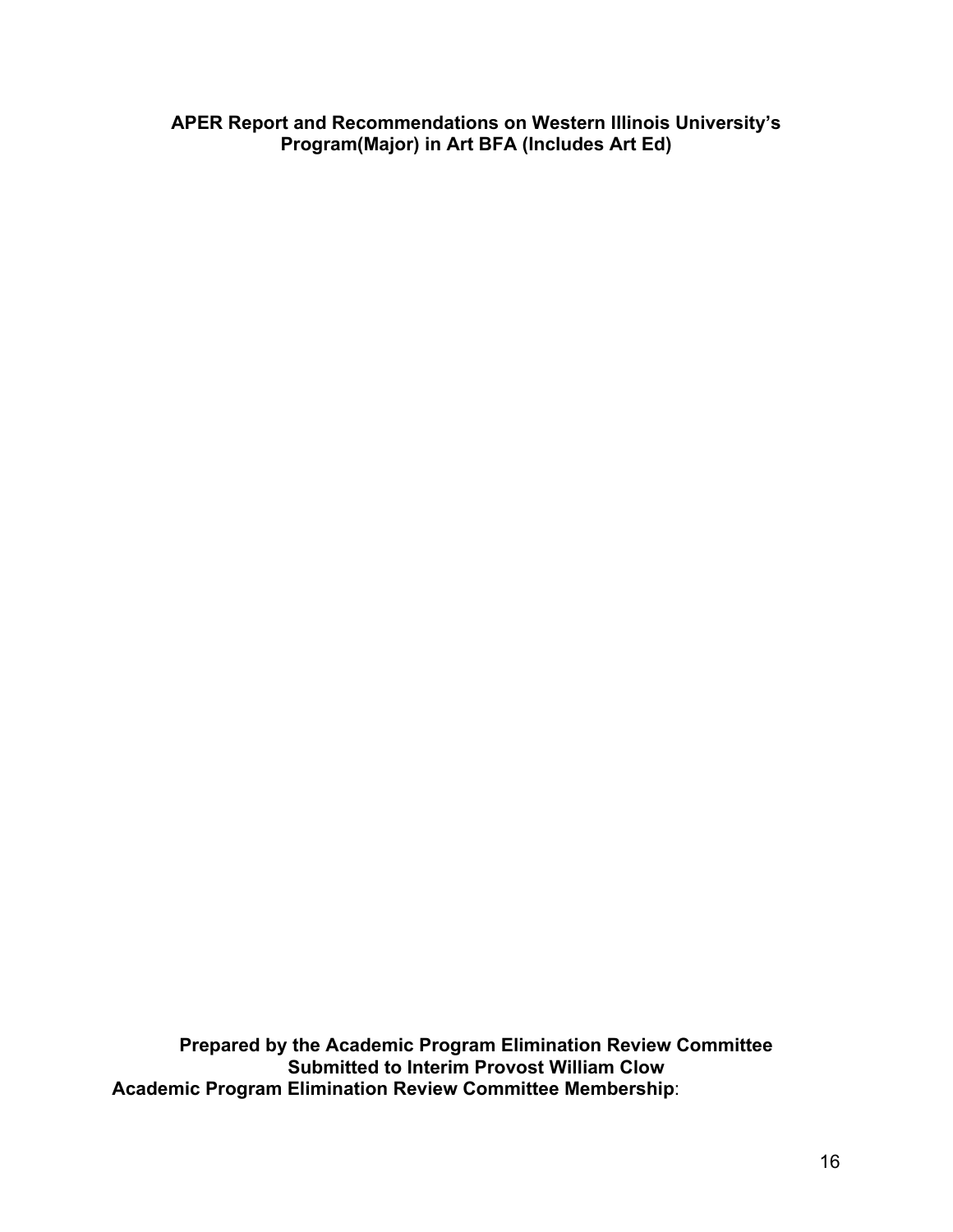**APER Report and Recommendations on Western Illinois University's Program(Major) in Art BFA (Includes Art Ed)**

**Prepared by the Academic Program Elimination Review Committee**
**Submitted to Interim Provost William Clow**
**Academic Program Elimination Review Committee Membership**: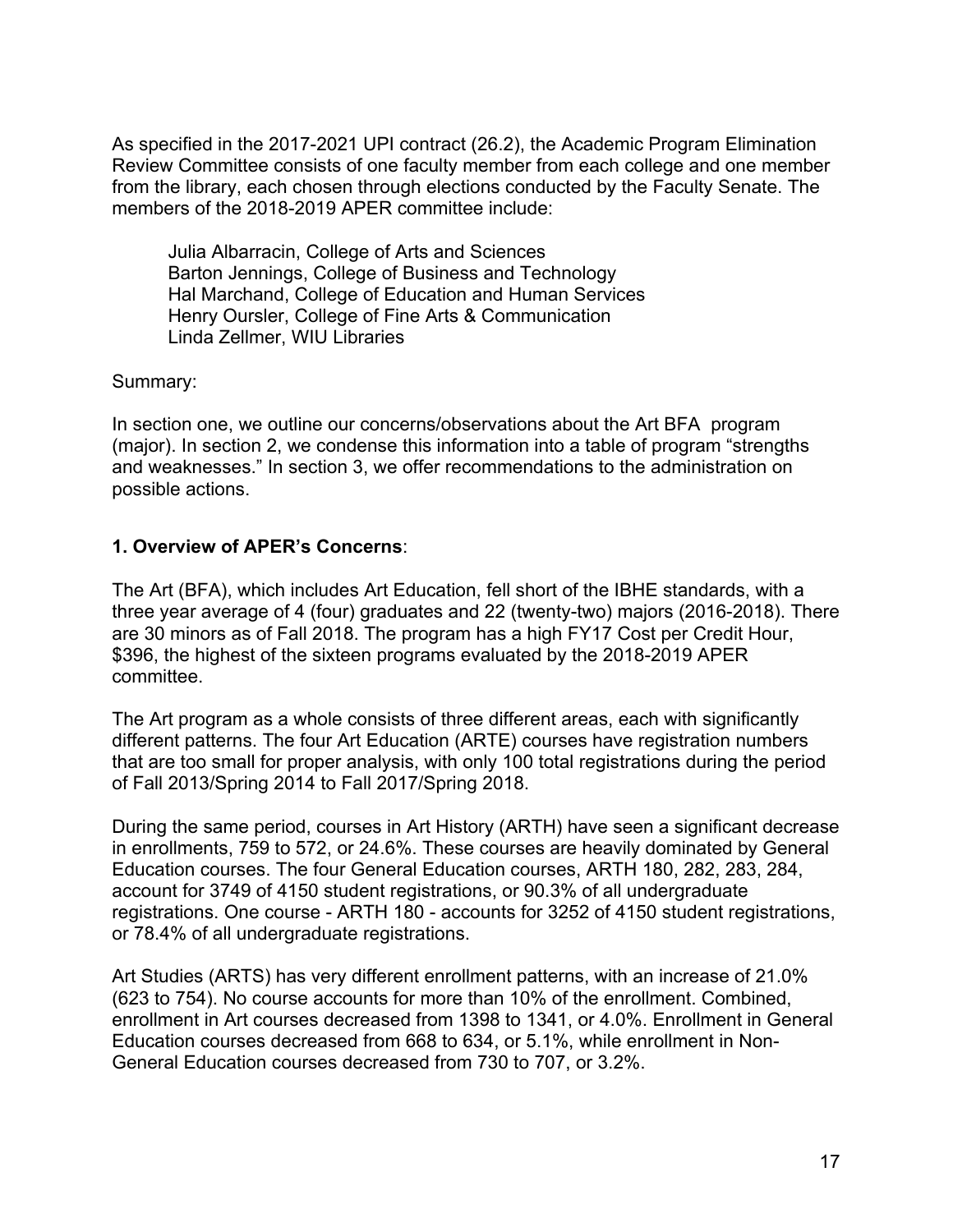As specified in the 2017-2021 UPI contract (26.2), the Academic Program Elimination Review Committee consists of one faculty member from each college and one member from the library, each chosen through elections conducted by the Faculty Senate. The members of the 2018-2019 APER committee include:

Julia Albarracin, College of Arts and Sciences
Barton Jennings, College of Business and Technology
Hal Marchand, College of Education and Human Services
Henry Oursler, College of Fine Arts & Communication
Linda Zellmer, WIU Libraries

Summary:

In section one, we outline our concerns/observations about the Art BFA program (major). In section 2, we condense this information into a table of program "strengths and weaknesses." In section 3, we offer recommendations to the administration on possible actions.

## 1. Overview of APER's Concerns:

The Art (BFA), which includes Art Education, fell short of the IBHE standards, with a three year average of 4 (four) graduates and 22 (twenty-two) majors (2016-2018). There are 30 minors as of Fall 2018. The program has a high FY17 Cost per Credit Hour, $396, the highest of the sixteen programs evaluated by the 2018-2019 APER committee.

The Art program as a whole consists of three different areas, each with significantly different patterns. The four Art Education (ARTE) courses have registration numbers that are too small for proper analysis, with only 100 total registrations during the period of Fall 2013/Spring 2014 to Fall 2017/Spring 2018.

During the same period, courses in Art History (ARTH) have seen a significant decrease in enrollments, 759 to 572, or 24.6%. These courses are heavily dominated by General Education courses. The four General Education courses, ARTH 180, 282, 283, 284, account for 3749 of 4150 student registrations, or 90.3% of all undergraduate registrations. One course - ARTH 180 - accounts for 3252 of 4150 student registrations, or 78.4% of all undergraduate registrations.

Art Studies (ARTS) has very different enrollment patterns, with an increase of 21.0% (623 to 754). No course accounts for more than 10% of the enrollment. Combined, enrollment in Art courses decreased from 1398 to 1341, or 4.0%. Enrollment in General Education courses decreased from 668 to 634, or 5.1%, while enrollment in Non-General Education courses decreased from 730 to 707, or 3.2%.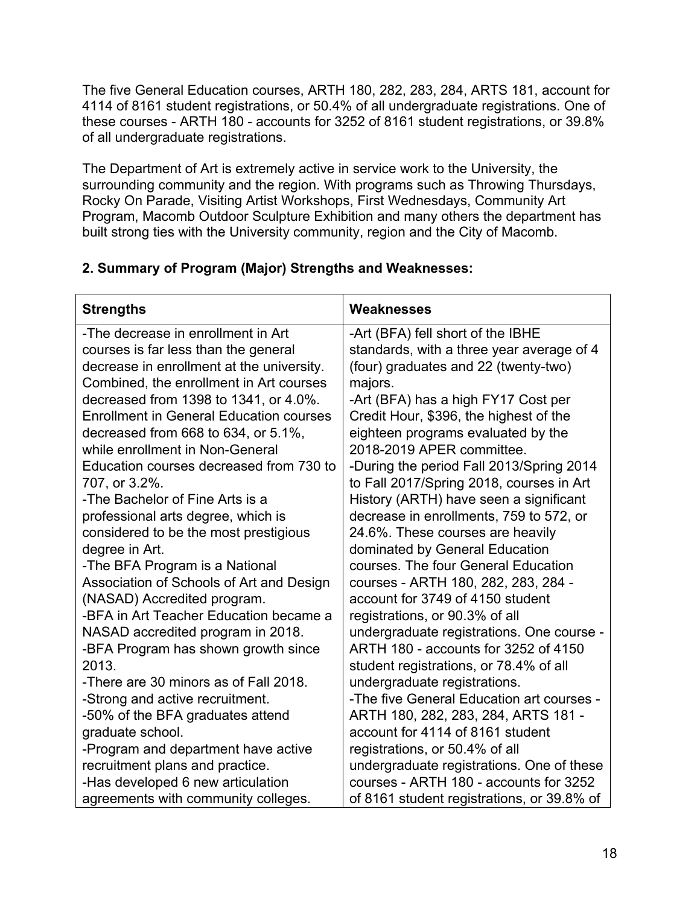The five General Education courses, ARTH 180, 282, 283, 284, ARTS 181, account for 4114 of 8161 student registrations, or 50.4% of all undergraduate registrations. One of these courses - ARTH 180 - accounts for 3252 of 8161 student registrations, or 39.8% of all undergraduate registrations.

The Department of Art is extremely active in service work to the University, the surrounding community and the region. With programs such as Throwing Thursdays, Rocky On Parade, Visiting Artist Workshops, First Wednesdays, Community Art Program, Macomb Outdoor Sculpture Exhibition and many others the department has built strong ties with the University community, region and the City of Macomb.

**2. Summary of Program (Major) Strengths and Weaknesses:**

| **Strengths** | **Weaknesses** |
|---|---|
| -The decrease in enrollment in Art courses is far less than the general decrease in enrollment at the university. Combined, the enrollment in Art courses decreased from 1398 to 1341, or 4.0%. Enrollment in General Education courses decreased from 668 to 634, or 5.1%, while enrollment in Non-General Education courses decreased from 730 to 707, or 3.2%.<br>-The Bachelor of Fine Arts is a professional arts degree, which is considered to be the most prestigious degree in Art.<br>-The BFA Program is a National Association of Schools of Art and Design (NASAD) Accredited program.<br>-BFA in Art Teacher Education became a NASAD accredited program in 2018.<br>-BFA Program has shown growth since 2013.<br>-There are 30 minors as of Fall 2018.<br>-Strong and active recruitment.<br>-50% of the BFA graduates attend graduate school.<br>-Program and department have active recruitment plans and practice.<br>-Has developed 6 new articulation agreements with community colleges. | -Art (BFA) fell short of the IBHE standards, with a three year average of 4 (four) graduates and 22 (twenty-two) majors.<br>-Art (BFA) has a high FY17 Cost per Credit Hour, $396, the highest of the eighteen programs evaluated by the 2018-2019 APER committee.<br>-During the period Fall 2013/Spring 2014 to Fall 2017/Spring 2018, courses in Art History (ARTH) have seen a significant decrease in enrollments, 759 to 572, or 24.6%. These courses are heavily dominated by General Education courses. The four General Education courses - ARTH 180, 282, 283, 284 - account for 3749 of 4150 student registrations, or 90.3% of all undergraduate registrations. One course - ARTH 180 - accounts for 3252 of 4150 student registrations, or 78.4% of all undergraduate registrations.<br>-The five General Education art courses - ARTH 180, 282, 283, 284, ARTS 181 - account for 4114 of 8161 student registrations, or 50.4% of all undergraduate registrations. One of these courses - ARTH 180 - accounts for 3252 of 8161 student registrations, or 39.8% of |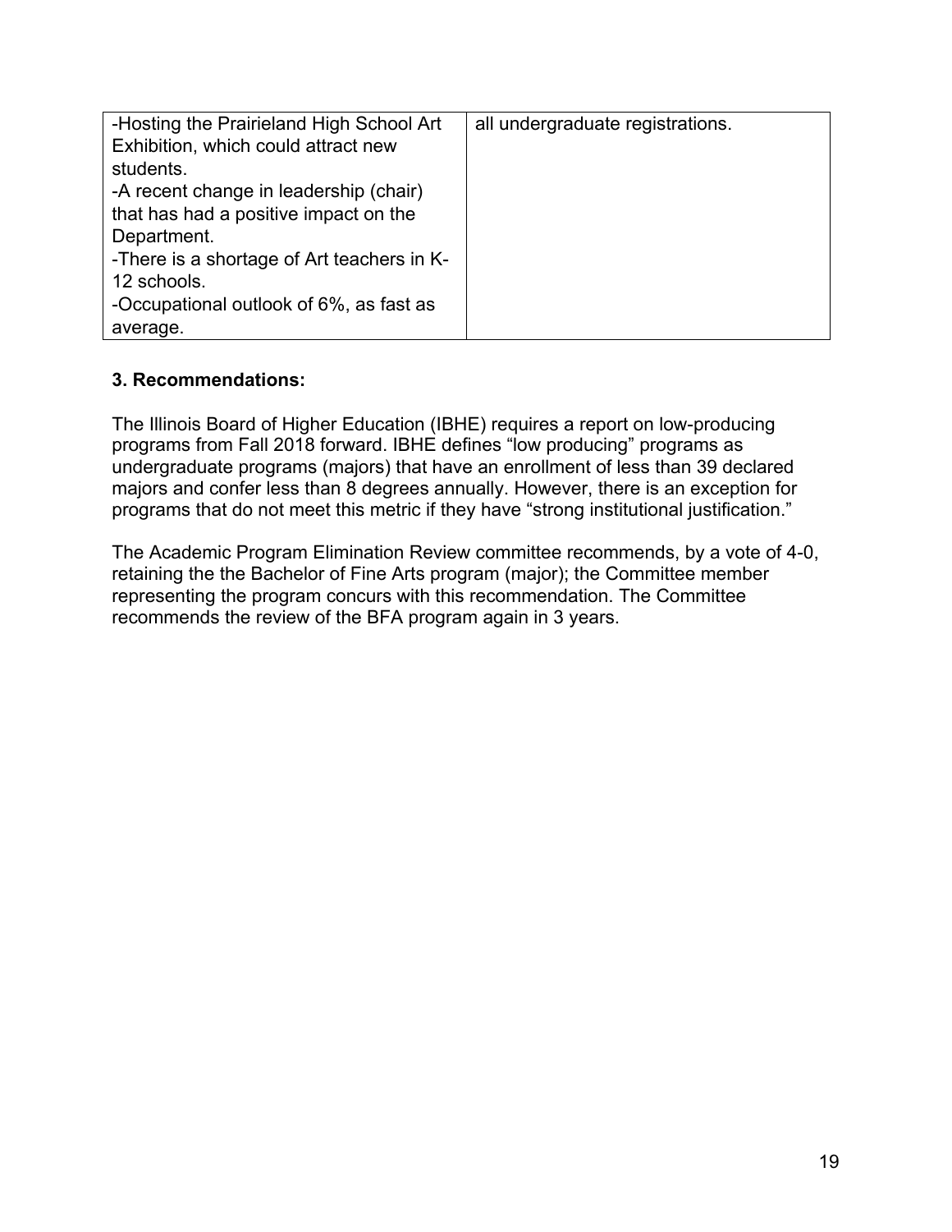| | |
|---|---|
| -Hosting the Prairieland High School Art Exhibition, which could attract new students.<br>-A recent change in leadership (chair) that has had a positive impact on the Department.<br>-There is a shortage of Art teachers in K-12 schools.<br>-Occupational outlook of 6%, as fast as average. | all undergraduate registrations. |

### 3. Recommendations:

The Illinois Board of Higher Education (IBHE) requires a report on low-producing programs from Fall 2018 forward. IBHE defines “low producing” programs as undergraduate programs (majors) that have an enrollment of less than 39 declared majors and confer less than 8 degrees annually. However, there is an exception for programs that do not meet this metric if they have “strong institutional justification.”

The Academic Program Elimination Review committee recommends, by a vote of 4-0, retaining the the Bachelor of Fine Arts program (major); the Committee member representing the program concurs with this recommendation. The Committee recommends the review of the BFA program again in 3 years.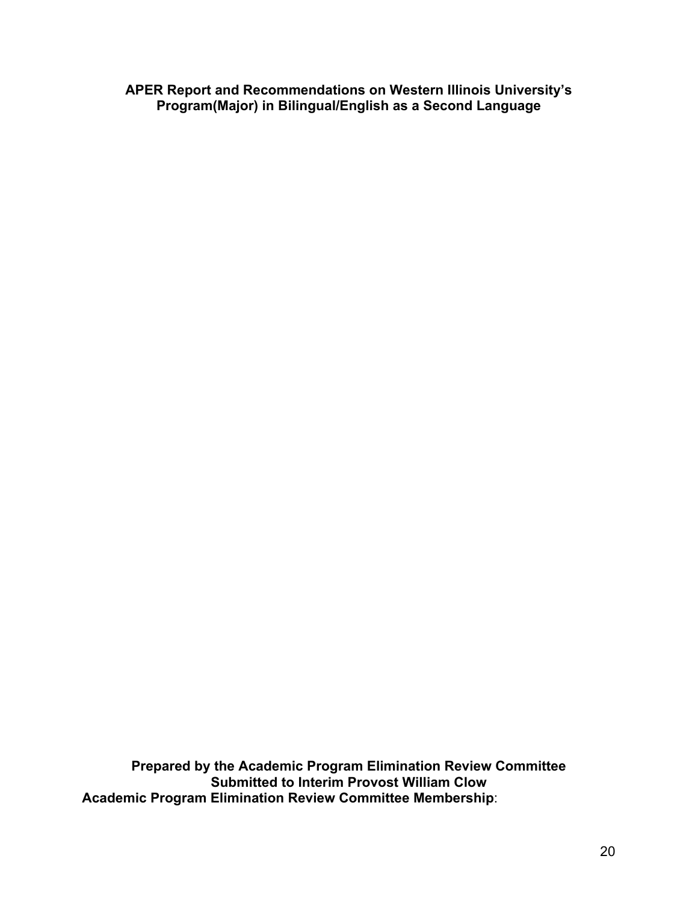**APER Report and Recommendations on Western Illinois University's Program(Major) in Bilingual/English as a Second Language**

**Prepared by the Academic Program Elimination Review Committee**
**Submitted to Interim Provost William Clow**
**Academic Program Elimination Review Committee Membership**: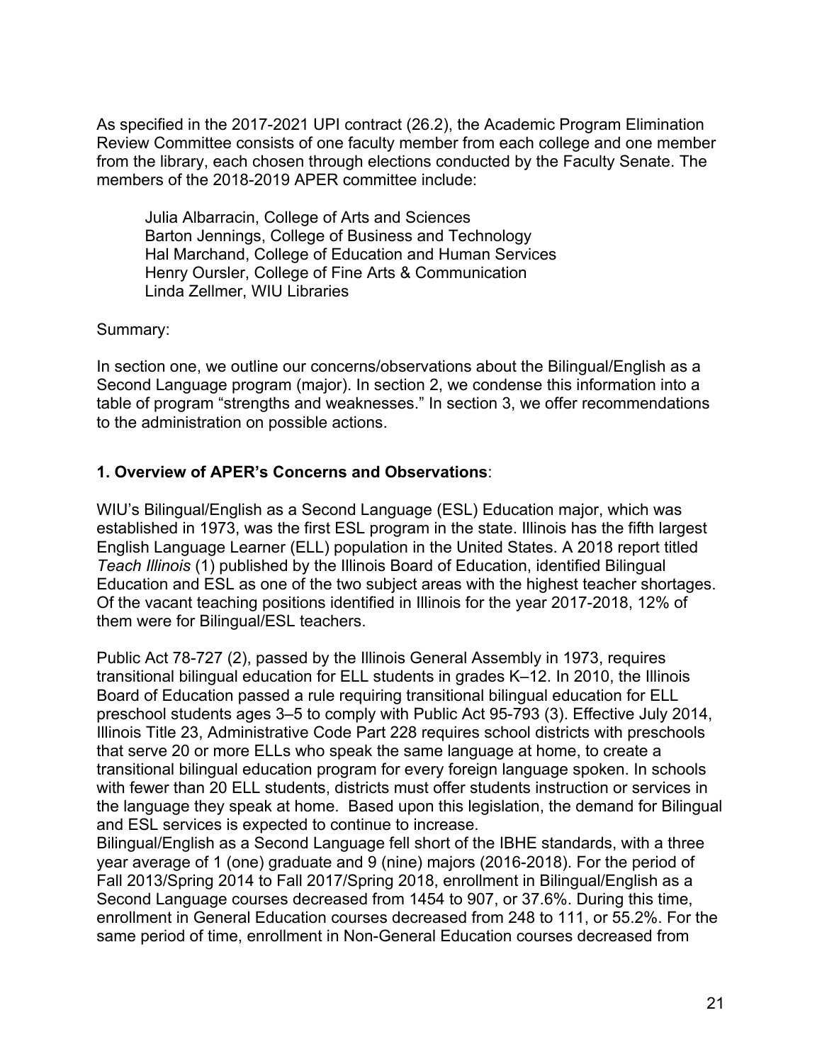As specified in the 2017-2021 UPI contract (26.2), the Academic Program Elimination Review Committee consists of one faculty member from each college and one member from the library, each chosen through elections conducted by the Faculty Senate. The members of the 2018-2019 APER committee include:

Julia Albarracin, College of Arts and Sciences
Barton Jennings, College of Business and Technology
Hal Marchand, College of Education and Human Services
Henry Oursler, College of Fine Arts & Communication
Linda Zellmer, WIU Libraries

Summary:

In section one, we outline our concerns/observations about the Bilingual/English as a Second Language program (major). In section 2, we condense this information into a table of program "strengths and weaknesses." In section 3, we offer recommendations to the administration on possible actions.

**1. Overview of APER's Concerns and Observations**:

WIU's Bilingual/English as a Second Language (ESL) Education major, which was established in 1973, was the first ESL program in the state. Illinois has the fifth largest English Language Learner (ELL) population in the United States. A 2018 report titled *Teach Illinois* (1) published by the Illinois Board of Education, identified Bilingual Education and ESL as one of the two subject areas with the highest teacher shortages. Of the vacant teaching positions identified in Illinois for the year 2017-2018, 12% of them were for Bilingual/ESL teachers.

Public Act 78-727 (2), passed by the Illinois General Assembly in 1973, requires transitional bilingual education for ELL students in grades K–12. In 2010, the Illinois Board of Education passed a rule requiring transitional bilingual education for ELL preschool students ages 3–5 to comply with Public Act 95-793 (3). Effective July 2014, Illinois Title 23, Administrative Code Part 228 requires school districts with preschools that serve 20 or more ELLs who speak the same language at home, to create a transitional bilingual education program for every foreign language spoken. In schools with fewer than 20 ELL students, districts must offer students instruction or services in the language they speak at home. Based upon this legislation, the demand for Bilingual and ESL services is expected to continue to increase.
Bilingual/English as a Second Language fell short of the IBHE standards, with a three year average of 1 (one) graduate and 9 (nine) majors (2016-2018). For the period of Fall 2013/Spring 2014 to Fall 2017/Spring 2018, enrollment in Bilingual/English as a Second Language courses decreased from 1454 to 907, or 37.6%. During this time, enrollment in General Education courses decreased from 248 to 111, or 55.2%. For the same period of time, enrollment in Non-General Education courses decreased from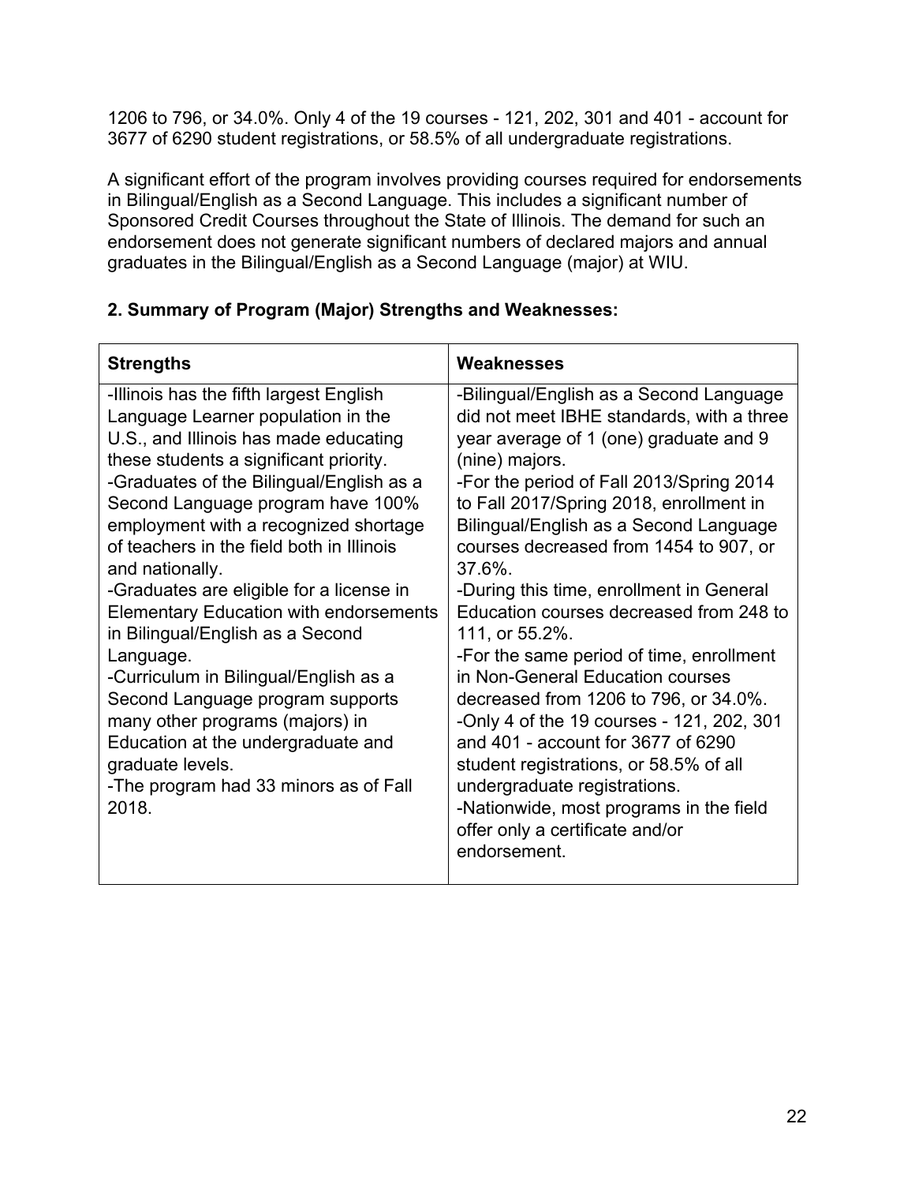1206 to 796, or 34.0%. Only 4 of the 19 courses - 121, 202, 301 and 401 - account for 3677 of 6290 student registrations, or 58.5% of all undergraduate registrations.

A significant effort of the program involves providing courses required for endorsements in Bilingual/English as a Second Language. This includes a significant number of Sponsored Credit Courses throughout the State of Illinois. The demand for such an endorsement does not generate significant numbers of declared majors and annual graduates in the Bilingual/English as a Second Language (major) at WIU.

**2. Summary of Program (Major) Strengths and Weaknesses:**

| **Strengths** | **Weaknesses** |
|---|---|
| -Illinois has the fifth largest English Language Learner population in the U.S., and Illinois has made educating these students a significant priority.<br>-Graduates of the Bilingual/English as a Second Language program have 100% employment with a recognized shortage of teachers in the field both in Illinois and nationally.<br>-Graduates are eligible for a license in Elementary Education with endorsements in Bilingual/English as a Second Language.<br>-Curriculum in Bilingual/English as a Second Language program supports many other programs (majors) in Education at the undergraduate and graduate levels.<br>-The program had 33 minors as of Fall 2018. | -Bilingual/English as a Second Language did not meet IBHE standards, with a three year average of 1 (one) graduate and 9 (nine) majors.<br>-For the period of Fall 2013/Spring 2014 to Fall 2017/Spring 2018, enrollment in Bilingual/English as a Second Language courses decreased from 1454 to 907, or 37.6%.<br>-During this time, enrollment in General Education courses decreased from 248 to 111, or 55.2%.<br>-For the same period of time, enrollment in Non-General Education courses decreased from 1206 to 796, or 34.0%.<br>-Only 4 of the 19 courses - 121, 202, 301 and 401 - account for 3677 of 6290 student registrations, or 58.5% of all undergraduate registrations.<br>-Nationwide, most programs in the field offer only a certificate and/or endorsement. |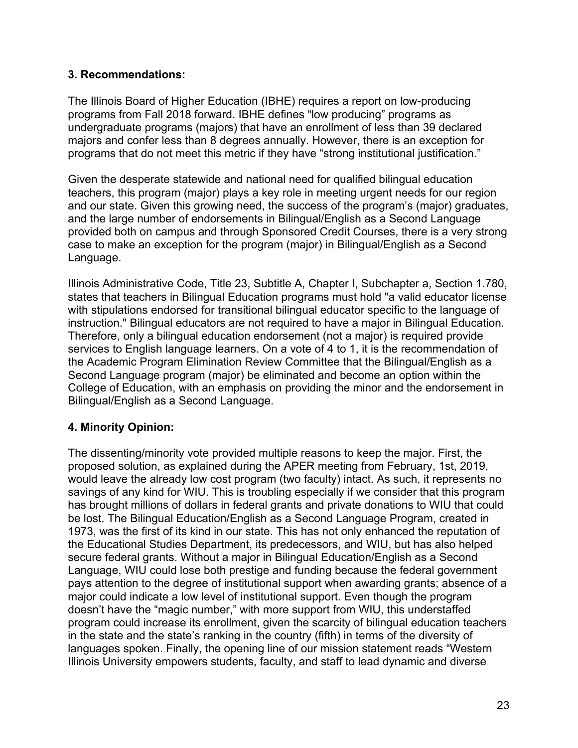### 3. Recommendations:

The Illinois Board of Higher Education (IBHE) requires a report on low-producing programs from Fall 2018 forward. IBHE defines “low producing” programs as undergraduate programs (majors) that have an enrollment of less than 39 declared majors and confer less than 8 degrees annually. However, there is an exception for programs that do not meet this metric if they have “strong institutional justification.”

Given the desperate statewide and national need for qualified bilingual education teachers, this program (major) plays a key role in meeting urgent needs for our region and our state. Given this growing need, the success of the program’s (major) graduates, and the large number of endorsements in Bilingual/English as a Second Language provided both on campus and through Sponsored Credit Courses, there is a very strong case to make an exception for the program (major) in Bilingual/English as a Second Language.

Illinois Administrative Code, Title 23, Subtitle A, Chapter I, Subchapter a, Section 1.780, states that teachers in Bilingual Education programs must hold "a valid educator license with stipulations endorsed for transitional bilingual educator specific to the language of instruction." Bilingual educators are not required to have a major in Bilingual Education. Therefore, only a bilingual education endorsement (not a major) is required provide services to English language learners. On a vote of 4 to 1, it is the recommendation of the Academic Program Elimination Review Committee that the Bilingual/English as a Second Language program (major) be eliminated and become an option within the College of Education, with an emphasis on providing the minor and the endorsement in Bilingual/English as a Second Language.

### 4. Minority Opinion:

The dissenting/minority vote provided multiple reasons to keep the major. First, the proposed solution, as explained during the APER meeting from February, 1st, 2019, would leave the already low cost program (two faculty) intact. As such, it represents no savings of any kind for WIU. This is troubling especially if we consider that this program has brought millions of dollars in federal grants and private donations to WIU that could be lost. The Bilingual Education/English as a Second Language Program, created in 1973, was the first of its kind in our state. This has not only enhanced the reputation of the Educational Studies Department, its predecessors, and WIU, but has also helped secure federal grants. Without a major in Bilingual Education/English as a Second Language, WIU could lose both prestige and funding because the federal government pays attention to the degree of institutional support when awarding grants; absence of a major could indicate a low level of institutional support. Even though the program doesn’t have the “magic number,” with more support from WIU, this understaffed program could increase its enrollment, given the scarcity of bilingual education teachers in the state and the state’s ranking in the country (fifth) in terms of the diversity of languages spoken. Finally, the opening line of our mission statement reads “Western Illinois University empowers students, faculty, and staff to lead dynamic and diverse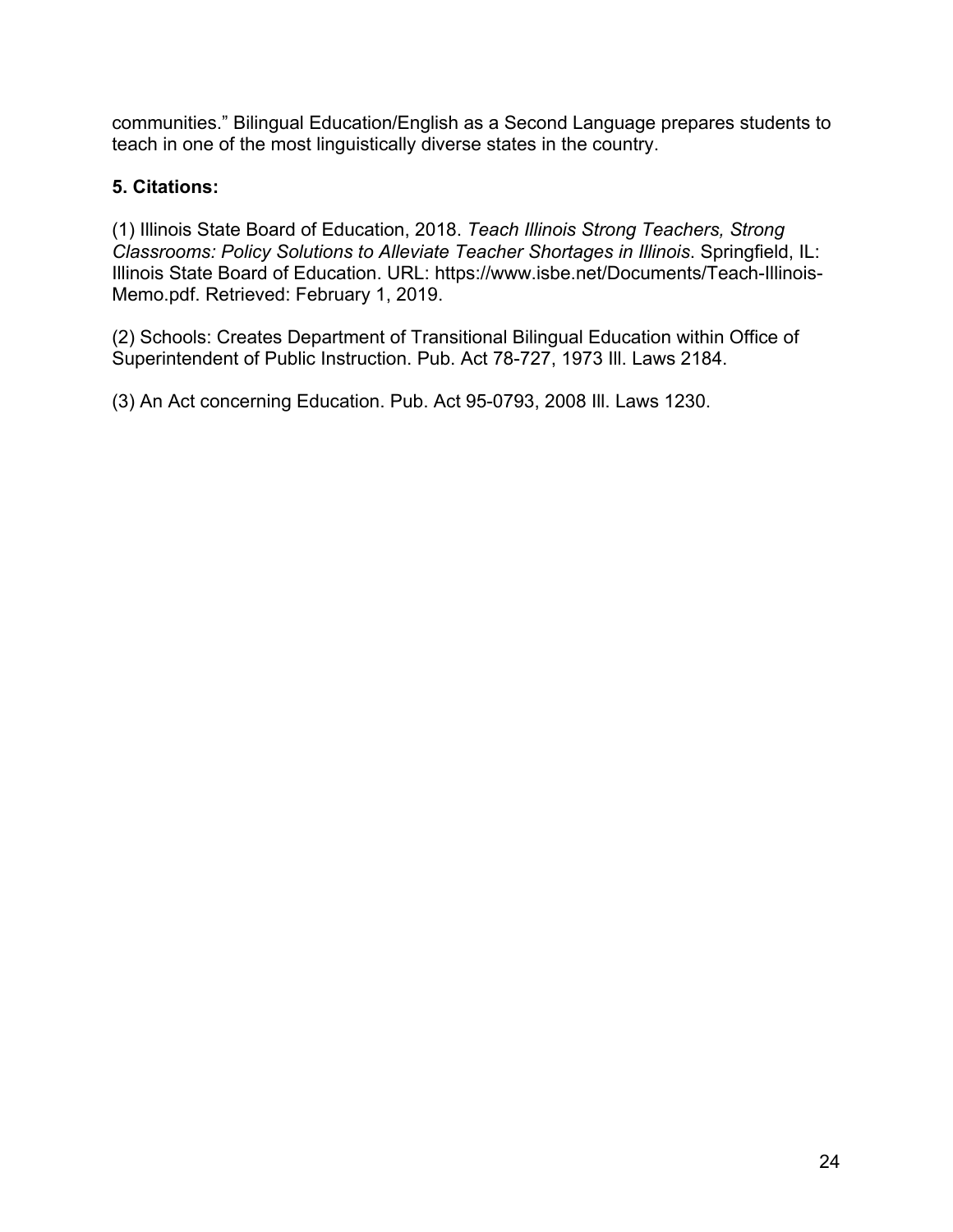communities." Bilingual Education/English as a Second Language prepares students to teach in one of the most linguistically diverse states in the country.

**5. Citations:**

(1) Illinois State Board of Education, 2018. *Teach Illinois Strong Teachers, Strong Classrooms: Policy Solutions to Alleviate Teacher Shortages in Illinois*. Springfield, IL: Illinois State Board of Education. URL: https://www.isbe.net/Documents/Teach-Illinois-Memo.pdf. Retrieved: February 1, 2019.

(2) Schools: Creates Department of Transitional Bilingual Education within Office of Superintendent of Public Instruction. Pub. Act 78-727, 1973 Ill. Laws 2184.

(3) An Act concerning Education. Pub. Act 95-0793, 2008 Ill. Laws 1230.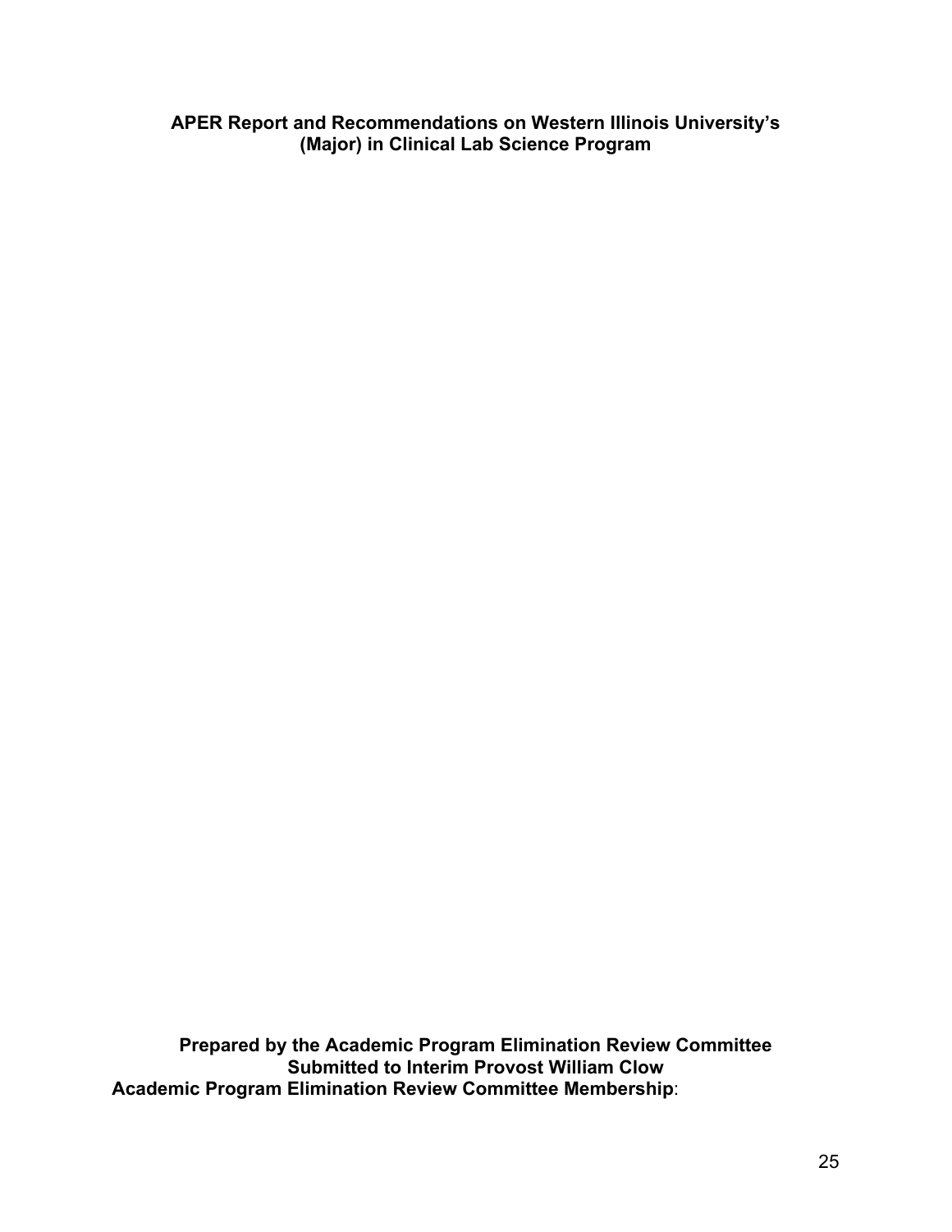**APER Report and Recommendations on Western Illinois University's (Major) in Clinical Lab Science Program**

**Prepared by the Academic Program Elimination Review Committee**
**Submitted to Interim Provost William Clow**
**Academic Program Elimination Review Committee Membership**: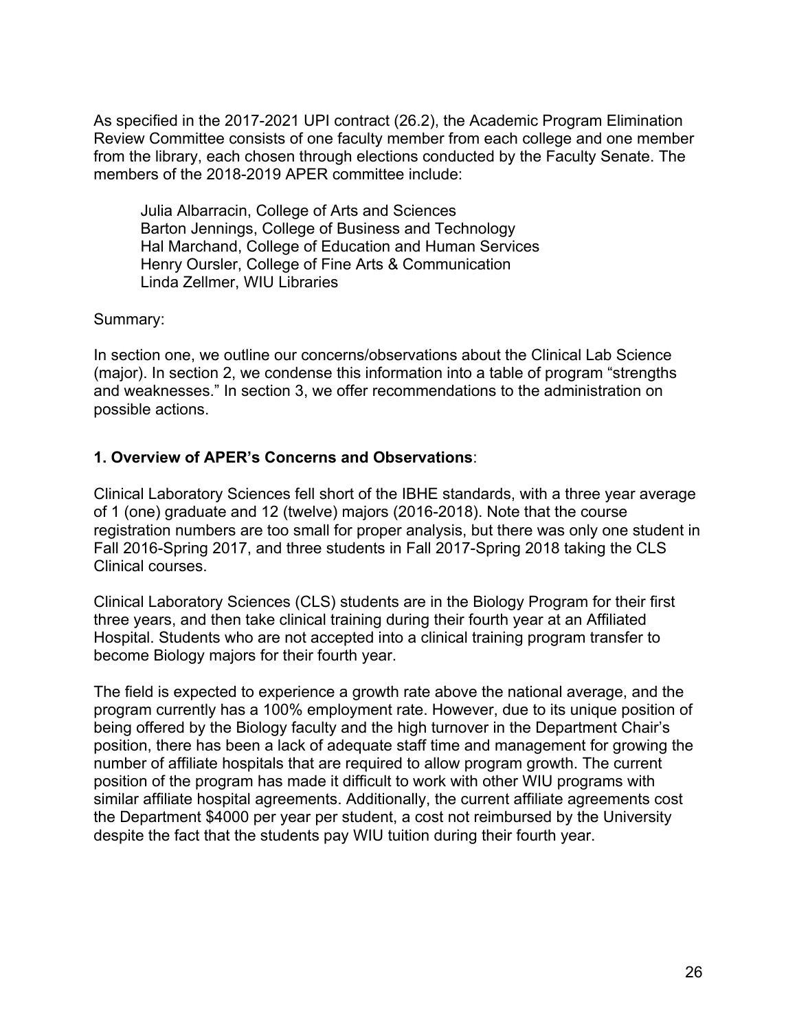As specified in the 2017-2021 UPI contract (26.2), the Academic Program Elimination Review Committee consists of one faculty member from each college and one member from the library, each chosen through elections conducted by the Faculty Senate. The members of the 2018-2019 APER committee include:

Julia Albarracin, College of Arts and Sciences
Barton Jennings, College of Business and Technology
Hal Marchand, College of Education and Human Services
Henry Oursler, College of Fine Arts & Communication
Linda Zellmer, WIU Libraries

Summary:

In section one, we outline our concerns/observations about the Clinical Lab Science (major). In section 2, we condense this information into a table of program "strengths and weaknesses." In section 3, we offer recommendations to the administration on possible actions.

**1. Overview of APER's Concerns and Observations**:

Clinical Laboratory Sciences fell short of the IBHE standards, with a three year average of 1 (one) graduate and 12 (twelve) majors (2016-2018). Note that the course registration numbers are too small for proper analysis, but there was only one student in Fall 2016-Spring 2017, and three students in Fall 2017-Spring 2018 taking the CLS Clinical courses.

Clinical Laboratory Sciences (CLS) students are in the Biology Program for their first three years, and then take clinical training during their fourth year at an Affiliated Hospital. Students who are not accepted into a clinical training program transfer to become Biology majors for their fourth year.

The field is expected to experience a growth rate above the national average, and the program currently has a 100% employment rate. However, due to its unique position of being offered by the Biology faculty and the high turnover in the Department Chair's position, there has been a lack of adequate staff time and management for growing the number of affiliate hospitals that are required to allow program growth. The current position of the program has made it difficult to work with other WIU programs with similar affiliate hospital agreements. Additionally, the current affiliate agreements cost the Department $4000 per year per student, a cost not reimbursed by the University despite the fact that the students pay WIU tuition during their fourth year.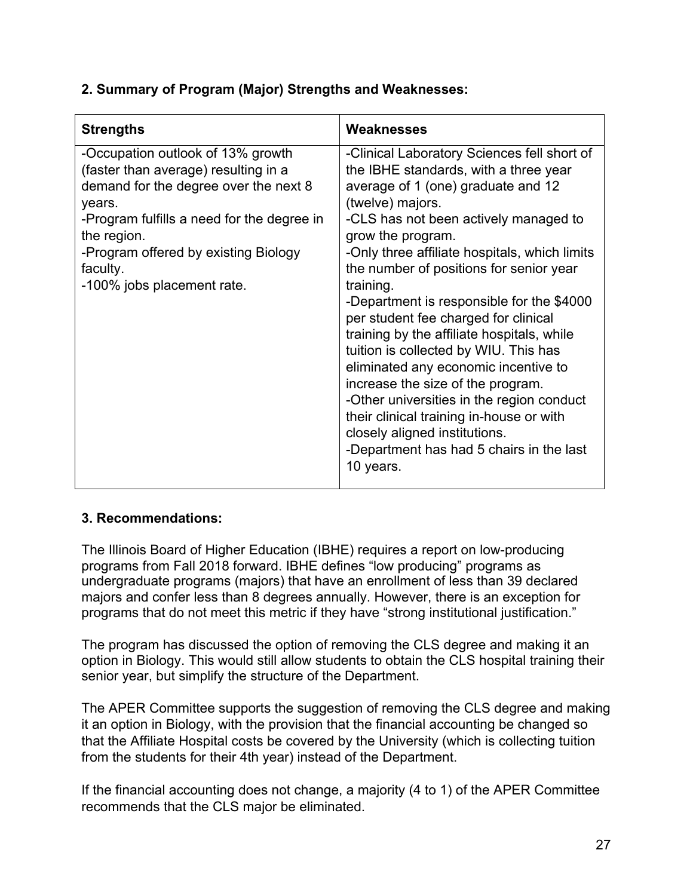### 2. Summary of Program (Major) Strengths and Weaknesses:

| Strengths | Weaknesses |
|---|---|
| -Occupation outlook of 13% growth (faster than average) resulting in a demand for the degree over the next 8 years.<br>-Program fulfills a need for the degree in the region.<br>-Program offered by existing Biology faculty.<br>-100% jobs placement rate. | -Clinical Laboratory Sciences fell short of the IBHE standards, with a three year average of 1 (one) graduate and 12 (twelve) majors.<br>-CLS has not been actively managed to grow the program.<br>-Only three affiliate hospitals, which limits the number of positions for senior year training.<br>-Department is responsible for the $4000 per student fee charged for clinical training by the affiliate hospitals, while tuition is collected by WIU. This has eliminated any economic incentive to increase the size of the program.<br>-Other universities in the region conduct their clinical training in-house or with closely aligned institutions.<br>-Department has had 5 chairs in the last 10 years. |

### 3. Recommendations:

The Illinois Board of Higher Education (IBHE) requires a report on low-producing programs from Fall 2018 forward. IBHE defines "low producing" programs as undergraduate programs (majors) that have an enrollment of less than 39 declared majors and confer less than 8 degrees annually. However, there is an exception for programs that do not meet this metric if they have "strong institutional justification."

The program has discussed the option of removing the CLS degree and making it an option in Biology. This would still allow students to obtain the CLS hospital training their senior year, but simplify the structure of the Department.

The APER Committee supports the suggestion of removing the CLS degree and making it an option in Biology, with the provision that the financial accounting be changed so that the Affiliate Hospital costs be covered by the University (which is collecting tuition from the students for their 4th year) instead of the Department.

If the financial accounting does not change, a majority (4 to 1) of the APER Committee recommends that the CLS major be eliminated.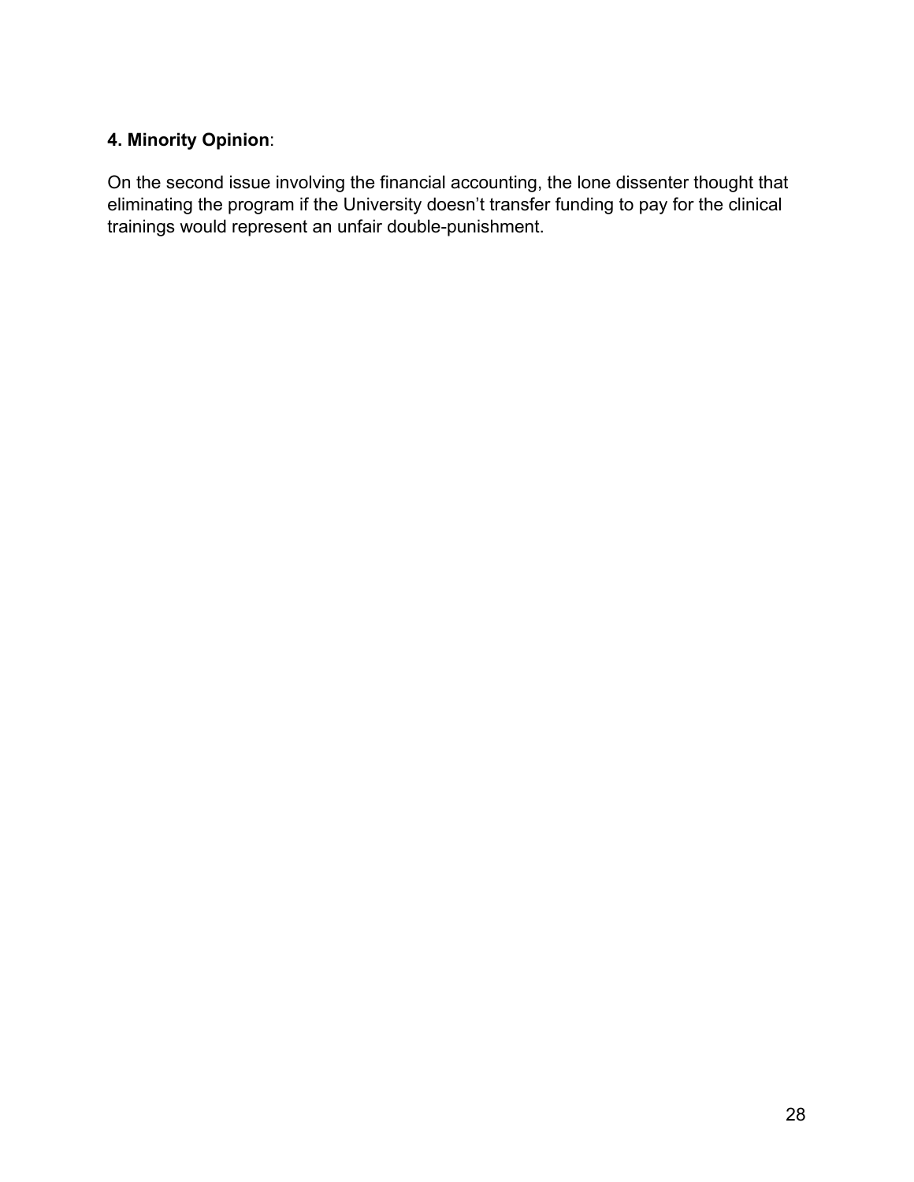**4. Minority Opinion**:

On the second issue involving the financial accounting, the lone dissenter thought that eliminating the program if the University doesn't transfer funding to pay for the clinical trainings would represent an unfair double-punishment.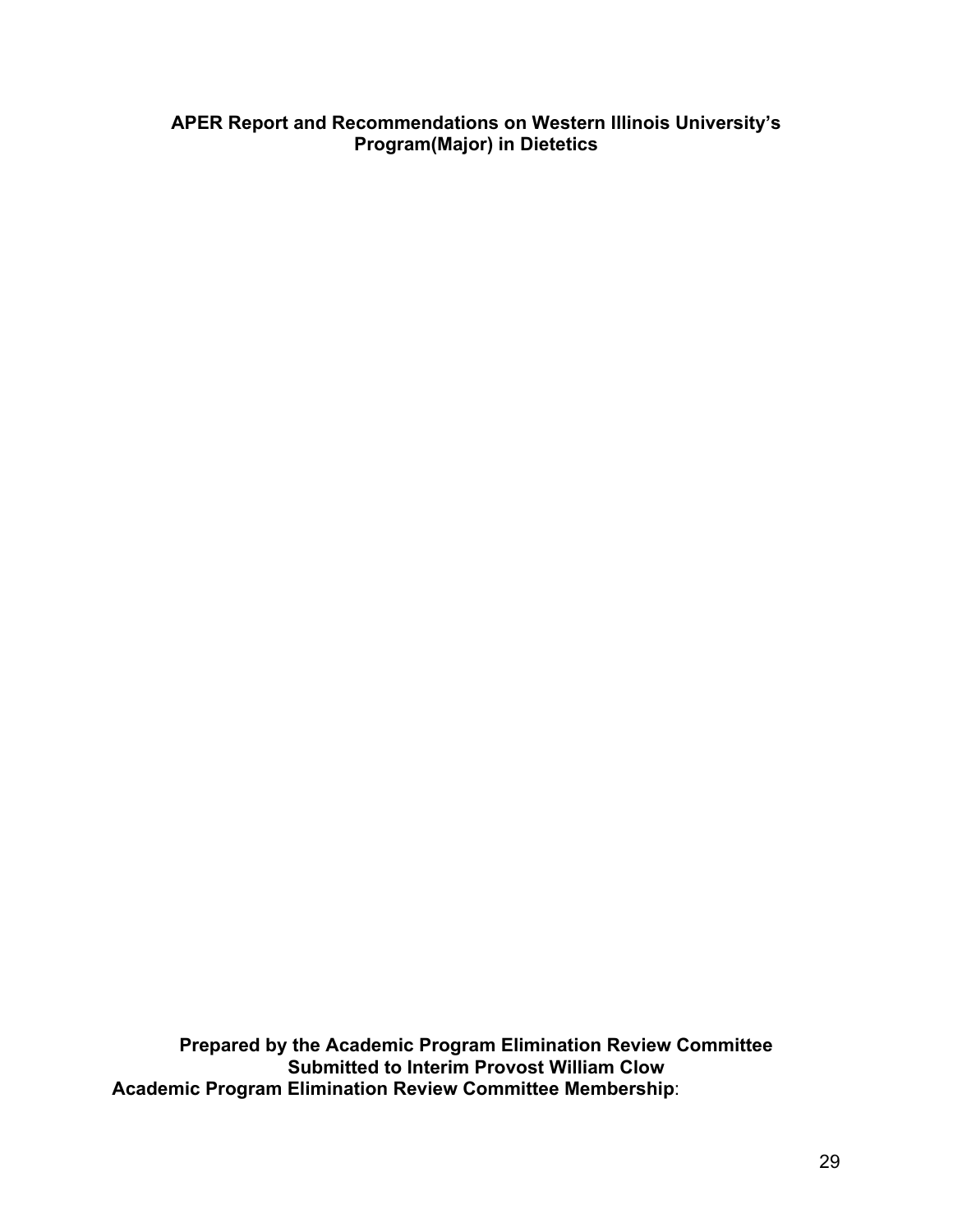**APER Report and Recommendations on Western Illinois University's Program(Major) in Dietetics**

**Prepared by the Academic Program Elimination Review Committee**
**Submitted to Interim Provost William Clow**
**Academic Program Elimination Review Committee Membership**: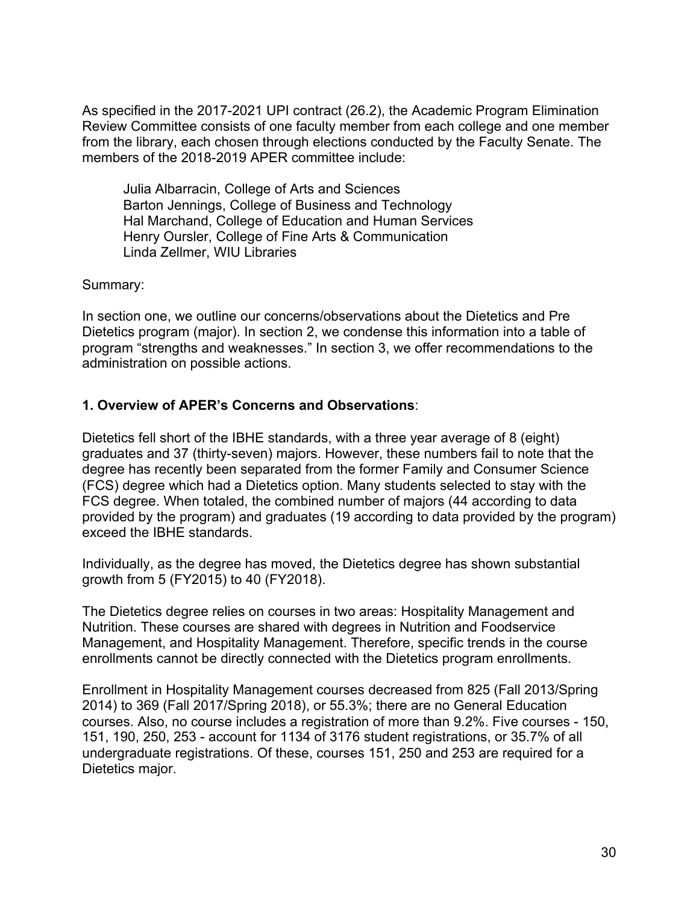As specified in the 2017-2021 UPI contract (26.2), the Academic Program Elimination Review Committee consists of one faculty member from each college and one member from the library, each chosen through elections conducted by the Faculty Senate. The members of the 2018-2019 APER committee include:

Julia Albarracin, College of Arts and Sciences
Barton Jennings, College of Business and Technology
Hal Marchand, College of Education and Human Services
Henry Oursler, College of Fine Arts & Communication
Linda Zellmer, WIU Libraries

Summary:

In section one, we outline our concerns/observations about the Dietetics and Pre Dietetics program (major). In section 2, we condense this information into a table of program "strengths and weaknesses." In section 3, we offer recommendations to the administration on possible actions.

## 1. Overview of APER's Concerns and Observations:

Dietetics fell short of the IBHE standards, with a three year average of 8 (eight) graduates and 37 (thirty-seven) majors. However, these numbers fail to note that the degree has recently been separated from the former Family and Consumer Science (FCS) degree which had a Dietetics option. Many students selected to stay with the FCS degree. When totaled, the combined number of majors (44 according to data provided by the program) and graduates (19 according to data provided by the program) exceed the IBHE standards.

Individually, as the degree has moved, the Dietetics degree has shown substantial growth from 5 (FY2015) to 40 (FY2018).

The Dietetics degree relies on courses in two areas: Hospitality Management and Nutrition. These courses are shared with degrees in Nutrition and Foodservice Management, and Hospitality Management. Therefore, specific trends in the course enrollments cannot be directly connected with the Dietetics program enrollments.

Enrollment in Hospitality Management courses decreased from 825 (Fall 2013/Spring 2014) to 369 (Fall 2017/Spring 2018), or 55.3%; there are no General Education courses. Also, no course includes a registration of more than 9.2%. Five courses - 150, 151, 190, 250, 253 - account for 1134 of 3176 student registrations, or 35.7% of all undergraduate registrations. Of these, courses 151, 250 and 253 are required for a Dietetics major.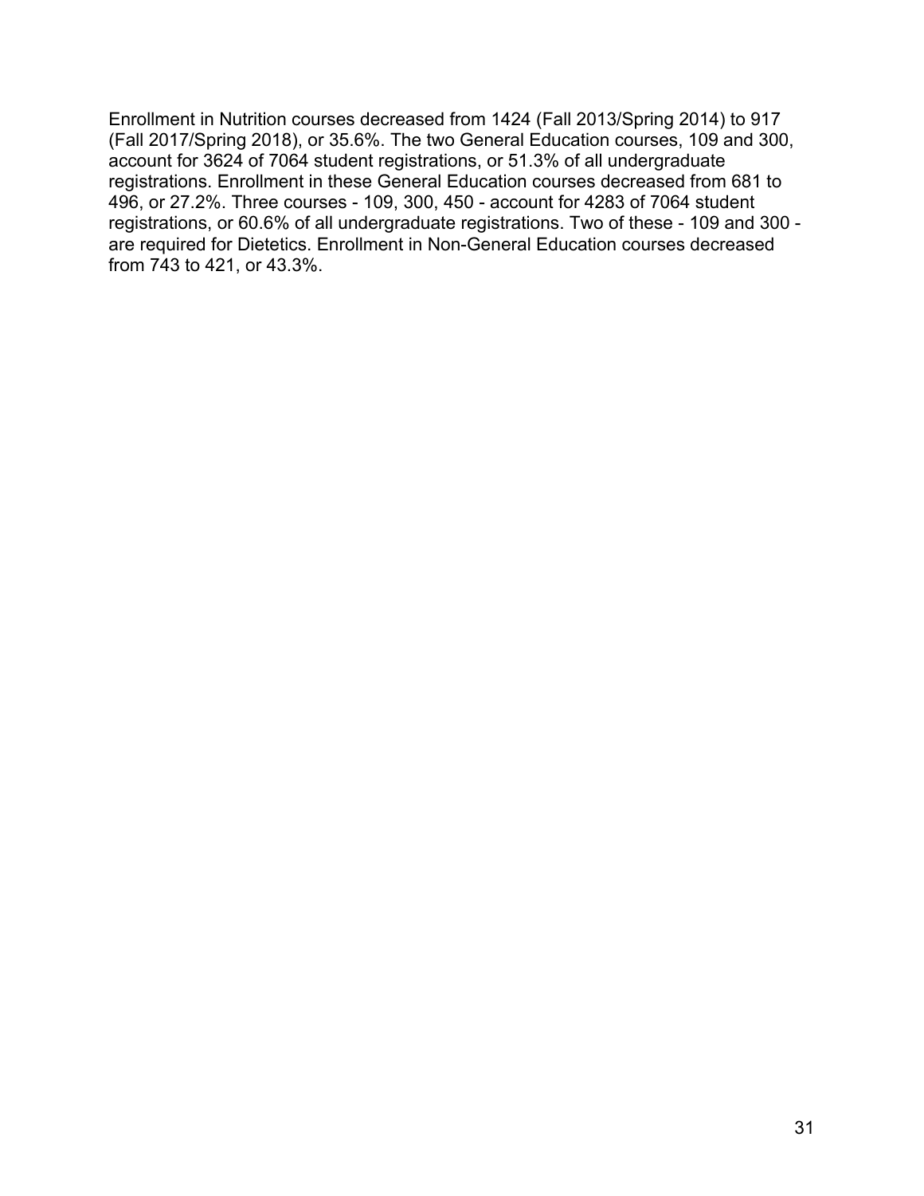Enrollment in Nutrition courses decreased from 1424 (Fall 2013/Spring 2014) to 917 (Fall 2017/Spring 2018), or 35.6%. The two General Education courses, 109 and 300, account for 3624 of 7064 student registrations, or 51.3% of all undergraduate registrations. Enrollment in these General Education courses decreased from 681 to 496, or 27.2%. Three courses - 109, 300, 450 - account for 4283 of 7064 student registrations, or 60.6% of all undergraduate registrations. Two of these - 109 and 300 - are required for Dietetics. Enrollment in Non-General Education courses decreased from 743 to 421, or 43.3%.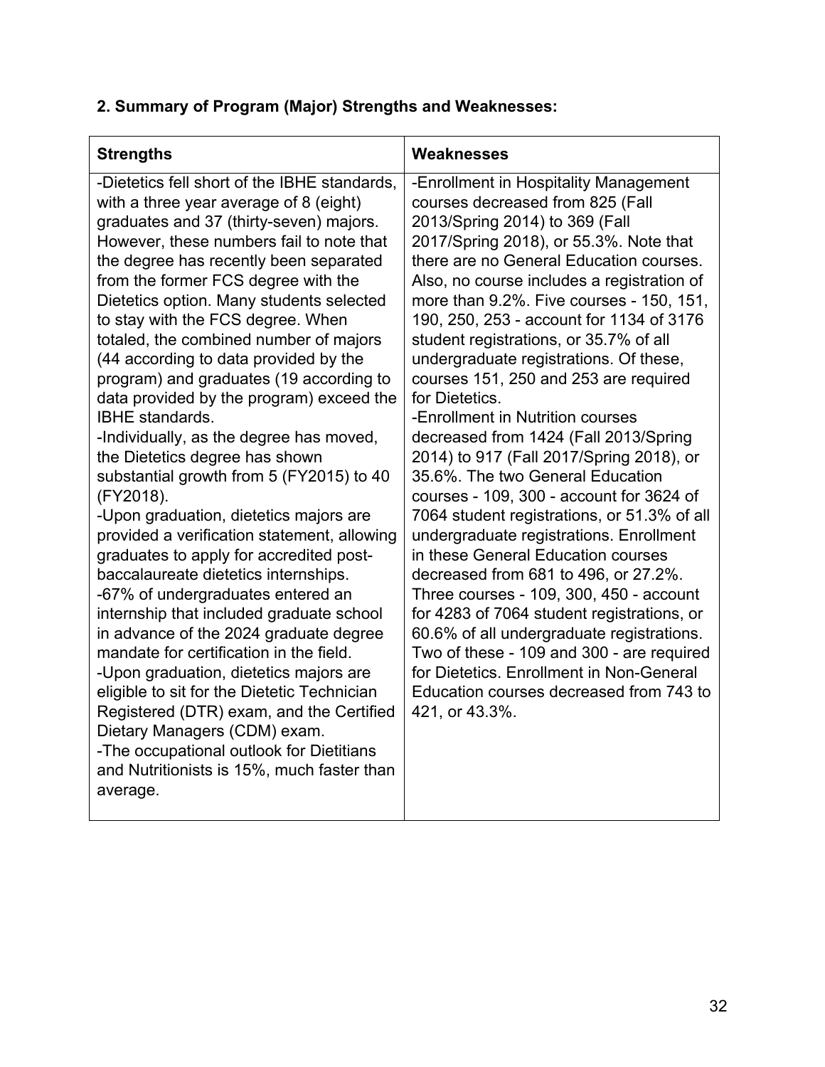**2. Summary of Program (Major) Strengths and Weaknesses:**

| Strengths | Weaknesses |
|---|---|
| -Dietetics fell short of the IBHE standards, with a three year average of 8 (eight) graduates and 37 (thirty-seven) majors. However, these numbers fail to note that the degree has recently been separated from the former FCS degree with the Dietetics option. Many students selected to stay with the FCS degree. When totaled, the combined number of majors (44 according to data provided by the program) and graduates (19 according to data provided by the program) exceed the IBHE standards.<br>-Individually, as the degree has moved, the Dietetics degree has shown substantial growth from 5 (FY2015) to 40 (FY2018).<br>-Upon graduation, dietetics majors are provided a verification statement, allowing graduates to apply for accredited post-baccalaureate dietetics internships.<br>-67% of undergraduates entered an internship that included graduate school in advance of the 2024 graduate degree mandate for certification in the field.<br>-Upon graduation, dietetics majors are eligible to sit for the Dietetic Technician Registered (DTR) exam, and the Certified Dietary Managers (CDM) exam.<br>-The occupational outlook for Dietitians and Nutritionists is 15%, much faster than average. | -Enrollment in Hospitality Management courses decreased from 825 (Fall 2013/Spring 2014) to 369 (Fall 2017/Spring 2018), or 55.3%. Note that there are no General Education courses. Also, no course includes a registration of more than 9.2%. Five courses - 150, 151, 190, 250, 253 - account for 1134 of 3176 student registrations, or 35.7% of all undergraduate registrations. Of these, courses 151, 250 and 253 are required for Dietetics.<br>-Enrollment in Nutrition courses decreased from 1424 (Fall 2013/Spring 2014) to 917 (Fall 2017/Spring 2018), or 35.6%. The two General Education courses - 109, 300 - account for 3624 of 7064 student registrations, or 51.3% of all undergraduate registrations. Enrollment in these General Education courses decreased from 681 to 496, or 27.2%. Three courses - 109, 300, 450 - account for 4283 of 7064 student registrations, or 60.6% of all undergraduate registrations. Two of these - 109 and 300 - are required for Dietetics. Enrollment in Non-General Education courses decreased from 743 to 421, or 43.3%. |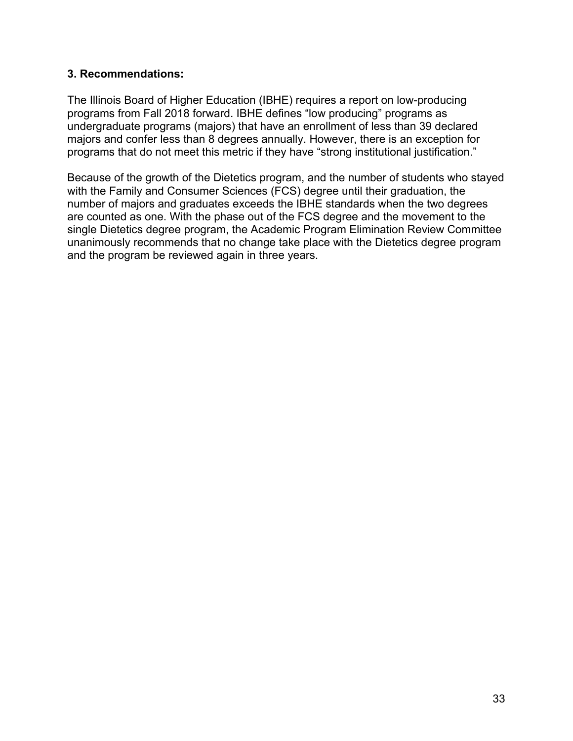**3. Recommendations:**

The Illinois Board of Higher Education (IBHE) requires a report on low-producing programs from Fall 2018 forward. IBHE defines “low producing” programs as undergraduate programs (majors) that have an enrollment of less than 39 declared majors and confer less than 8 degrees annually. However, there is an exception for programs that do not meet this metric if they have “strong institutional justification.”

Because of the growth of the Dietetics program, and the number of students who stayed with the Family and Consumer Sciences (FCS) degree until their graduation, the number of majors and graduates exceeds the IBHE standards when the two degrees are counted as one. With the phase out of the FCS degree and the movement to the single Dietetics degree program, the Academic Program Elimination Review Committee unanimously recommends that no change take place with the Dietetics degree program and the program be reviewed again in three years.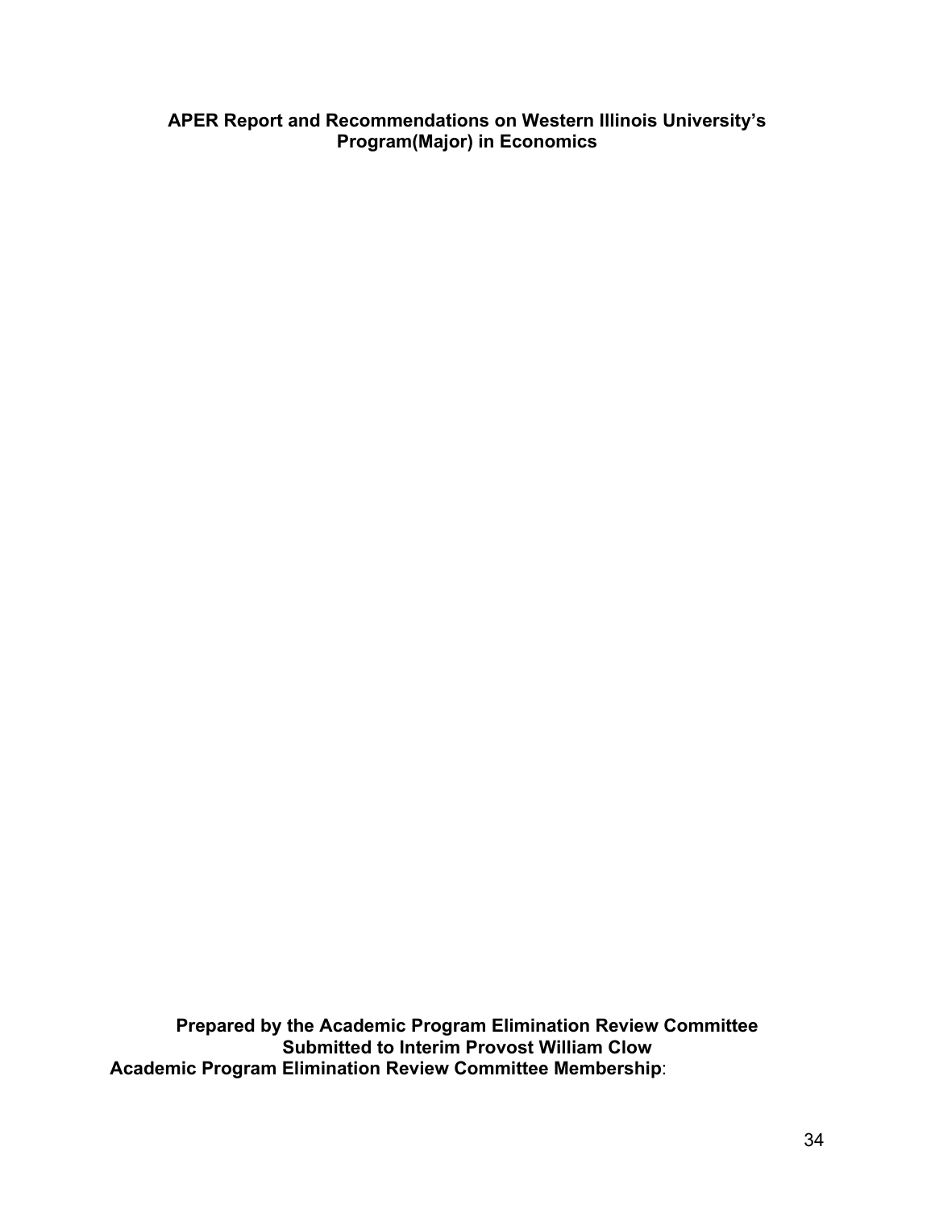**APER Report and Recommendations on Western Illinois University's Program(Major) in Economics**

**Prepared by the Academic Program Elimination Review Committee**
**Submitted to Interim Provost William Clow**
**Academic Program Elimination Review Committee Membership**: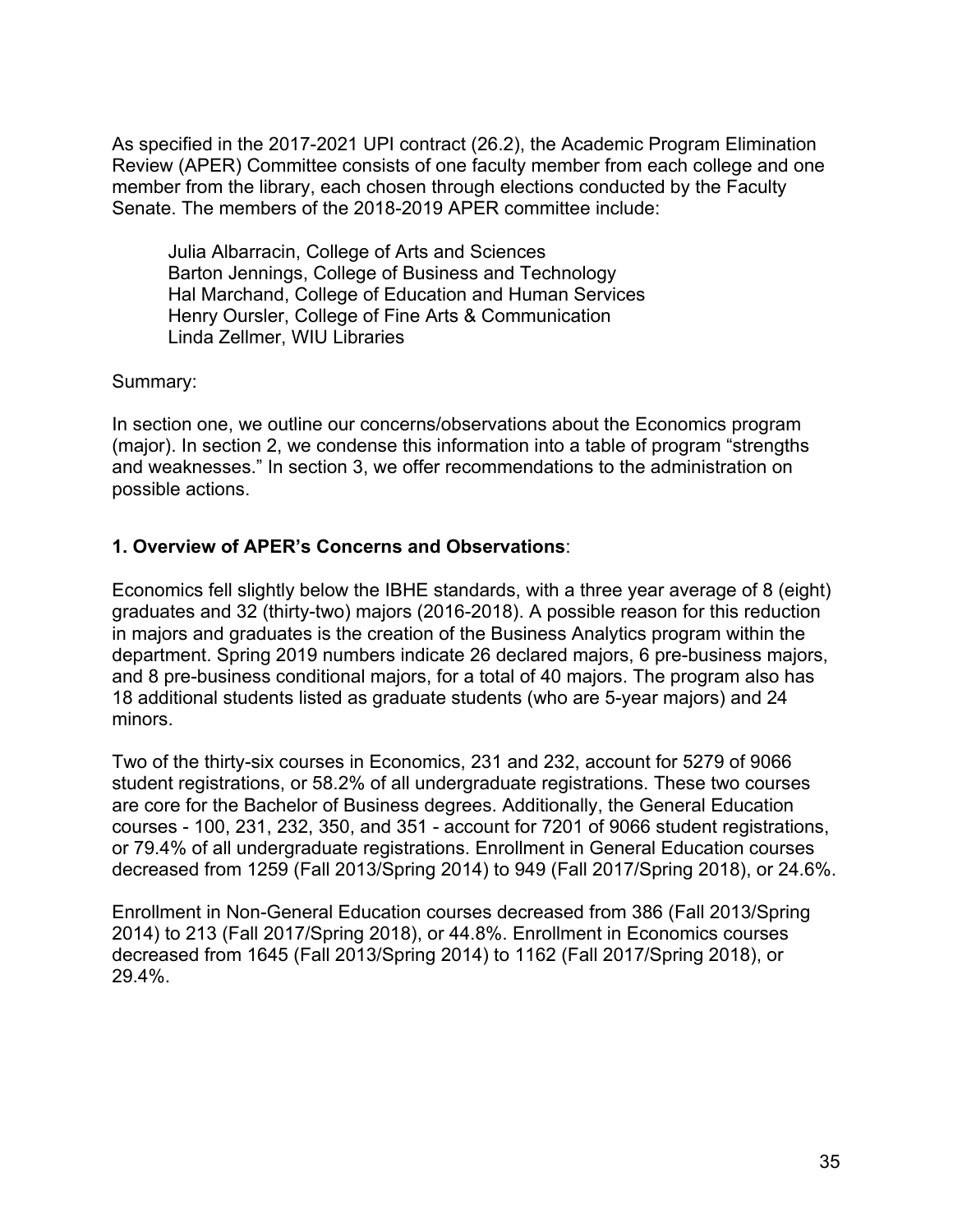As specified in the 2017-2021 UPI contract (26.2), the Academic Program Elimination Review (APER) Committee consists of one faculty member from each college and one member from the library, each chosen through elections conducted by the Faculty Senate. The members of the 2018-2019 APER committee include:

Julia Albarracin, College of Arts and Sciences
Barton Jennings, College of Business and Technology
Hal Marchand, College of Education and Human Services
Henry Oursler, College of Fine Arts & Communication
Linda Zellmer, WIU Libraries

Summary:

In section one, we outline our concerns/observations about the Economics program (major). In section 2, we condense this information into a table of program "strengths and weaknesses." In section 3, we offer recommendations to the administration on possible actions.

**1. Overview of APER's Concerns and Observations**:

Economics fell slightly below the IBHE standards, with a three year average of 8 (eight) graduates and 32 (thirty-two) majors (2016-2018). A possible reason for this reduction in majors and graduates is the creation of the Business Analytics program within the department. Spring 2019 numbers indicate 26 declared majors, 6 pre-business majors, and 8 pre-business conditional majors, for a total of 40 majors. The program also has 18 additional students listed as graduate students (who are 5-year majors) and 24 minors.

Two of the thirty-six courses in Economics, 231 and 232, account for 5279 of 9066 student registrations, or 58.2% of all undergraduate registrations. These two courses are core for the Bachelor of Business degrees. Additionally, the General Education courses - 100, 231, 232, 350, and 351 - account for 7201 of 9066 student registrations, or 79.4% of all undergraduate registrations. Enrollment in General Education courses decreased from 1259 (Fall 2013/Spring 2014) to 949 (Fall 2017/Spring 2018), or 24.6%.

Enrollment in Non-General Education courses decreased from 386 (Fall 2013/Spring 2014) to 213 (Fall 2017/Spring 2018), or 44.8%. Enrollment in Economics courses decreased from 1645 (Fall 2013/Spring 2014) to 1162 (Fall 2017/Spring 2018), or 29.4%.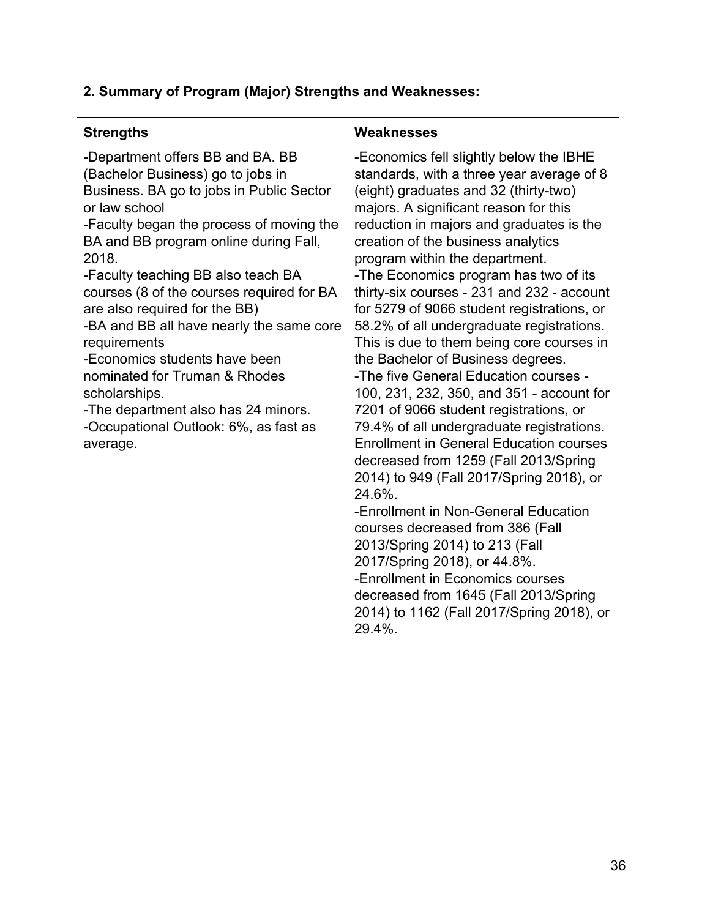## 2. Summary of Program (Major) Strengths and Weaknesses:

| Strengths | Weaknesses |
|---|---|
| -Department offers BB and BA. BB (Bachelor Business) go to jobs in Business. BA go to jobs in Public Sector or law school<br>-Faculty began the process of moving the BA and BB program online during Fall, 2018.<br>-Faculty teaching BB also teach BA courses (8 of the courses required for BA are also required for the BB)<br>-BA and BB all have nearly the same core requirements<br>-Economics students have been nominated for Truman & Rhodes scholarships.<br>-The department also has 24 minors.<br>-Occupational Outlook: 6%, as fast as average. | -Economics fell slightly below the IBHE standards, with a three year average of 8 (eight) graduates and 32 (thirty-two) majors. A significant reason for this reduction in majors and graduates is the creation of the business analytics program within the department.<br>-The Economics program has two of its thirty-six courses - 231 and 232 - account for 5279 of 9066 student registrations, or 58.2% of all undergraduate registrations. This is due to them being core courses in the Bachelor of Business degrees.<br>-The five General Education courses - 100, 231, 232, 350, and 351 - account for 7201 of 9066 student registrations, or 79.4% of all undergraduate registrations. Enrollment in General Education courses decreased from 1259 (Fall 2013/Spring 2014) to 949 (Fall 2017/Spring 2018), or 24.6%.<br>-Enrollment in Non-General Education courses decreased from 386 (Fall 2013/Spring 2014) to 213 (Fall 2017/Spring 2018), or 44.8%.<br>-Enrollment in Economics courses decreased from 1645 (Fall 2013/Spring 2014) to 1162 (Fall 2017/Spring 2018), or 29.4%. |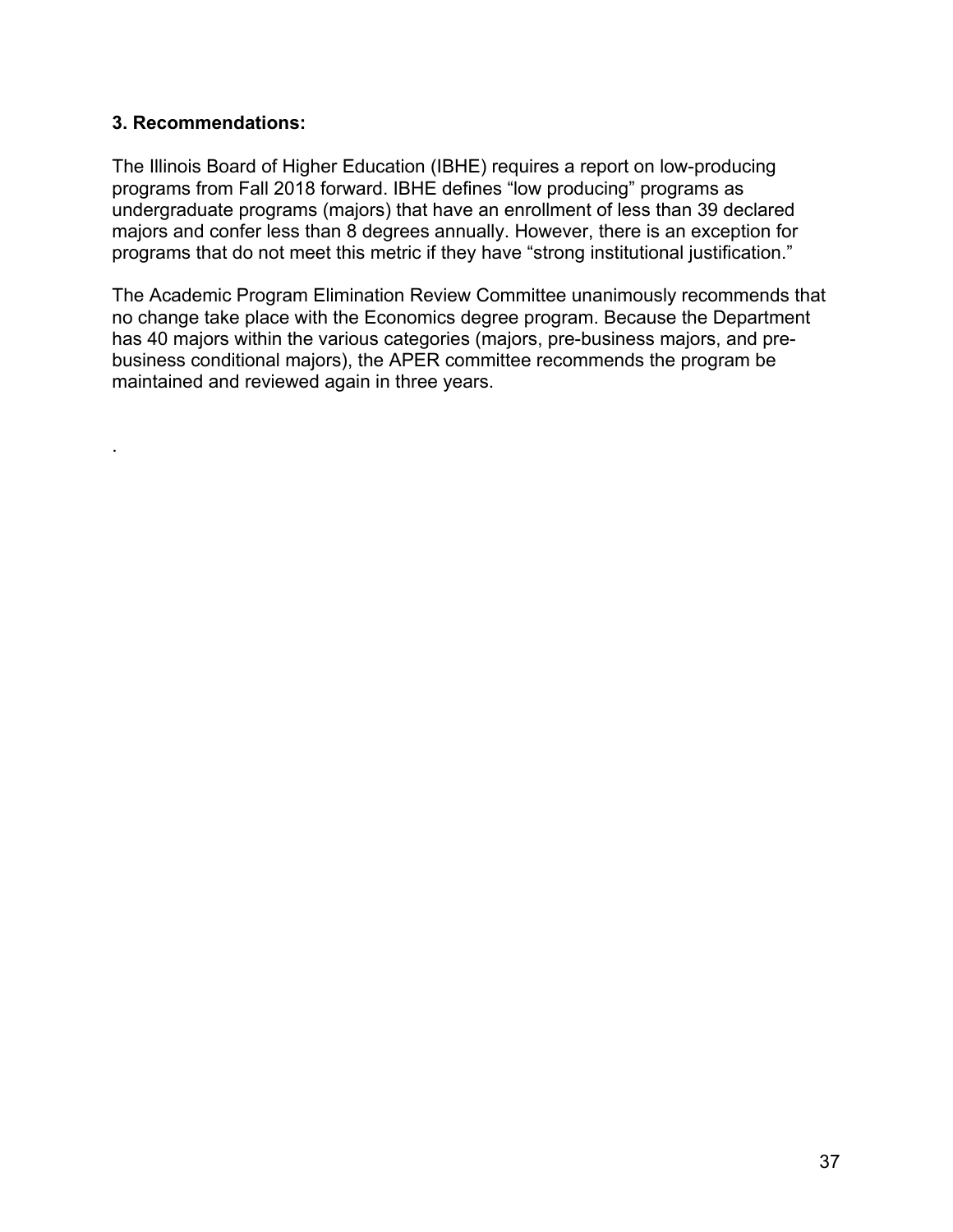### 3. Recommendations:

The Illinois Board of Higher Education (IBHE) requires a report on low-producing programs from Fall 2018 forward. IBHE defines "low producing" programs as undergraduate programs (majors) that have an enrollment of less than 39 declared majors and confer less than 8 degrees annually. However, there is an exception for programs that do not meet this metric if they have "strong institutional justification."

The Academic Program Elimination Review Committee unanimously recommends that no change take place with the Economics degree program. Because the Department has 40 majors within the various categories (majors, pre-business majors, and pre-business conditional majors), the APER committee recommends the program be maintained and reviewed again in three years.

.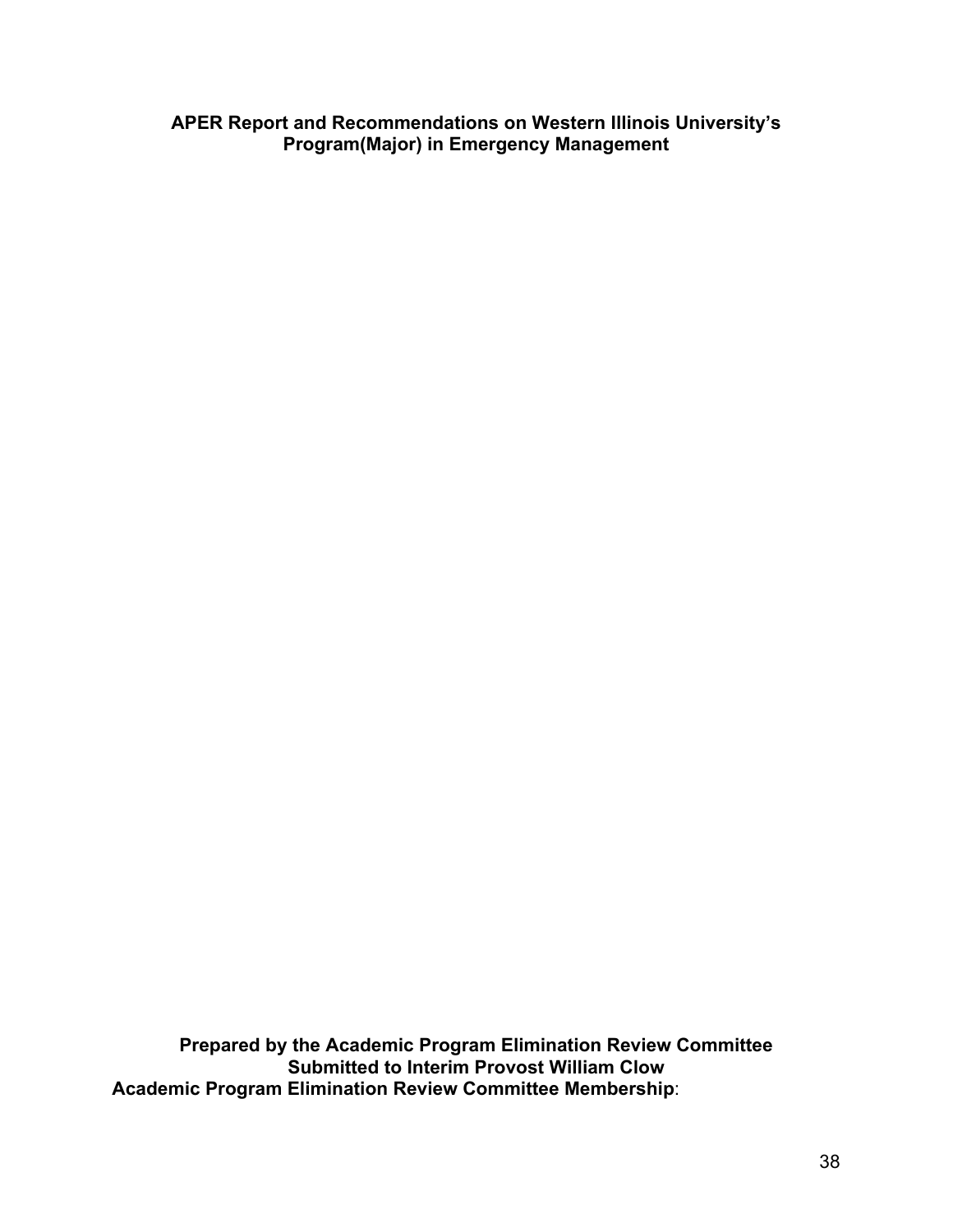**APER Report and Recommendations on Western Illinois University's Program(Major) in Emergency Management**

**Prepared by the Academic Program Elimination Review Committee**
**Submitted to Interim Provost William Clow**
**Academic Program Elimination Review Committee Membership**: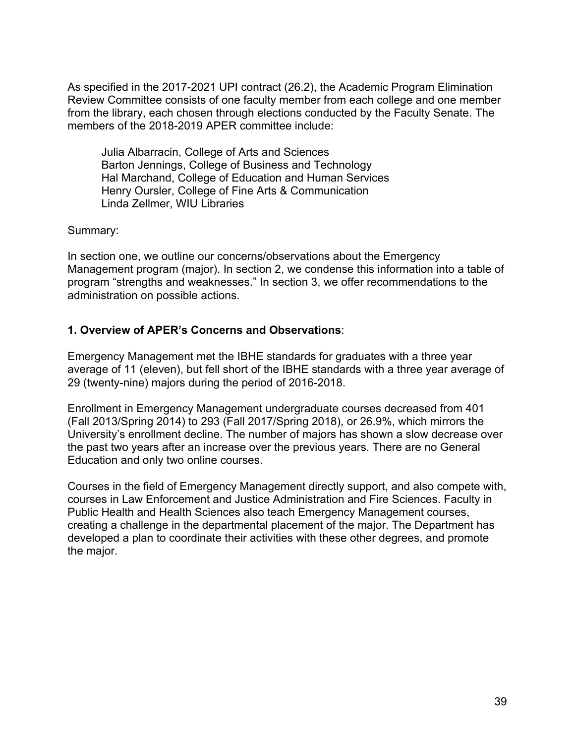As specified in the 2017-2021 UPI contract (26.2), the Academic Program Elimination Review Committee consists of one faculty member from each college and one member from the library, each chosen through elections conducted by the Faculty Senate. The members of the 2018-2019 APER committee include:

Julia Albarracin, College of Arts and Sciences
Barton Jennings, College of Business and Technology
Hal Marchand, College of Education and Human Services
Henry Oursler, College of Fine Arts & Communication
Linda Zellmer, WIU Libraries

Summary:

In section one, we outline our concerns/observations about the Emergency Management program (major). In section 2, we condense this information into a table of program "strengths and weaknesses." In section 3, we offer recommendations to the administration on possible actions.

**1. Overview of APER's Concerns and Observations**:

Emergency Management met the IBHE standards for graduates with a three year average of 11 (eleven), but fell short of the IBHE standards with a three year average of 29 (twenty-nine) majors during the period of 2016-2018.

Enrollment in Emergency Management undergraduate courses decreased from 401 (Fall 2013/Spring 2014) to 293 (Fall 2017/Spring 2018), or 26.9%, which mirrors the University's enrollment decline. The number of majors has shown a slow decrease over the past two years after an increase over the previous years. There are no General Education and only two online courses.

Courses in the field of Emergency Management directly support, and also compete with, courses in Law Enforcement and Justice Administration and Fire Sciences. Faculty in Public Health and Health Sciences also teach Emergency Management courses, creating a challenge in the departmental placement of the major. The Department has developed a plan to coordinate their activities with these other degrees, and promote the major.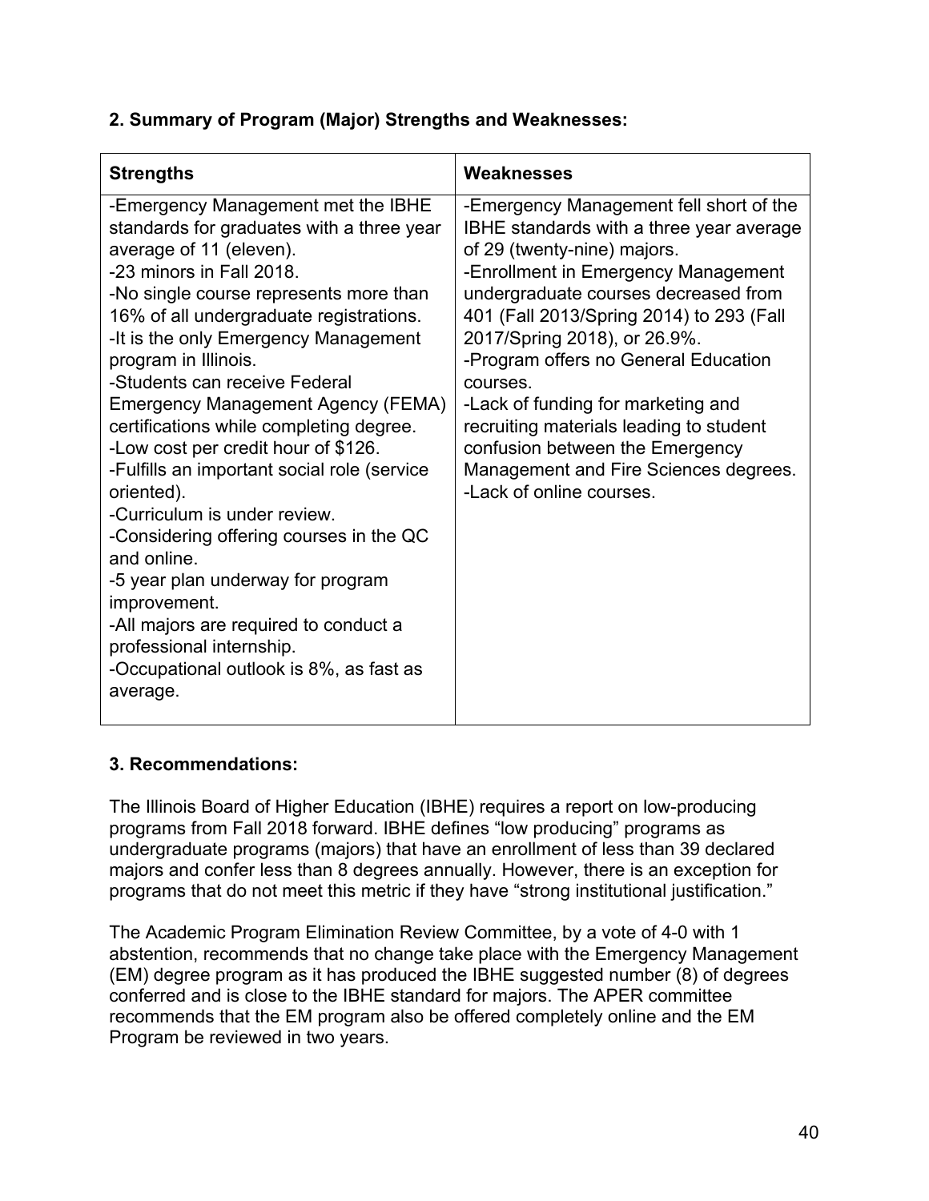**2. Summary of Program (Major) Strengths and Weaknesses:**

| Strengths | Weaknesses |
|---|---|
| -Emergency Management met the IBHE standards for graduates with a three year average of 11 (eleven).<br>-23 minors in Fall 2018.<br>-No single course represents more than 16% of all undergraduate registrations.<br>-It is the only Emergency Management program in Illinois.<br>-Students can receive Federal Emergency Management Agency (FEMA) certifications while completing degree.<br>-Low cost per credit hour of $126.<br>-Fulfills an important social role (service oriented).<br>-Curriculum is under review.<br>-Considering offering courses in the QC and online.<br>-5 year plan underway for program improvement.<br>-All majors are required to conduct a professional internship.<br>-Occupational outlook is 8%, as fast as average. | -Emergency Management fell short of the IBHE standards with a three year average of 29 (twenty-nine) majors.<br>-Enrollment in Emergency Management undergraduate courses decreased from 401 (Fall 2013/Spring 2014) to 293 (Fall 2017/Spring 2018), or 26.9%.<br>-Program offers no General Education courses.<br>-Lack of funding for marketing and recruiting materials leading to student confusion between the Emergency Management and Fire Sciences degrees.<br>-Lack of online courses. |

**3. Recommendations:**

The Illinois Board of Higher Education (IBHE) requires a report on low-producing programs from Fall 2018 forward. IBHE defines "low producing" programs as undergraduate programs (majors) that have an enrollment of less than 39 declared majors and confer less than 8 degrees annually. However, there is an exception for programs that do not meet this metric if they have "strong institutional justification."

The Academic Program Elimination Review Committee, by a vote of 4-0 with 1 abstention, recommends that no change take place with the Emergency Management (EM) degree program as it has produced the IBHE suggested number (8) of degrees conferred and is close to the IBHE standard for majors. The APER committee recommends that the EM program also be offered completely online and the EM Program be reviewed in two years.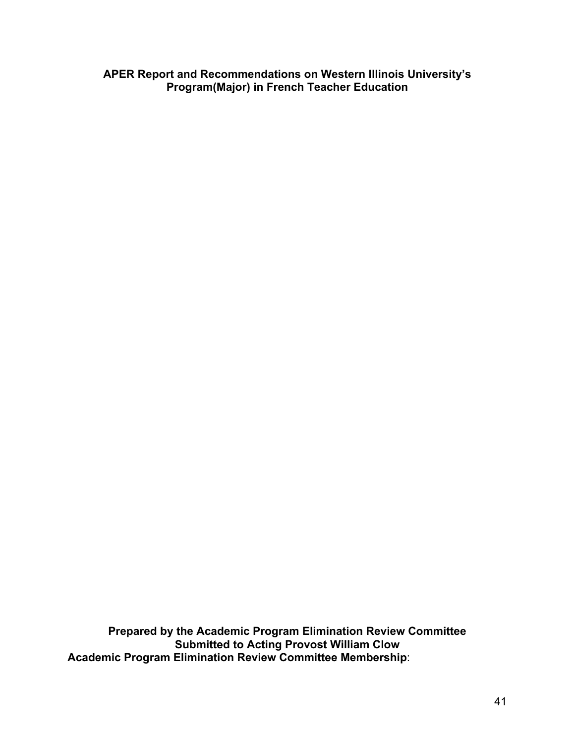**APER Report and Recommendations on Western Illinois University's Program(Major) in French Teacher Education**

**Prepared by the Academic Program Elimination Review Committee**
**Submitted to Acting Provost William Clow**
**Academic Program Elimination Review Committee Membership**: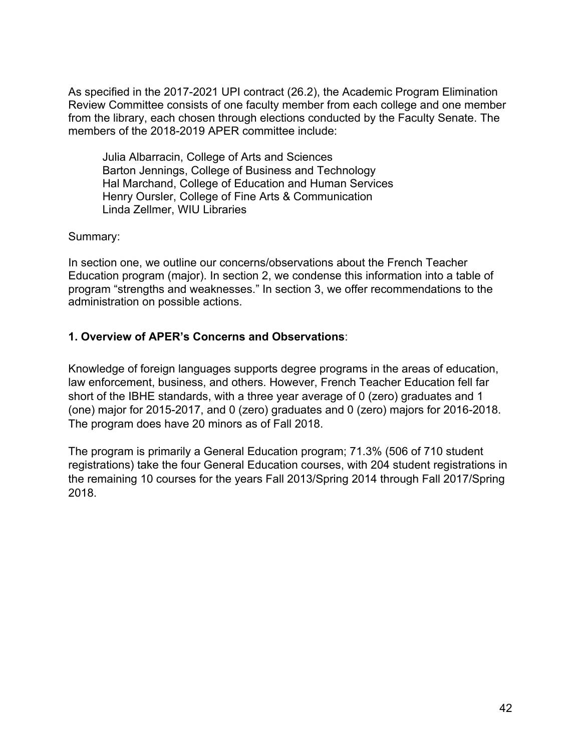As specified in the 2017-2021 UPI contract (26.2), the Academic Program Elimination Review Committee consists of one faculty member from each college and one member from the library, each chosen through elections conducted by the Faculty Senate. The members of the 2018-2019 APER committee include:

Julia Albarracin, College of Arts and Sciences
Barton Jennings, College of Business and Technology
Hal Marchand, College of Education and Human Services
Henry Oursler, College of Fine Arts & Communication
Linda Zellmer, WIU Libraries

Summary:

In section one, we outline our concerns/observations about the French Teacher Education program (major). In section 2, we condense this information into a table of program "strengths and weaknesses." In section 3, we offer recommendations to the administration on possible actions.

**1. Overview of APER's Concerns and Observations**:

Knowledge of foreign languages supports degree programs in the areas of education, law enforcement, business, and others. However, French Teacher Education fell far short of the IBHE standards, with a three year average of 0 (zero) graduates and 1 (one) major for 2015-2017, and 0 (zero) graduates and 0 (zero) majors for 2016-2018. The program does have 20 minors as of Fall 2018.

The program is primarily a General Education program; 71.3% (506 of 710 student registrations) take the four General Education courses, with 204 student registrations in the remaining 10 courses for the years Fall 2013/Spring 2014 through Fall 2017/Spring 2018.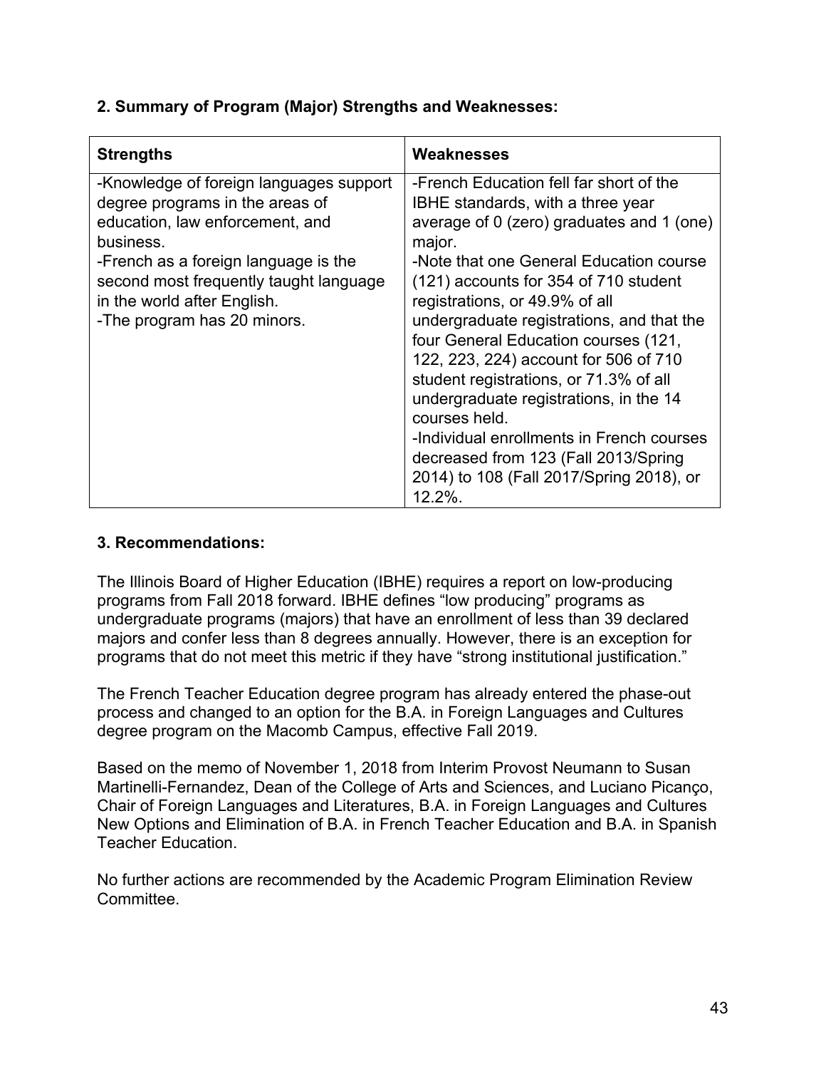## 2. Summary of Program (Major) Strengths and Weaknesses:

| Strengths | Weaknesses |
|---|---|
| -Knowledge of foreign languages support degree programs in the areas of education, law enforcement, and business.<br>-French as a foreign language is the second most frequently taught language in the world after English.<br>-The program has 20 minors. | -French Education fell far short of the IBHE standards, with a three year average of 0 (zero) graduates and 1 (one) major.<br>-Note that one General Education course (121) accounts for 354 of 710 student registrations, or 49.9% of all undergraduate registrations, and that the four General Education courses (121, 122, 223, 224) account for 506 of 710 student registrations, or 71.3% of all undergraduate registrations, in the 14 courses held.<br>-Individual enrollments in French courses decreased from 123 (Fall 2013/Spring 2014) to 108 (Fall 2017/Spring 2018), or 12.2%. |

## 3. Recommendations:

The Illinois Board of Higher Education (IBHE) requires a report on low-producing programs from Fall 2018 forward. IBHE defines "low producing" programs as undergraduate programs (majors) that have an enrollment of less than 39 declared majors and confer less than 8 degrees annually. However, there is an exception for programs that do not meet this metric if they have "strong institutional justification."

The French Teacher Education degree program has already entered the phase-out process and changed to an option for the B.A. in Foreign Languages and Cultures degree program on the Macomb Campus, effective Fall 2019.

Based on the memo of November 1, 2018 from Interim Provost Neumann to Susan Martinelli-Fernandez, Dean of the College of Arts and Sciences, and Luciano Picanço, Chair of Foreign Languages and Literatures, B.A. in Foreign Languages and Cultures New Options and Elimination of B.A. in French Teacher Education and B.A. in Spanish Teacher Education.

No further actions are recommended by the Academic Program Elimination Review Committee.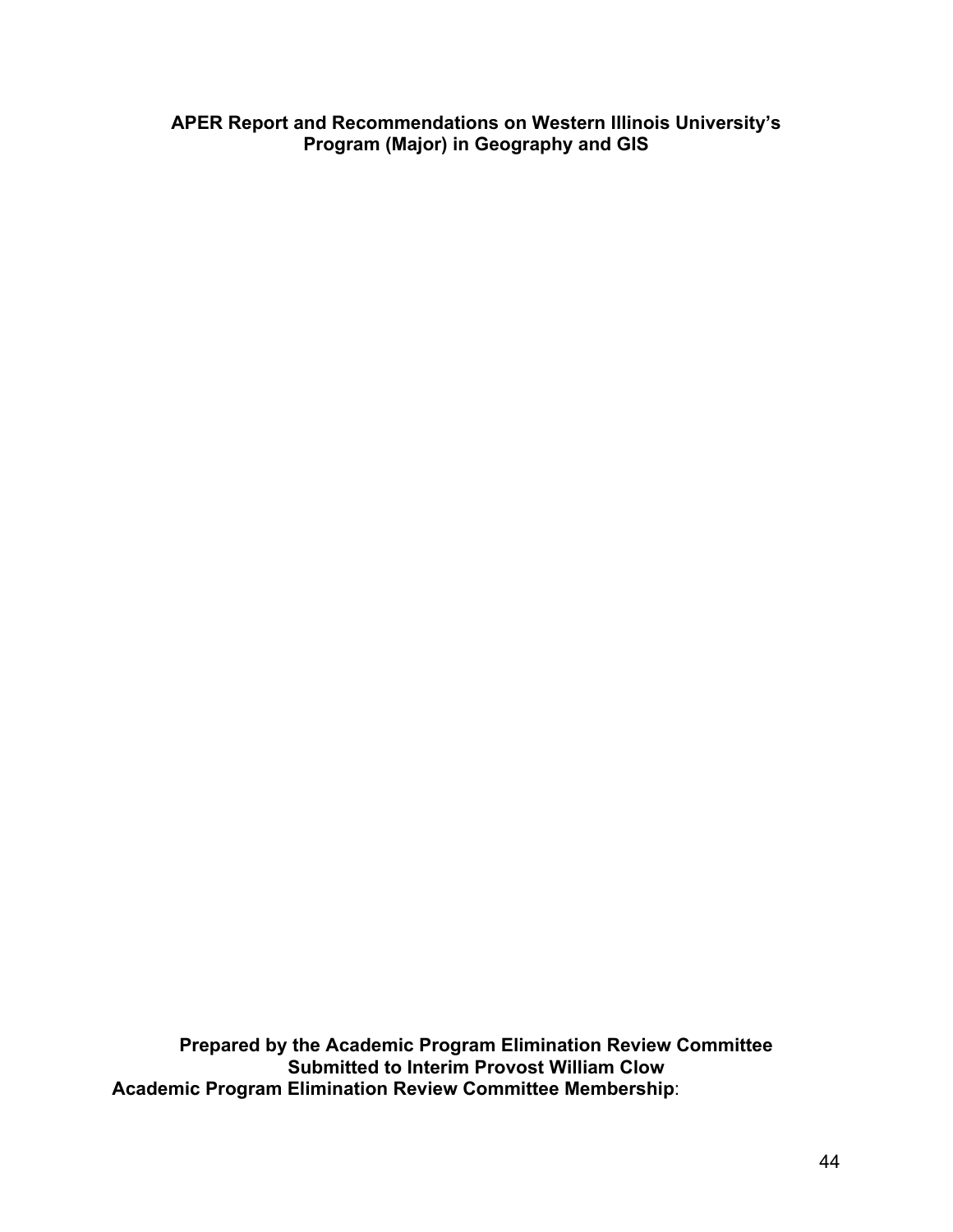**APER Report and Recommendations on Western Illinois University's Program (Major) in Geography and GIS**

**Prepared by the Academic Program Elimination Review Committee**
**Submitted to Interim Provost William Clow**
**Academic Program Elimination Review Committee Membership**: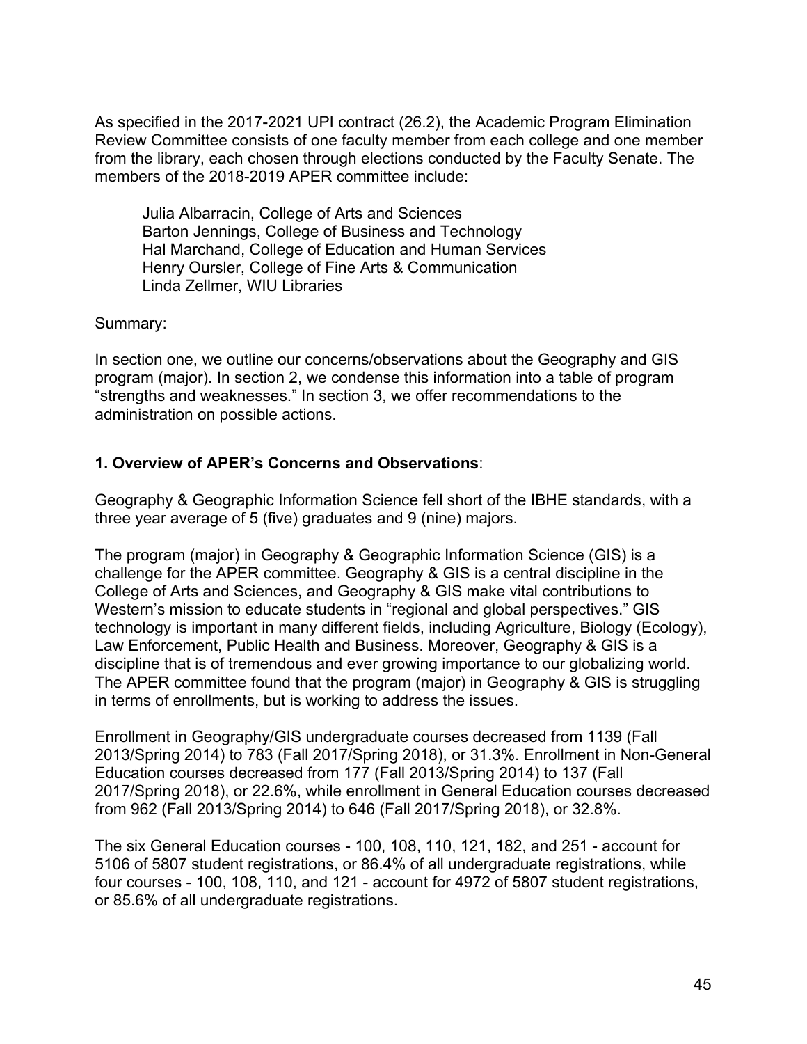As specified in the 2017-2021 UPI contract (26.2), the Academic Program Elimination Review Committee consists of one faculty member from each college and one member from the library, each chosen through elections conducted by the Faculty Senate. The members of the 2018-2019 APER committee include:

Julia Albarracin, College of Arts and Sciences
Barton Jennings, College of Business and Technology
Hal Marchand, College of Education and Human Services
Henry Oursler, College of Fine Arts & Communication
Linda Zellmer, WIU Libraries

Summary:

In section one, we outline our concerns/observations about the Geography and GIS program (major). In section 2, we condense this information into a table of program "strengths and weaknesses." In section 3, we offer recommendations to the administration on possible actions.

## 1. Overview of APER's Concerns and Observations:

Geography & Geographic Information Science fell short of the IBHE standards, with a three year average of 5 (five) graduates and 9 (nine) majors.

The program (major) in Geography & Geographic Information Science (GIS) is a challenge for the APER committee. Geography & GIS is a central discipline in the College of Arts and Sciences, and Geography & GIS make vital contributions to Western's mission to educate students in "regional and global perspectives." GIS technology is important in many different fields, including Agriculture, Biology (Ecology), Law Enforcement, Public Health and Business. Moreover, Geography & GIS is a discipline that is of tremendous and ever growing importance to our globalizing world. The APER committee found that the program (major) in Geography & GIS is struggling in terms of enrollments, but is working to address the issues.

Enrollment in Geography/GIS undergraduate courses decreased from 1139 (Fall 2013/Spring 2014) to 783 (Fall 2017/Spring 2018), or 31.3%. Enrollment in Non-General Education courses decreased from 177 (Fall 2013/Spring 2014) to 137 (Fall 2017/Spring 2018), or 22.6%, while enrollment in General Education courses decreased from 962 (Fall 2013/Spring 2014) to 646 (Fall 2017/Spring 2018), or 32.8%.

The six General Education courses - 100, 108, 110, 121, 182, and 251 - account for 5106 of 5807 student registrations, or 86.4% of all undergraduate registrations, while four courses - 100, 108, 110, and 121 - account for 4972 of 5807 student registrations, or 85.6% of all undergraduate registrations.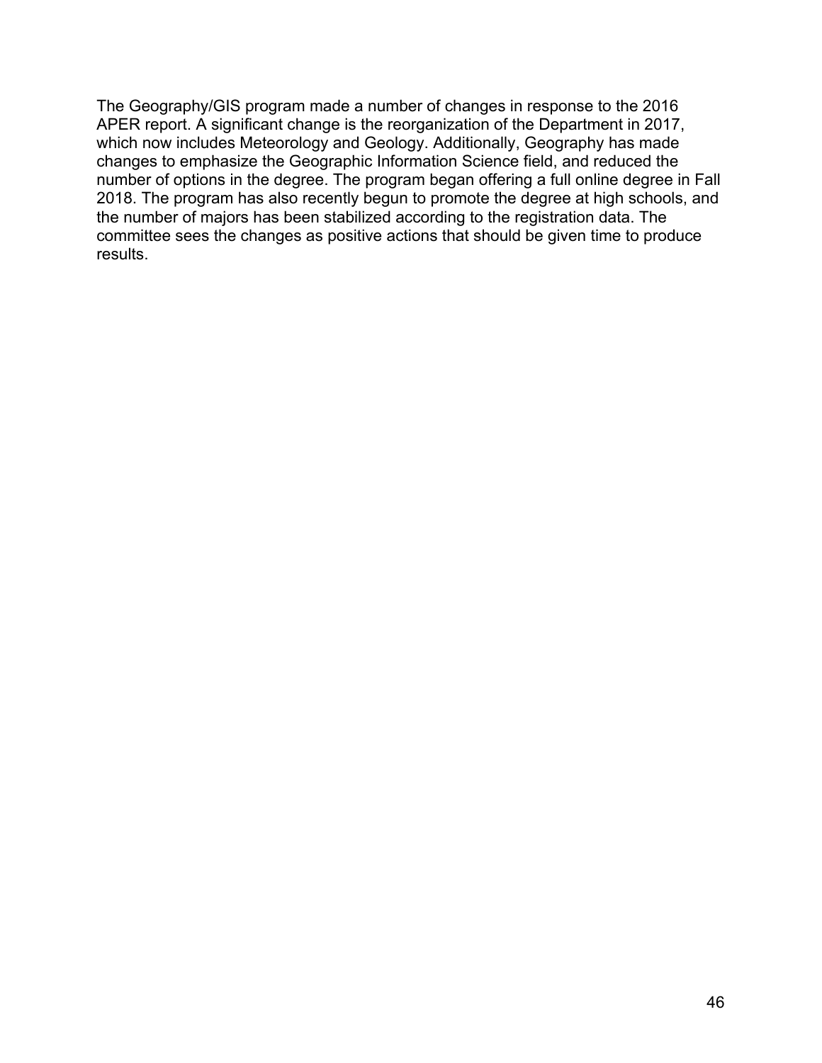The Geography/GIS program made a number of changes in response to the 2016 APER report. A significant change is the reorganization of the Department in 2017, which now includes Meteorology and Geology. Additionally, Geography has made changes to emphasize the Geographic Information Science field, and reduced the number of options in the degree. The program began offering a full online degree in Fall 2018. The program has also recently begun to promote the degree at high schools, and the number of majors has been stabilized according to the registration data. The committee sees the changes as positive actions that should be given time to produce results.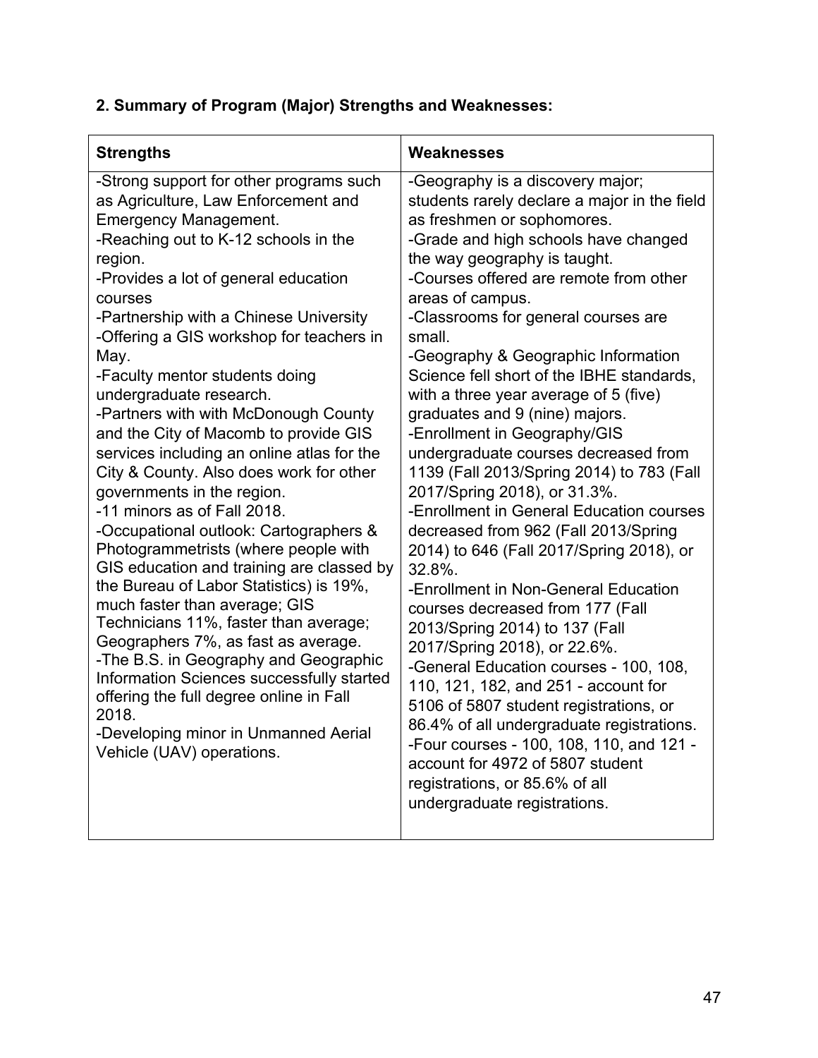**2. Summary of Program (Major) Strengths and Weaknesses:**

| Strengths | Weaknesses |
|---|---|
| -Strong support for other programs such as Agriculture, Law Enforcement and Emergency Management.<br>-Reaching out to K-12 schools in the region.<br>-Provides a lot of general education courses<br>-Partnership with a Chinese University<br>-Offering a GIS workshop for teachers in May.<br>-Faculty mentor students doing undergraduate research.<br>-Partners with with McDonough County and the City of Macomb to provide GIS services including an online atlas for the City & County. Also does work for other governments in the region.<br>-11 minors as of Fall 2018.<br>-Occupational outlook: Cartographers & Photogrammetrists (where people with GIS education and training are classed by the Bureau of Labor Statistics) is 19%, much faster than average; GIS Technicians 11%, faster than average; Geographers 7%, as fast as average.<br>-The B.S. in Geography and Geographic Information Sciences successfully started offering the full degree online in Fall 2018.<br>-Developing minor in Unmanned Aerial Vehicle (UAV) operations. | -Geography is a discovery major; students rarely declare a major in the field as freshmen or sophomores.<br>-Grade and high schools have changed the way geography is taught.<br>-Courses offered are remote from other areas of campus.<br>-Classrooms for general courses are small.<br>-Geography & Geographic Information Science fell short of the IBHE standards, with a three year average of 5 (five) graduates and 9 (nine) majors.<br>-Enrollment in Geography/GIS undergraduate courses decreased from 1139 (Fall 2013/Spring 2014) to 783 (Fall 2017/Spring 2018), or 31.3%.<br>-Enrollment in General Education courses decreased from 962 (Fall 2013/Spring 2014) to 646 (Fall 2017/Spring 2018), or 32.8%.<br>-Enrollment in Non-General Education courses decreased from 177 (Fall 2013/Spring 2014) to 137 (Fall 2017/Spring 2018), or 22.6%.<br>-General Education courses - 100, 108, 110, 121, 182, and 251 - account for 5106 of 5807 student registrations, or 86.4% of all undergraduate registrations.<br>-Four courses - 100, 108, 110, and 121 - account for 4972 of 5807 student registrations, or 85.6% of all undergraduate registrations. |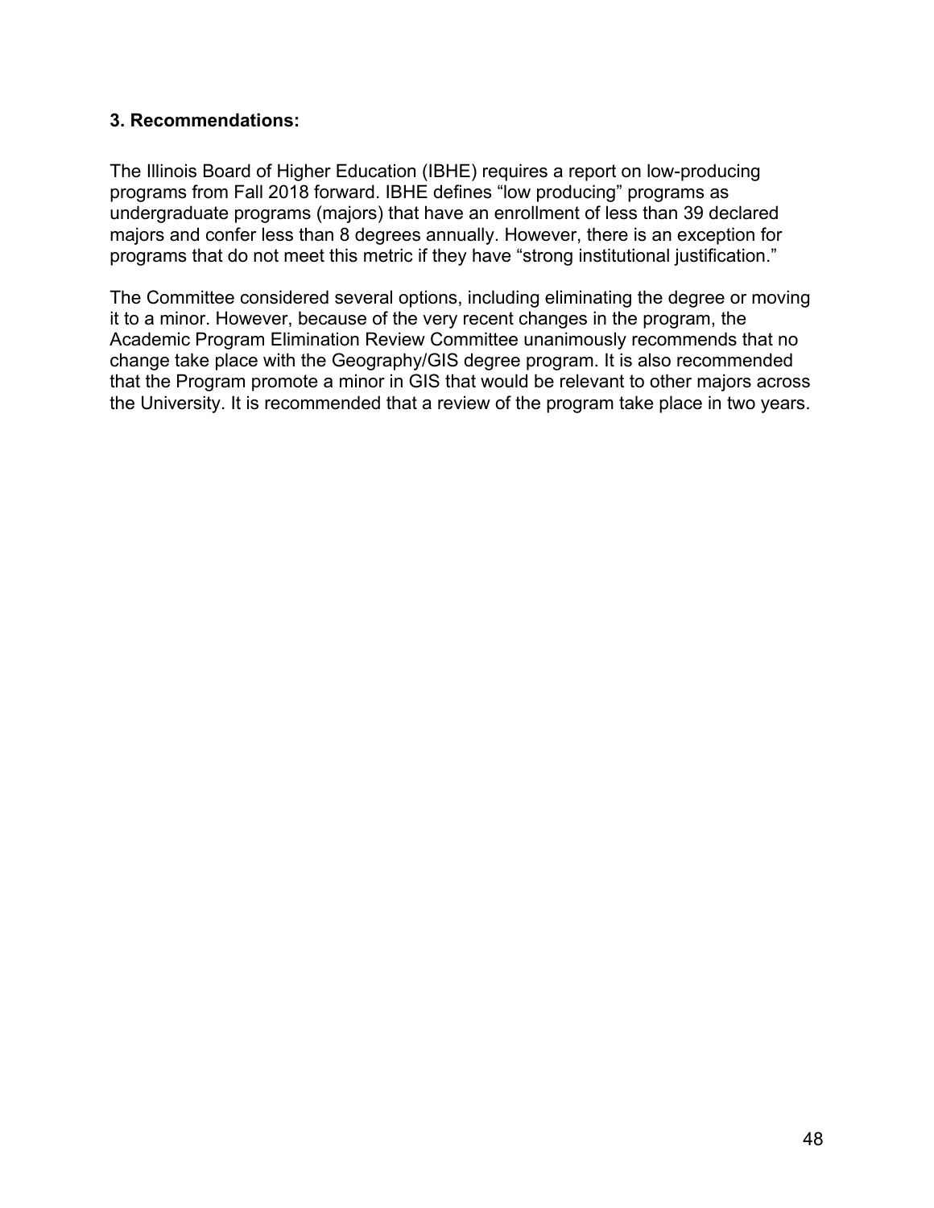### 3. Recommendations:

The Illinois Board of Higher Education (IBHE) requires a report on low-producing programs from Fall 2018 forward. IBHE defines "low producing" programs as undergraduate programs (majors) that have an enrollment of less than 39 declared majors and confer less than 8 degrees annually. However, there is an exception for programs that do not meet this metric if they have "strong institutional justification."

The Committee considered several options, including eliminating the degree or moving it to a minor. However, because of the very recent changes in the program, the Academic Program Elimination Review Committee unanimously recommends that no change take place with the Geography/GIS degree program. It is also recommended that the Program promote a minor in GIS that would be relevant to other majors across the University. It is recommended that a review of the program take place in two years.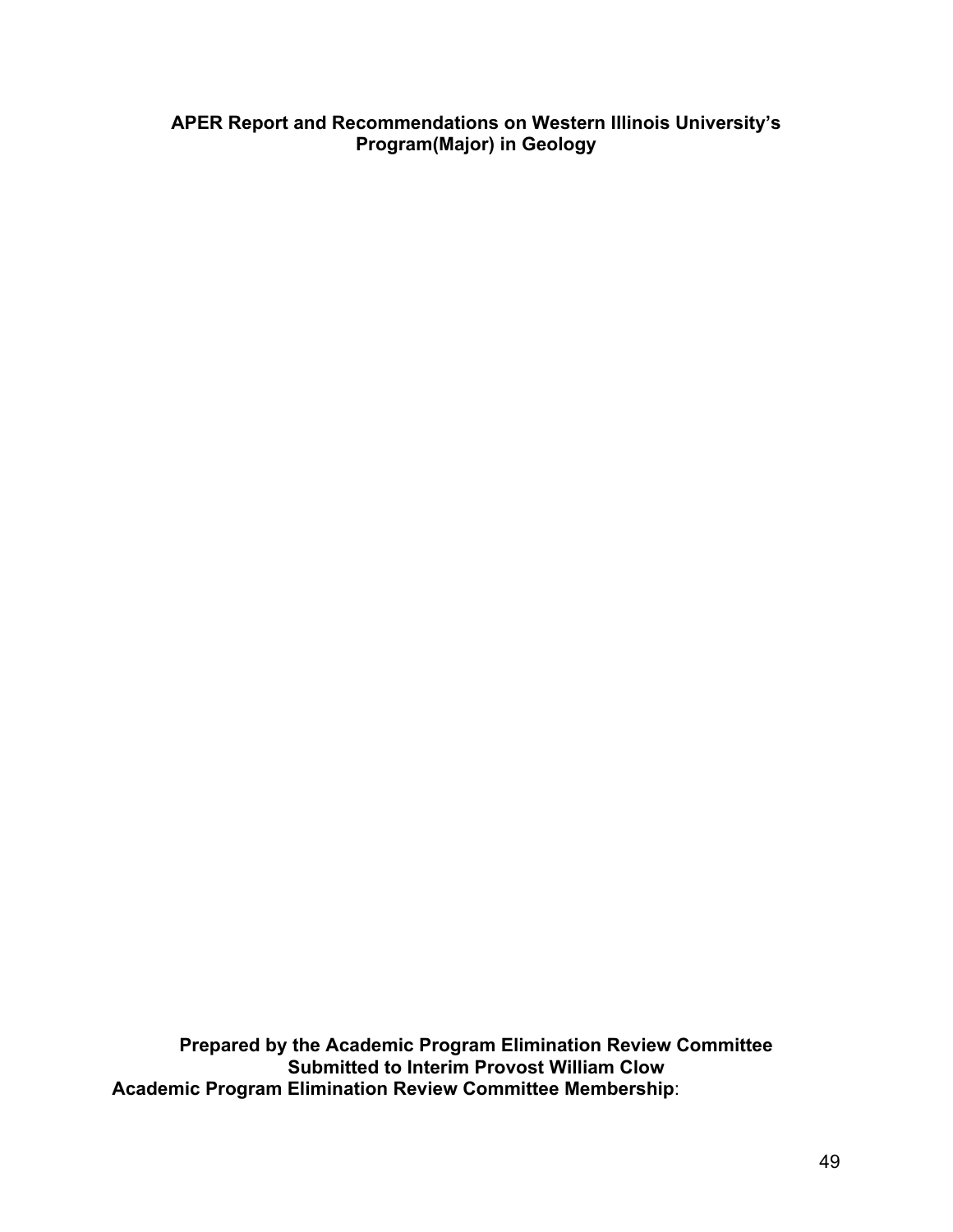**APER Report and Recommendations on Western Illinois University's Program(Major) in Geology**

**Prepared by the Academic Program Elimination Review Committee**
**Submitted to Interim Provost William Clow**
**Academic Program Elimination Review Committee Membership**: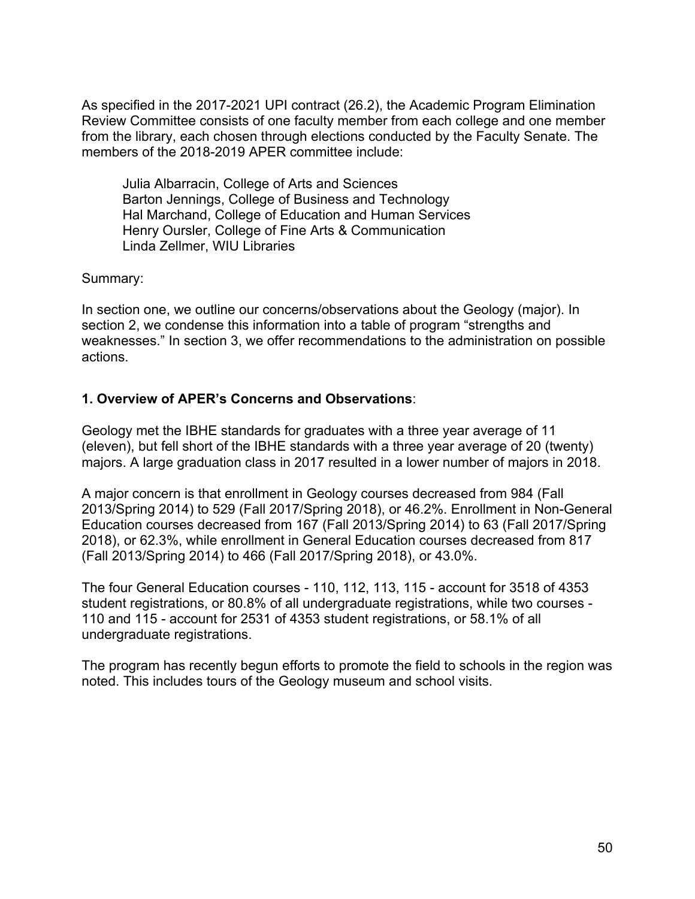As specified in the 2017-2021 UPI contract (26.2), the Academic Program Elimination Review Committee consists of one faculty member from each college and one member from the library, each chosen through elections conducted by the Faculty Senate. The members of the 2018-2019 APER committee include:

Julia Albarracin, College of Arts and Sciences
Barton Jennings, College of Business and Technology
Hal Marchand, College of Education and Human Services
Henry Oursler, College of Fine Arts & Communication
Linda Zellmer, WIU Libraries

Summary:

In section one, we outline our concerns/observations about the Geology (major). In section 2, we condense this information into a table of program "strengths and weaknesses." In section 3, we offer recommendations to the administration on possible actions.

**1. Overview of APER's Concerns and Observations**:

Geology met the IBHE standards for graduates with a three year average of 11 (eleven), but fell short of the IBHE standards with a three year average of 20 (twenty) majors. A large graduation class in 2017 resulted in a lower number of majors in 2018.

A major concern is that enrollment in Geology courses decreased from 984 (Fall 2013/Spring 2014) to 529 (Fall 2017/Spring 2018), or 46.2%. Enrollment in Non-General Education courses decreased from 167 (Fall 2013/Spring 2014) to 63 (Fall 2017/Spring 2018), or 62.3%, while enrollment in General Education courses decreased from 817 (Fall 2013/Spring 2014) to 466 (Fall 2017/Spring 2018), or 43.0%.

The four General Education courses - 110, 112, 113, 115 - account for 3518 of 4353 student registrations, or 80.8% of all undergraduate registrations, while two courses - 110 and 115 - account for 2531 of 4353 student registrations, or 58.1% of all undergraduate registrations.

The program has recently begun efforts to promote the field to schools in the region was noted. This includes tours of the Geology museum and school visits.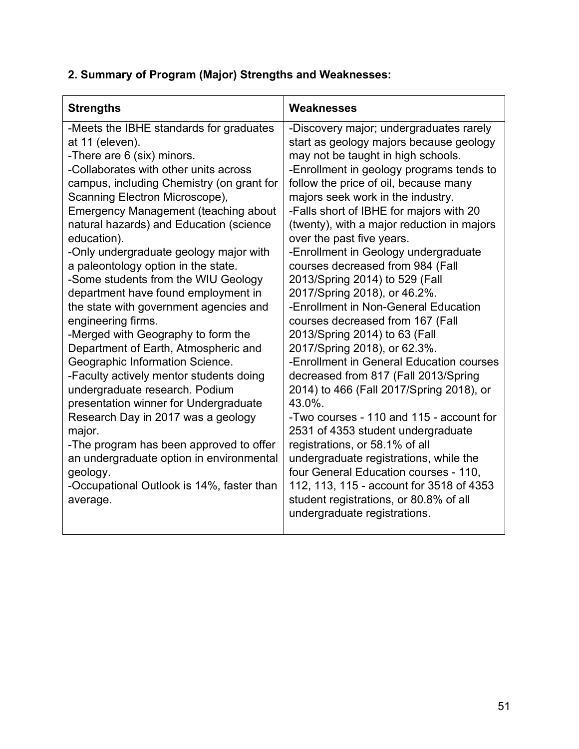**2. Summary of Program (Major) Strengths and Weaknesses:**

| Strengths | Weaknesses |
|---|---|
| -Meets the IBHE standards for graduates at 11 (eleven).<br>-There are 6 (six) minors.<br>-Collaborates with other units across campus, including Chemistry (on grant for Scanning Electron Microscope), Emergency Management (teaching about natural hazards) and Education (science education).<br>-Only undergraduate geology major with a paleontology option in the state.<br>-Some students from the WIU Geology department have found employment in the state with government agencies and engineering firms.<br>-Merged with Geography to form the Department of Earth, Atmospheric and Geographic Information Science.<br>-Faculty actively mentor students doing undergraduate research. Podium presentation winner for Undergraduate Research Day in 2017 was a geology major.<br>-The program has been approved to offer an undergraduate option in environmental geology.<br>-Occupational Outlook is 14%, faster than average. | -Discovery major; undergraduates rarely start as geology majors because geology may not be taught in high schools.<br>-Enrollment in geology programs tends to follow the price of oil, because many majors seek work in the industry.<br>-Falls short of IBHE for majors with 20 (twenty), with a major reduction in majors over the past five years.<br>-Enrollment in Geology undergraduate courses decreased from 984 (Fall 2013/Spring 2014) to 529 (Fall 2017/Spring 2018), or 46.2%.<br>-Enrollment in Non-General Education courses decreased from 167 (Fall 2013/Spring 2014) to 63 (Fall 2017/Spring 2018), or 62.3%.<br>-Enrollment in General Education courses decreased from 817 (Fall 2013/Spring 2014) to 466 (Fall 2017/Spring 2018), or 43.0%.<br>-Two courses - 110 and 115 - account for 2531 of 4353 student undergraduate registrations, or 58.1% of all undergraduate registrations, while the four General Education courses - 110, 112, 113, 115 - account for 3518 of 4353 student registrations, or 80.8% of all undergraduate registrations. |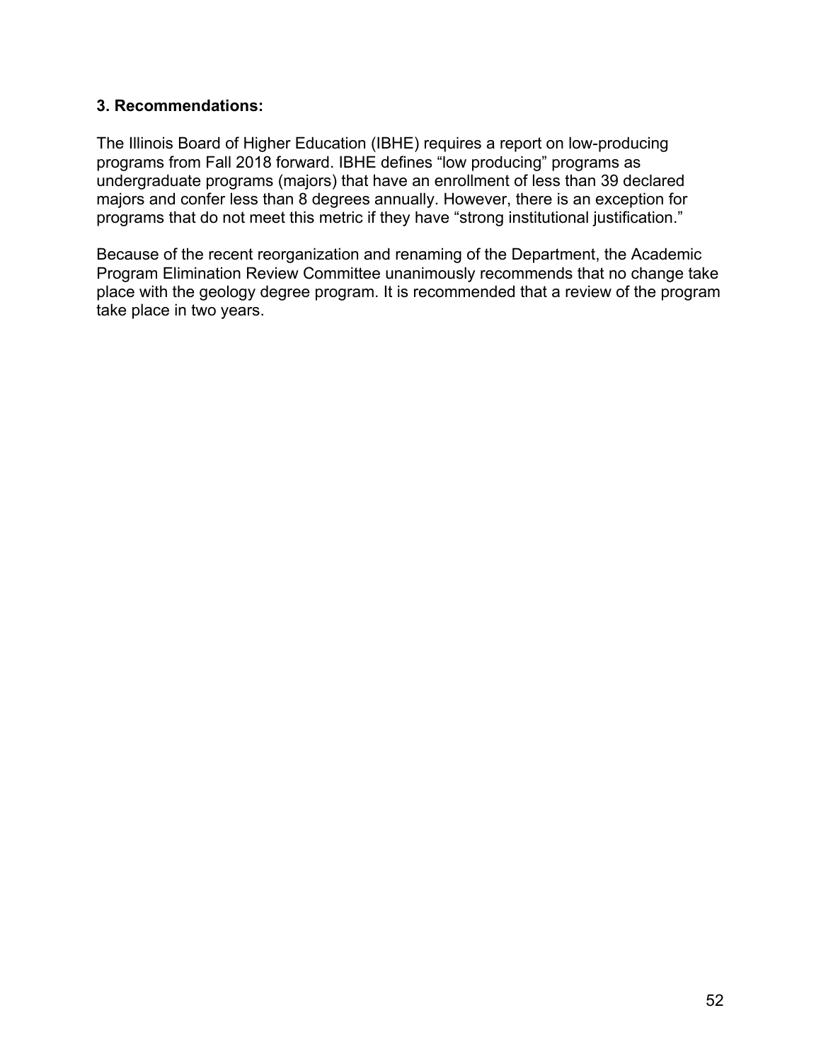### 3. Recommendations:

The Illinois Board of Higher Education (IBHE) requires a report on low-producing programs from Fall 2018 forward. IBHE defines “low producing” programs as undergraduate programs (majors) that have an enrollment of less than 39 declared majors and confer less than 8 degrees annually. However, there is an exception for programs that do not meet this metric if they have “strong institutional justification.”

Because of the recent reorganization and renaming of the Department, the Academic Program Elimination Review Committee unanimously recommends that no change take place with the geology degree program. It is recommended that a review of the program take place in two years.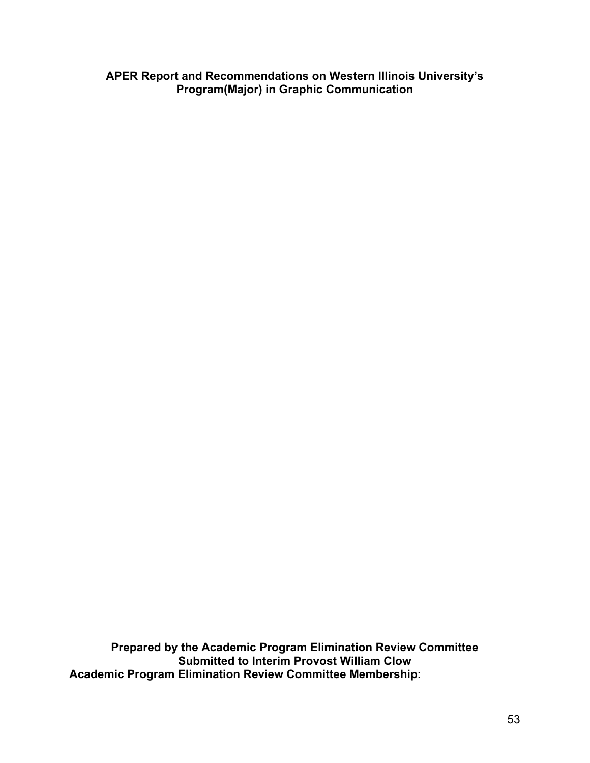**APER Report and Recommendations on Western Illinois University's Program(Major) in Graphic Communication**

**Prepared by the Academic Program Elimination Review Committee**
**Submitted to Interim Provost William Clow**
**Academic Program Elimination Review Committee Membership**: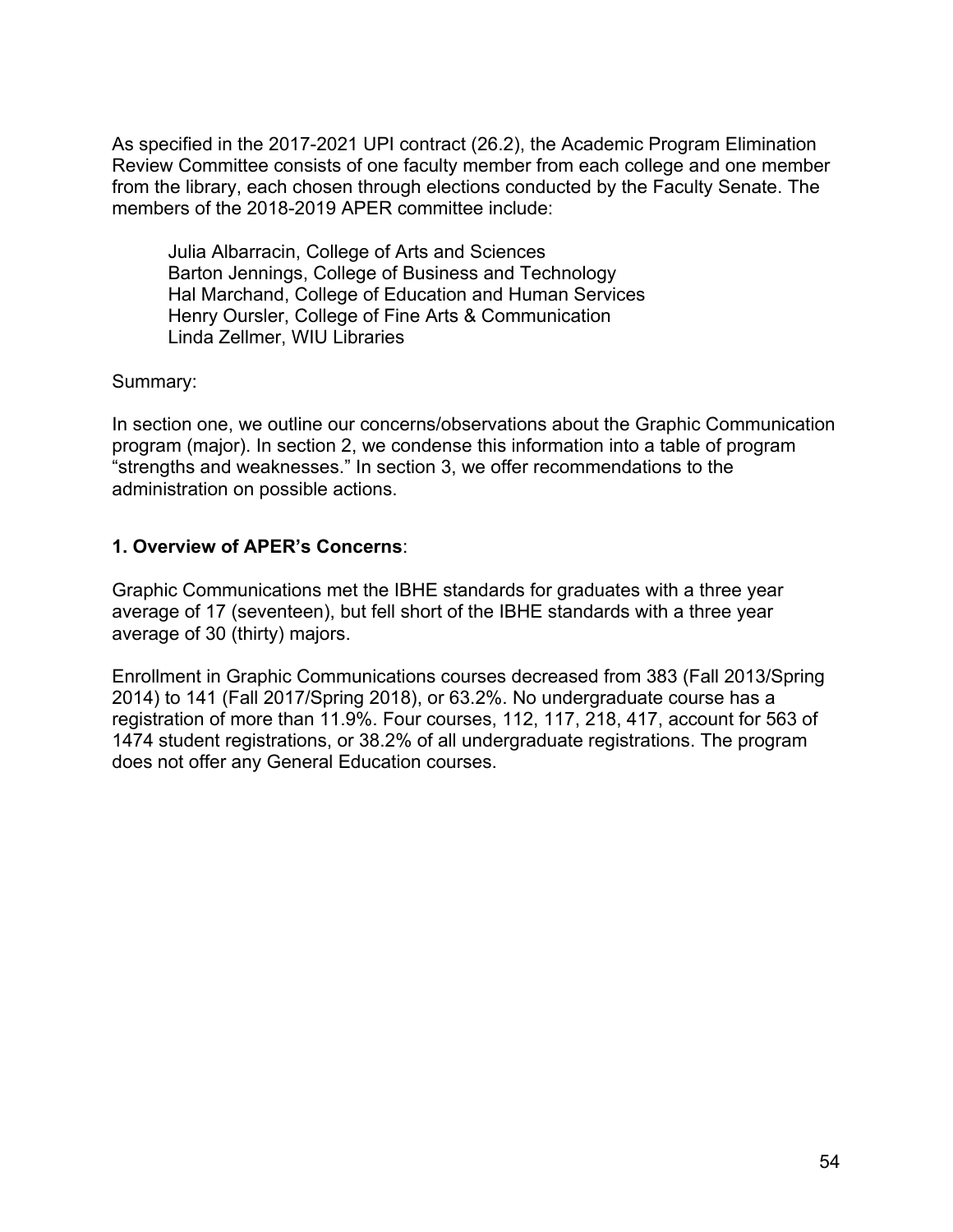As specified in the 2017-2021 UPI contract (26.2), the Academic Program Elimination Review Committee consists of one faculty member from each college and one member from the library, each chosen through elections conducted by the Faculty Senate. The members of the 2018-2019 APER committee include:

Julia Albarracin, College of Arts and Sciences
Barton Jennings, College of Business and Technology
Hal Marchand, College of Education and Human Services
Henry Oursler, College of Fine Arts & Communication
Linda Zellmer, WIU Libraries

Summary:

In section one, we outline our concerns/observations about the Graphic Communication program (major). In section 2, we condense this information into a table of program "strengths and weaknesses." In section 3, we offer recommendations to the administration on possible actions.

**1. Overview of APER's Concerns**:

Graphic Communications met the IBHE standards for graduates with a three year average of 17 (seventeen), but fell short of the IBHE standards with a three year average of 30 (thirty) majors.

Enrollment in Graphic Communications courses decreased from 383 (Fall 2013/Spring 2014) to 141 (Fall 2017/Spring 2018), or 63.2%. No undergraduate course has a registration of more than 11.9%. Four courses, 112, 117, 218, 417, account for 563 of 1474 student registrations, or 38.2% of all undergraduate registrations. The program does not offer any General Education courses.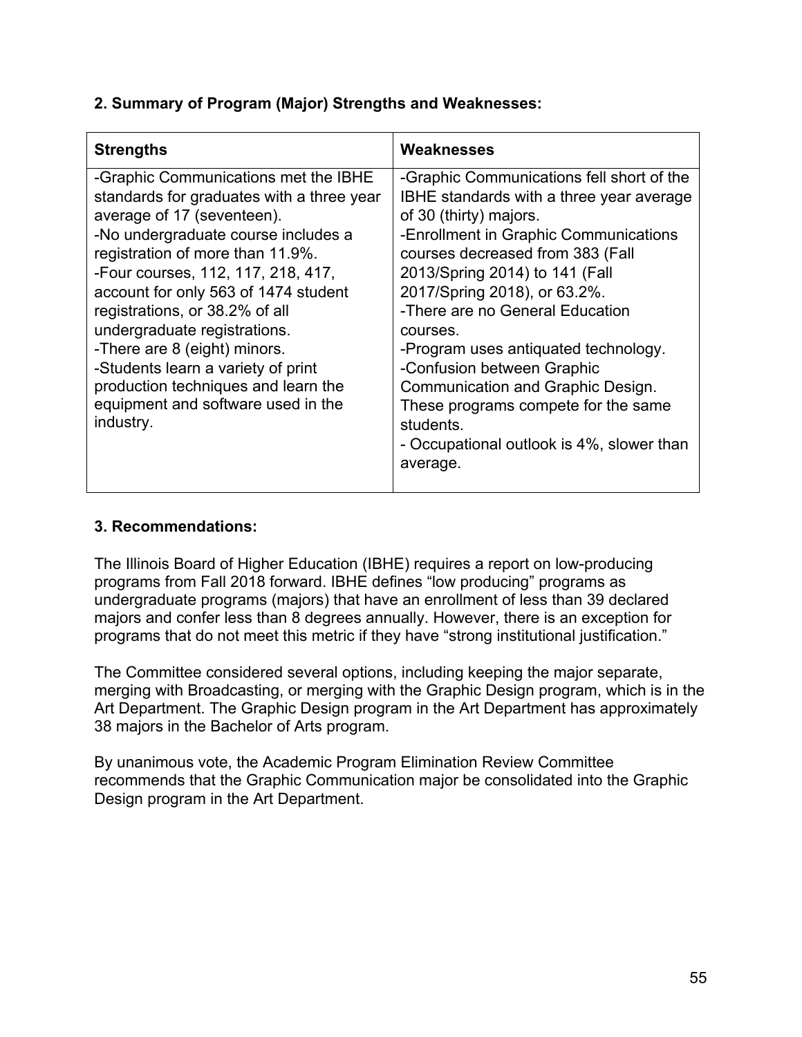**2. Summary of Program (Major) Strengths and Weaknesses:**

| Strengths | Weaknesses |
|---|---|
| -Graphic Communications met the IBHE standards for graduates with a three year average of 17 (seventeen).<br>-No undergraduate course includes a registration of more than 11.9%.<br>-Four courses, 112, 117, 218, 417, account for only 563 of 1474 student registrations, or 38.2% of all undergraduate registrations.<br>-There are 8 (eight) minors.<br>-Students learn a variety of print production techniques and learn the equipment and software used in the industry. | -Graphic Communications fell short of the IBHE standards with a three year average of 30 (thirty) majors.<br>-Enrollment in Graphic Communications courses decreased from 383 (Fall 2013/Spring 2014) to 141 (Fall 2017/Spring 2018), or 63.2%.<br>-There are no General Education courses.<br>-Program uses antiquated technology.<br>-Confusion between Graphic Communication and Graphic Design. These programs compete for the same students.<br>- Occupational outlook is 4%, slower than average. |

**3. Recommendations:**

The Illinois Board of Higher Education (IBHE) requires a report on low-producing programs from Fall 2018 forward. IBHE defines "low producing" programs as undergraduate programs (majors) that have an enrollment of less than 39 declared majors and confer less than 8 degrees annually. However, there is an exception for programs that do not meet this metric if they have "strong institutional justification."

The Committee considered several options, including keeping the major separate, merging with Broadcasting, or merging with the Graphic Design program, which is in the Art Department. The Graphic Design program in the Art Department has approximately 38 majors in the Bachelor of Arts program.

By unanimous vote, the Academic Program Elimination Review Committee recommends that the Graphic Communication major be consolidated into the Graphic Design program in the Art Department.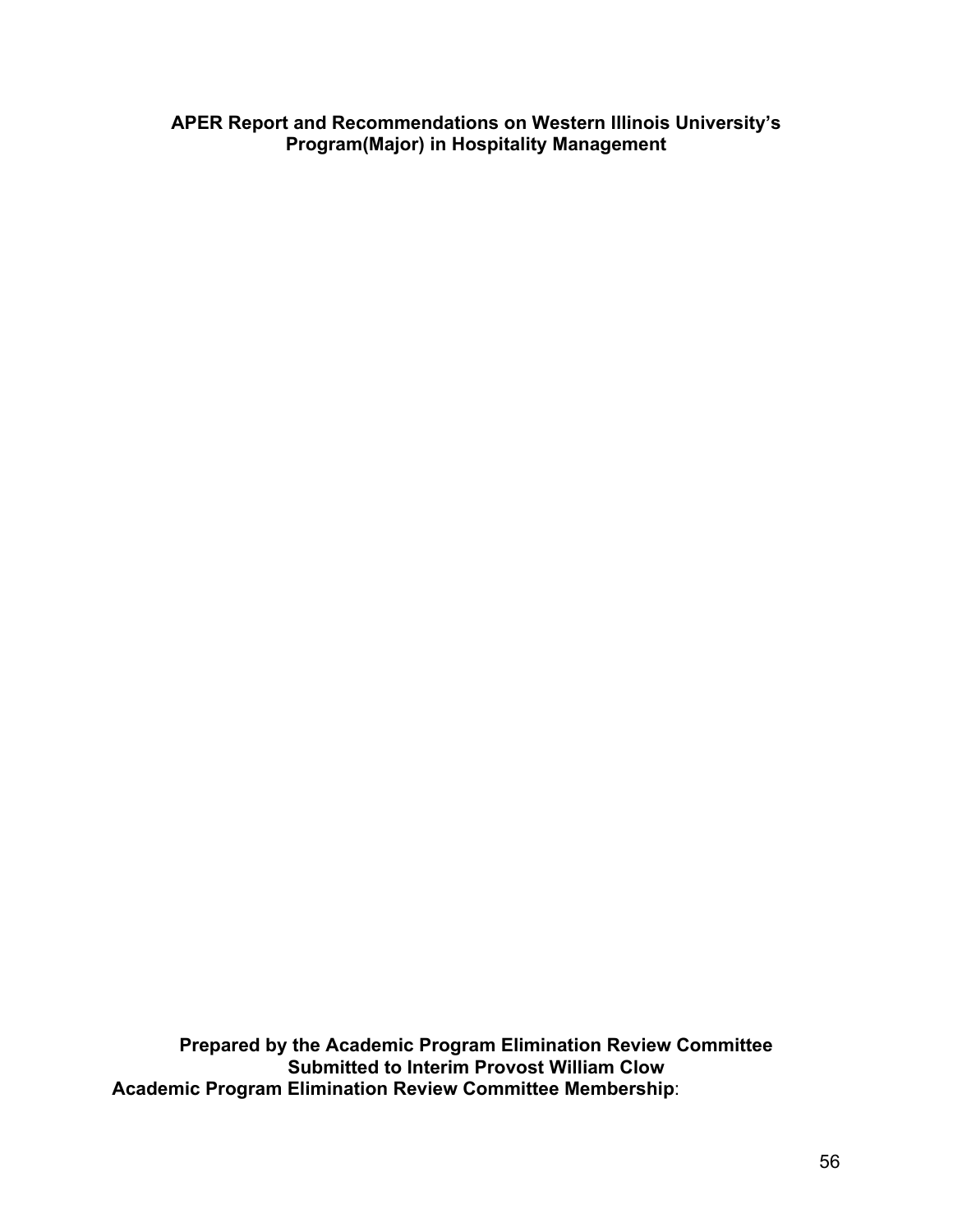**APER Report and Recommendations on Western Illinois University's Program(Major) in Hospitality Management**

**Prepared by the Academic Program Elimination Review Committee**
**Submitted to Interim Provost William Clow**
**Academic Program Elimination Review Committee Membership**: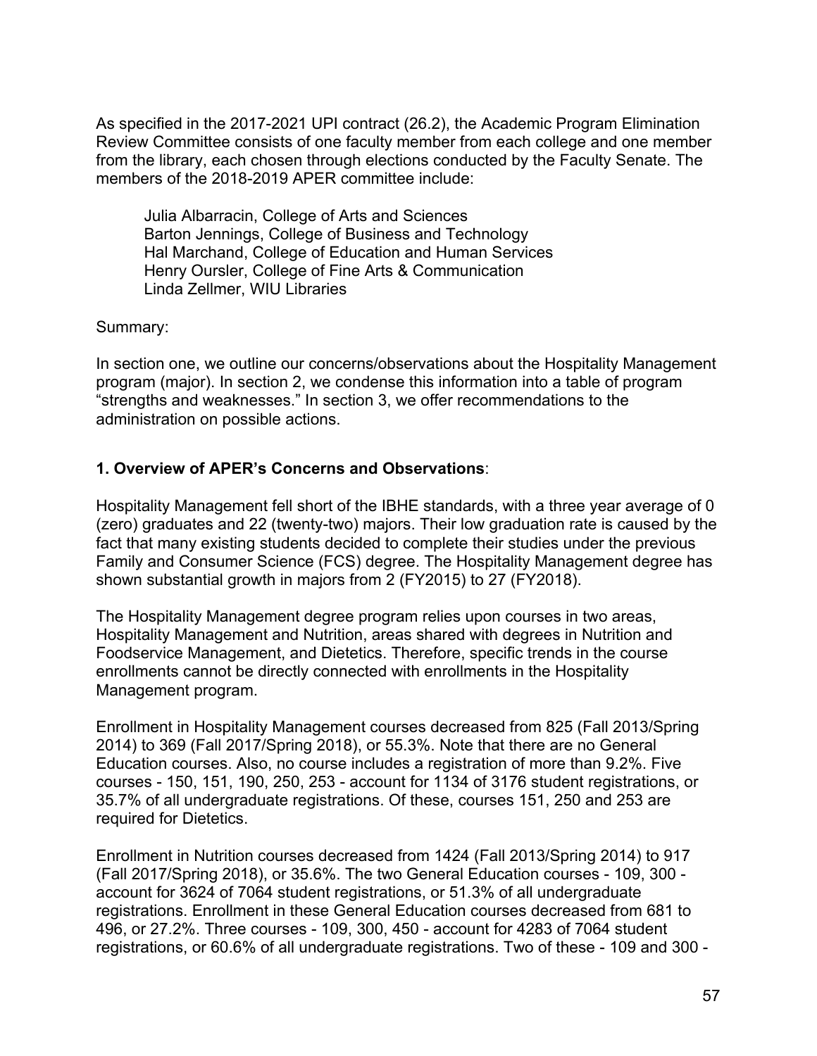As specified in the 2017-2021 UPI contract (26.2), the Academic Program Elimination Review Committee consists of one faculty member from each college and one member from the library, each chosen through elections conducted by the Faculty Senate. The members of the 2018-2019 APER committee include:

Julia Albarracin, College of Arts and Sciences
Barton Jennings, College of Business and Technology
Hal Marchand, College of Education and Human Services
Henry Oursler, College of Fine Arts & Communication
Linda Zellmer, WIU Libraries

Summary:

In section one, we outline our concerns/observations about the Hospitality Management program (major). In section 2, we condense this information into a table of program "strengths and weaknesses." In section 3, we offer recommendations to the administration on possible actions.

### 1. Overview of APER's Concerns and Observations:

Hospitality Management fell short of the IBHE standards, with a three year average of 0 (zero) graduates and 22 (twenty-two) majors. Their low graduation rate is caused by the fact that many existing students decided to complete their studies under the previous Family and Consumer Science (FCS) degree. The Hospitality Management degree has shown substantial growth in majors from 2 (FY2015) to 27 (FY2018).

The Hospitality Management degree program relies upon courses in two areas, Hospitality Management and Nutrition, areas shared with degrees in Nutrition and Foodservice Management, and Dietetics. Therefore, specific trends in the course enrollments cannot be directly connected with enrollments in the Hospitality Management program.

Enrollment in Hospitality Management courses decreased from 825 (Fall 2013/Spring 2014) to 369 (Fall 2017/Spring 2018), or 55.3%. Note that there are no General Education courses. Also, no course includes a registration of more than 9.2%. Five courses - 150, 151, 190, 250, 253 - account for 1134 of 3176 student registrations, or 35.7% of all undergraduate registrations. Of these, courses 151, 250 and 253 are required for Dietetics.

Enrollment in Nutrition courses decreased from 1424 (Fall 2013/Spring 2014) to 917 (Fall 2017/Spring 2018), or 35.6%. The two General Education courses - 109, 300 - account for 3624 of 7064 student registrations, or 51.3% of all undergraduate registrations. Enrollment in these General Education courses decreased from 681 to 496, or 27.2%. Three courses - 109, 300, 450 - account for 4283 of 7064 student registrations, or 60.6% of all undergraduate registrations. Two of these - 109 and 300 -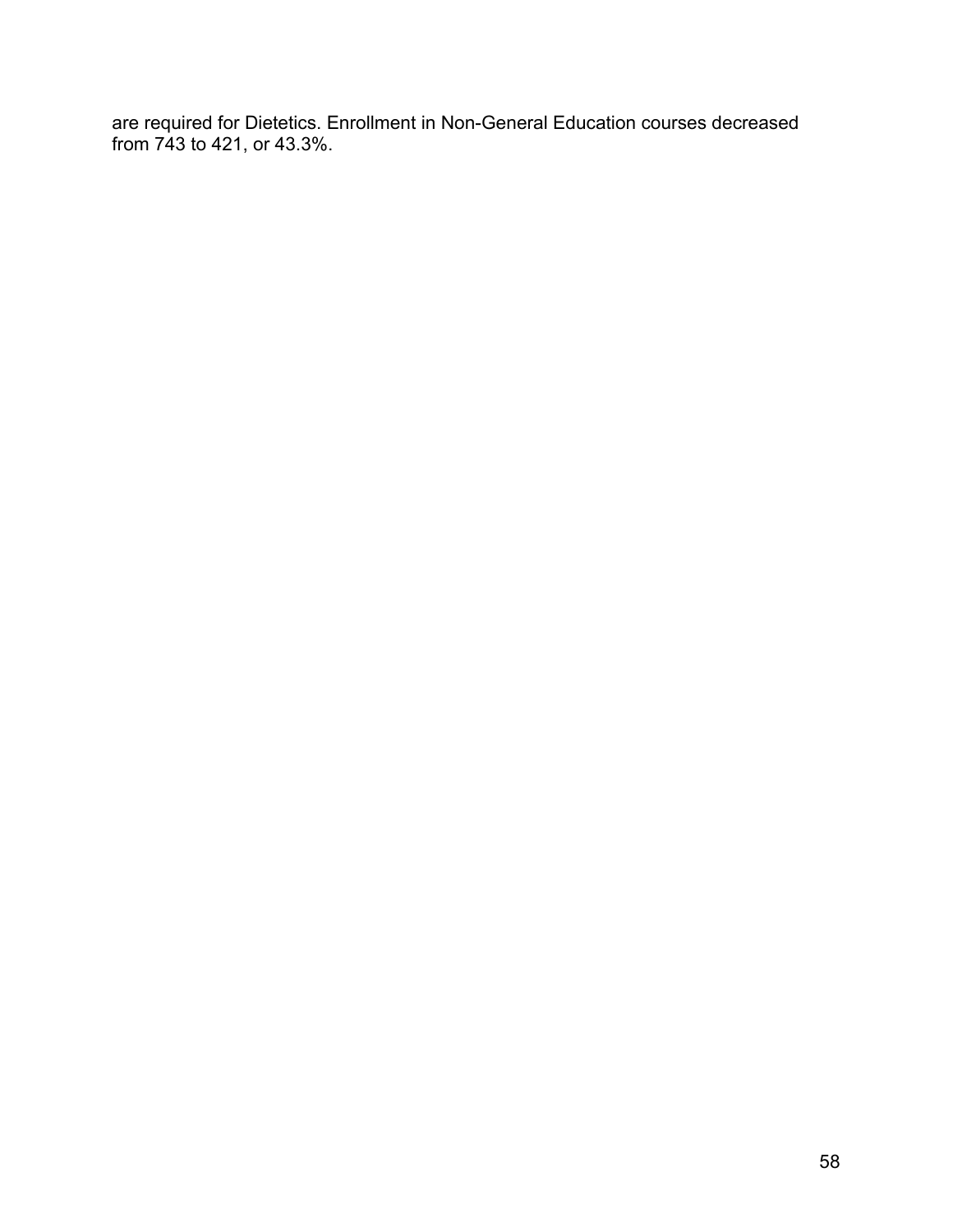are required for Dietetics. Enrollment in Non-General Education courses decreased from 743 to 421, or 43.3%.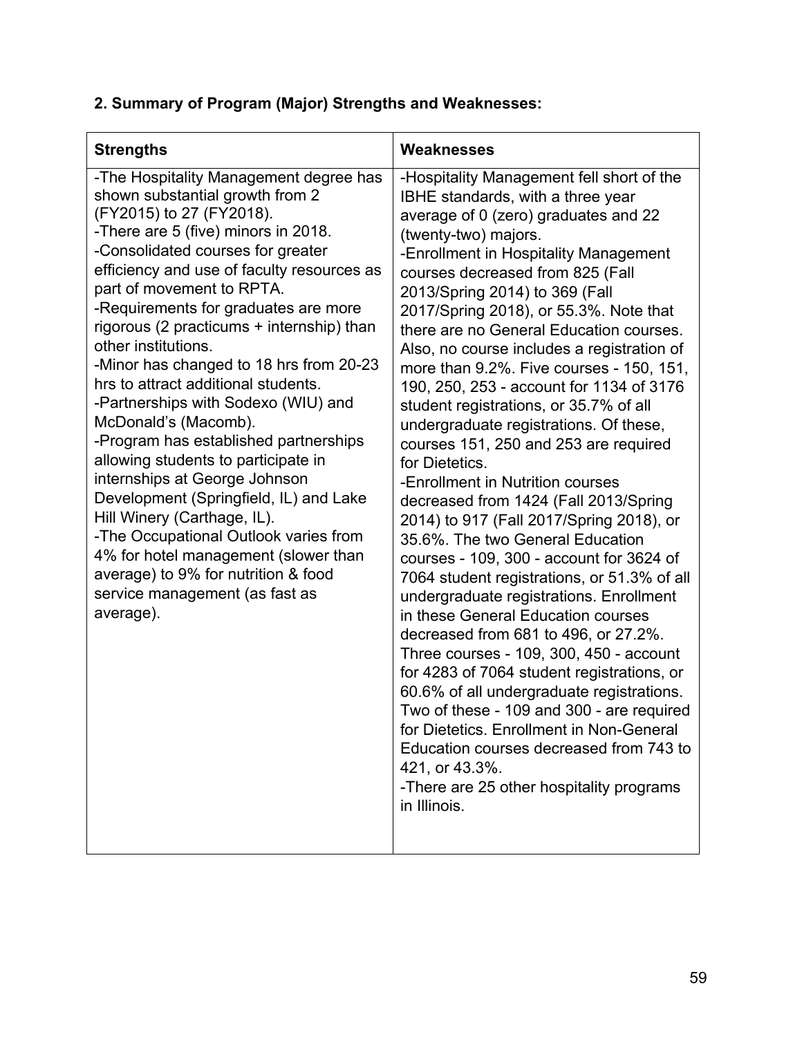**2. Summary of Program (Major) Strengths and Weaknesses:**

| Strengths | Weaknesses |
|---|---|
| -The Hospitality Management degree has shown substantial growth from 2 (FY2015) to 27 (FY2018).<br>-There are 5 (five) minors in 2018.<br>-Consolidated courses for greater efficiency and use of faculty resources as part of movement to RPTA.<br>-Requirements for graduates are more rigorous (2 practicums + internship) than other institutions.<br>-Minor has changed to 18 hrs from 20-23 hrs to attract additional students.<br>-Partnerships with Sodexo (WIU) and McDonald's (Macomb).<br>-Program has established partnerships allowing students to participate in internships at George Johnson Development (Springfield, IL) and Lake Hill Winery (Carthage, IL).<br>-The Occupational Outlook varies from 4% for hotel management (slower than average) to 9% for nutrition & food service management (as fast as average). | -Hospitality Management fell short of the IBHE standards, with a three year average of 0 (zero) graduates and 22 (twenty-two) majors.<br>-Enrollment in Hospitality Management courses decreased from 825 (Fall 2013/Spring 2014) to 369 (Fall 2017/Spring 2018), or 55.3%. Note that there are no General Education courses. Also, no course includes a registration of more than 9.2%. Five courses - 150, 151, 190, 250, 253 - account for 1134 of 3176 student registrations, or 35.7% of all undergraduate registrations. Of these, courses 151, 250 and 253 are required for Dietetics.<br>-Enrollment in Nutrition courses decreased from 1424 (Fall 2013/Spring 2014) to 917 (Fall 2017/Spring 2018), or 35.6%. The two General Education courses - 109, 300 - account for 3624 of 7064 student registrations, or 51.3% of all undergraduate registrations. Enrollment in these General Education courses decreased from 681 to 496, or 27.2%. Three courses - 109, 300, 450 - account for 4283 of 7064 student registrations, or 60.6% of all undergraduate registrations. Two of these - 109 and 300 - are required for Dietetics. Enrollment in Non-General Education courses decreased from 743 to 421, or 43.3%.<br>-There are 25 other hospitality programs in Illinois. |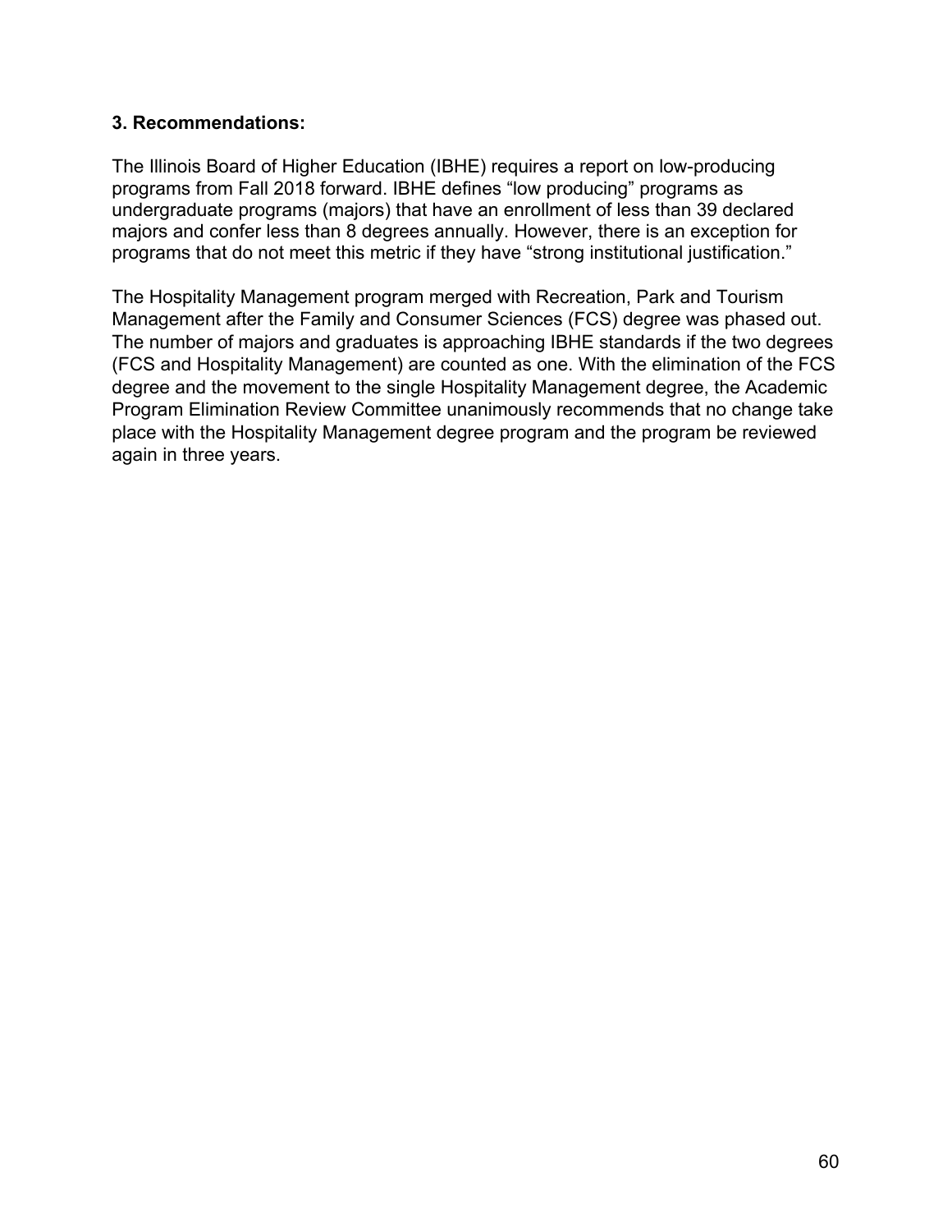### 3. Recommendations:

The Illinois Board of Higher Education (IBHE) requires a report on low-producing programs from Fall 2018 forward. IBHE defines "low producing" programs as undergraduate programs (majors) that have an enrollment of less than 39 declared majors and confer less than 8 degrees annually. However, there is an exception for programs that do not meet this metric if they have "strong institutional justification."

The Hospitality Management program merged with Recreation, Park and Tourism Management after the Family and Consumer Sciences (FCS) degree was phased out. The number of majors and graduates is approaching IBHE standards if the two degrees (FCS and Hospitality Management) are counted as one. With the elimination of the FCS degree and the movement to the single Hospitality Management degree, the Academic Program Elimination Review Committee unanimously recommends that no change take place with the Hospitality Management degree program and the program be reviewed again in three years.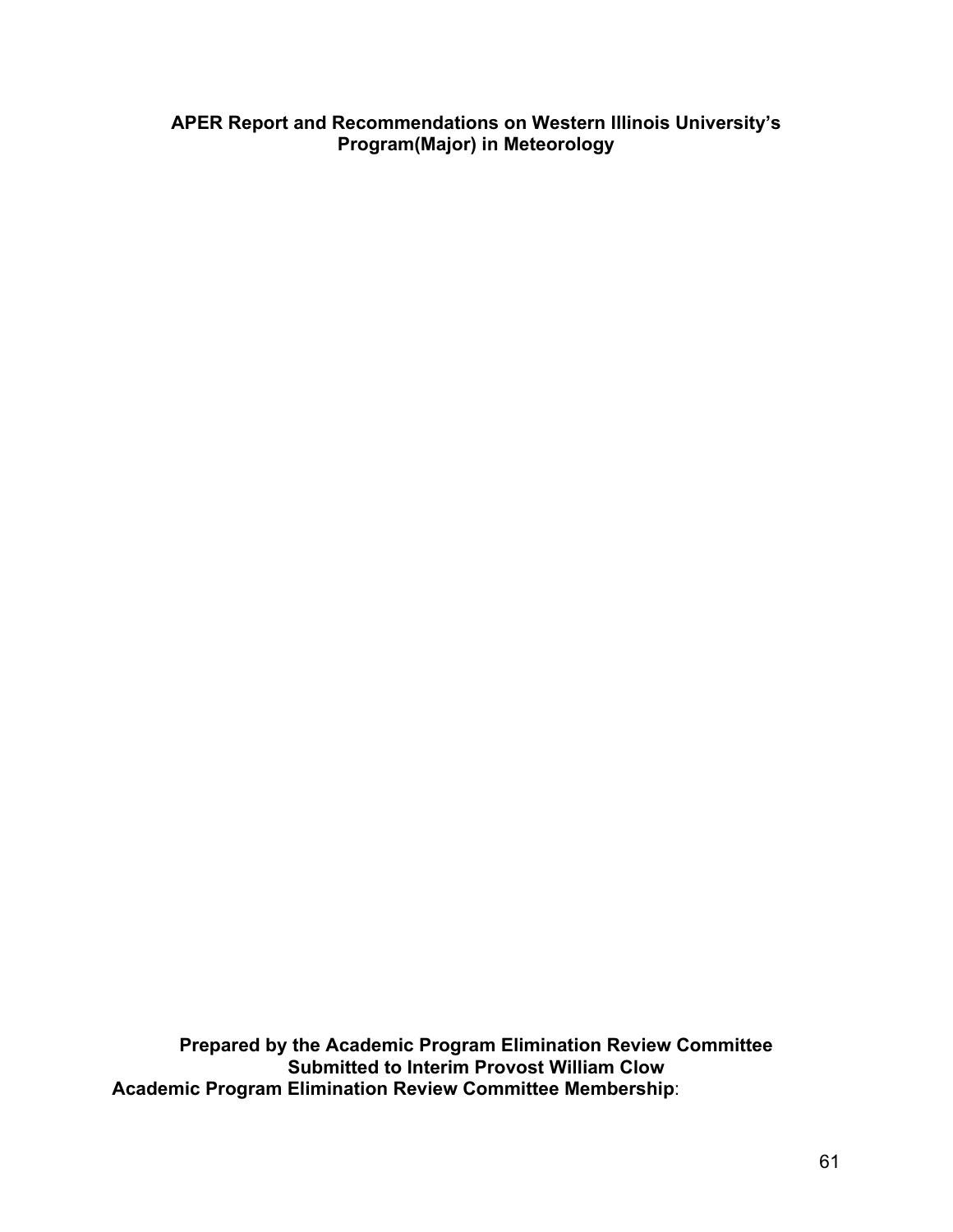**APER Report and Recommendations on Western Illinois University's Program(Major) in Meteorology**

**Prepared by the Academic Program Elimination Review Committee**
**Submitted to Interim Provost William Clow**
**Academic Program Elimination Review Committee Membership**: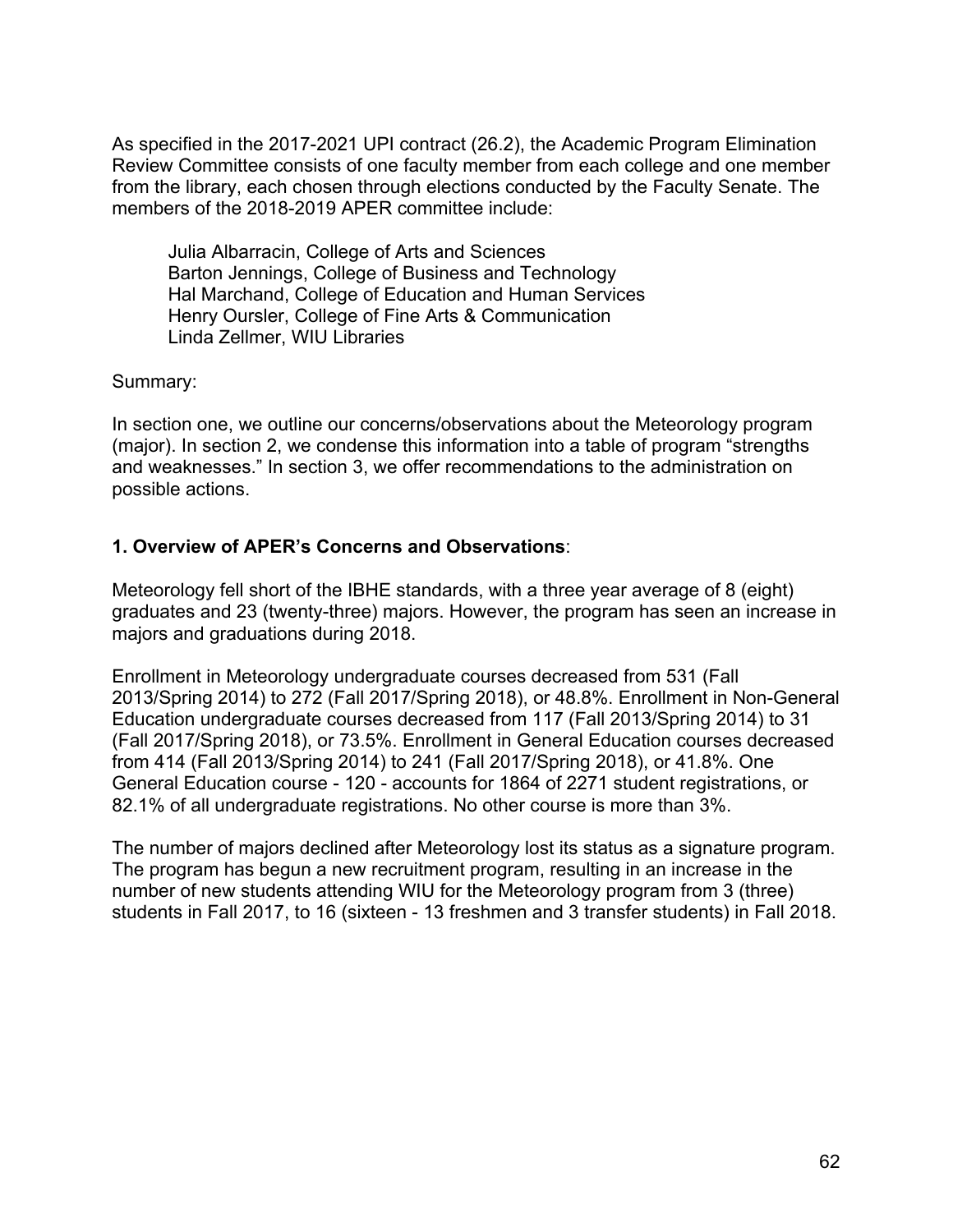As specified in the 2017-2021 UPI contract (26.2), the Academic Program Elimination Review Committee consists of one faculty member from each college and one member from the library, each chosen through elections conducted by the Faculty Senate. The members of the 2018-2019 APER committee include:

> Julia Albarracin, College of Arts and Sciences
> Barton Jennings, College of Business and Technology
> Hal Marchand, College of Education and Human Services
> Henry Oursler, College of Fine Arts & Communication
> Linda Zellmer, WIU Libraries

Summary:

In section one, we outline our concerns/observations about the Meteorology program (major). In section 2, we condense this information into a table of program "strengths and weaknesses." In section 3, we offer recommendations to the administration on possible actions.

**1. Overview of APER's Concerns and Observations**:

Meteorology fell short of the IBHE standards, with a three year average of 8 (eight) graduates and 23 (twenty-three) majors. However, the program has seen an increase in majors and graduations during 2018.

Enrollment in Meteorology undergraduate courses decreased from 531 (Fall 2013/Spring 2014) to 272 (Fall 2017/Spring 2018), or 48.8%. Enrollment in Non-General Education undergraduate courses decreased from 117 (Fall 2013/Spring 2014) to 31 (Fall 2017/Spring 2018), or 73.5%. Enrollment in General Education courses decreased from 414 (Fall 2013/Spring 2014) to 241 (Fall 2017/Spring 2018), or 41.8%. One General Education course - 120 - accounts for 1864 of 2271 student registrations, or 82.1% of all undergraduate registrations. No other course is more than 3%.

The number of majors declined after Meteorology lost its status as a signature program. The program has begun a new recruitment program, resulting in an increase in the number of new students attending WIU for the Meteorology program from 3 (three) students in Fall 2017, to 16 (sixteen - 13 freshmen and 3 transfer students) in Fall 2018.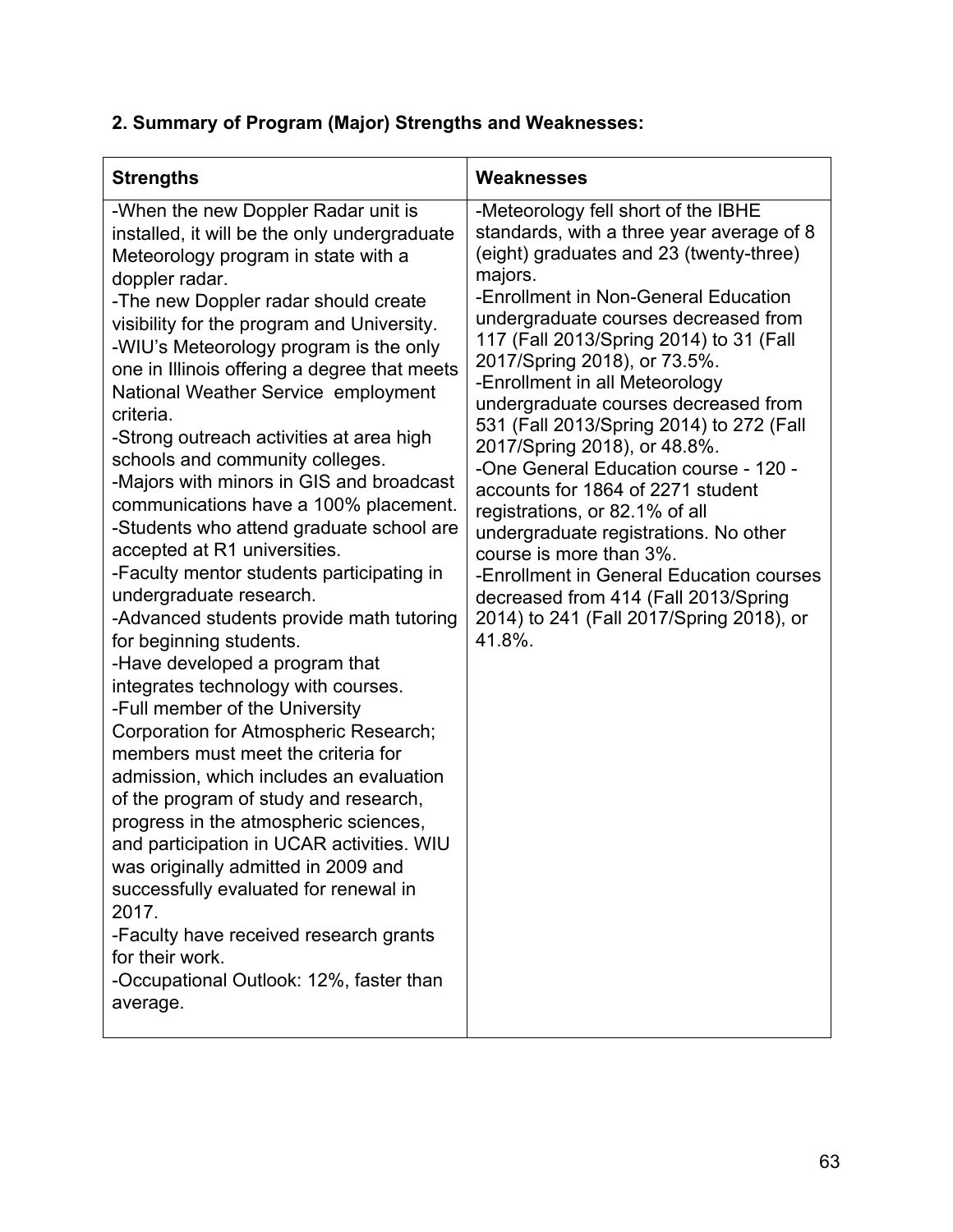**2. Summary of Program (Major) Strengths and Weaknesses:**

| Strengths | Weaknesses |
|---|---|
| -When the new Doppler Radar unit is installed, it will be the only undergraduate Meteorology program in state with a doppler radar.<br>-The new Doppler radar should create visibility for the program and University.<br>-WIU's Meteorology program is the only one in Illinois offering a degree that meets National Weather Service employment criteria.<br>-Strong outreach activities at area high schools and community colleges.<br>-Majors with minors in GIS and broadcast communications have a 100% placement.<br>-Students who attend graduate school are accepted at R1 universities.<br>-Faculty mentor students participating in undergraduate research.<br>-Advanced students provide math tutoring for beginning students.<br>-Have developed a program that integrates technology with courses.<br>-Full member of the University Corporation for Atmospheric Research; members must meet the criteria for admission, which includes an evaluation of the program of study and research, progress in the atmospheric sciences, and participation in UCAR activities. WIU was originally admitted in 2009 and successfully evaluated for renewal in 2017.<br>-Faculty have received research grants for their work.<br>-Occupational Outlook: 12%, faster than average. | -Meteorology fell short of the IBHE standards, with a three year average of 8 (eight) graduates and 23 (twenty-three) majors.<br>-Enrollment in Non-General Education undergraduate courses decreased from 117 (Fall 2013/Spring 2014) to 31 (Fall 2017/Spring 2018), or 73.5%.<br>-Enrollment in all Meteorology undergraduate courses decreased from 531 (Fall 2013/Spring 2014) to 272 (Fall 2017/Spring 2018), or 48.8%.<br>-One General Education course - 120 - accounts for 1864 of 2271 student registrations, or 82.1% of all undergraduate registrations. No other course is more than 3%.<br>-Enrollment in General Education courses decreased from 414 (Fall 2013/Spring 2014) to 241 (Fall 2017/Spring 2018), or 41.8%. |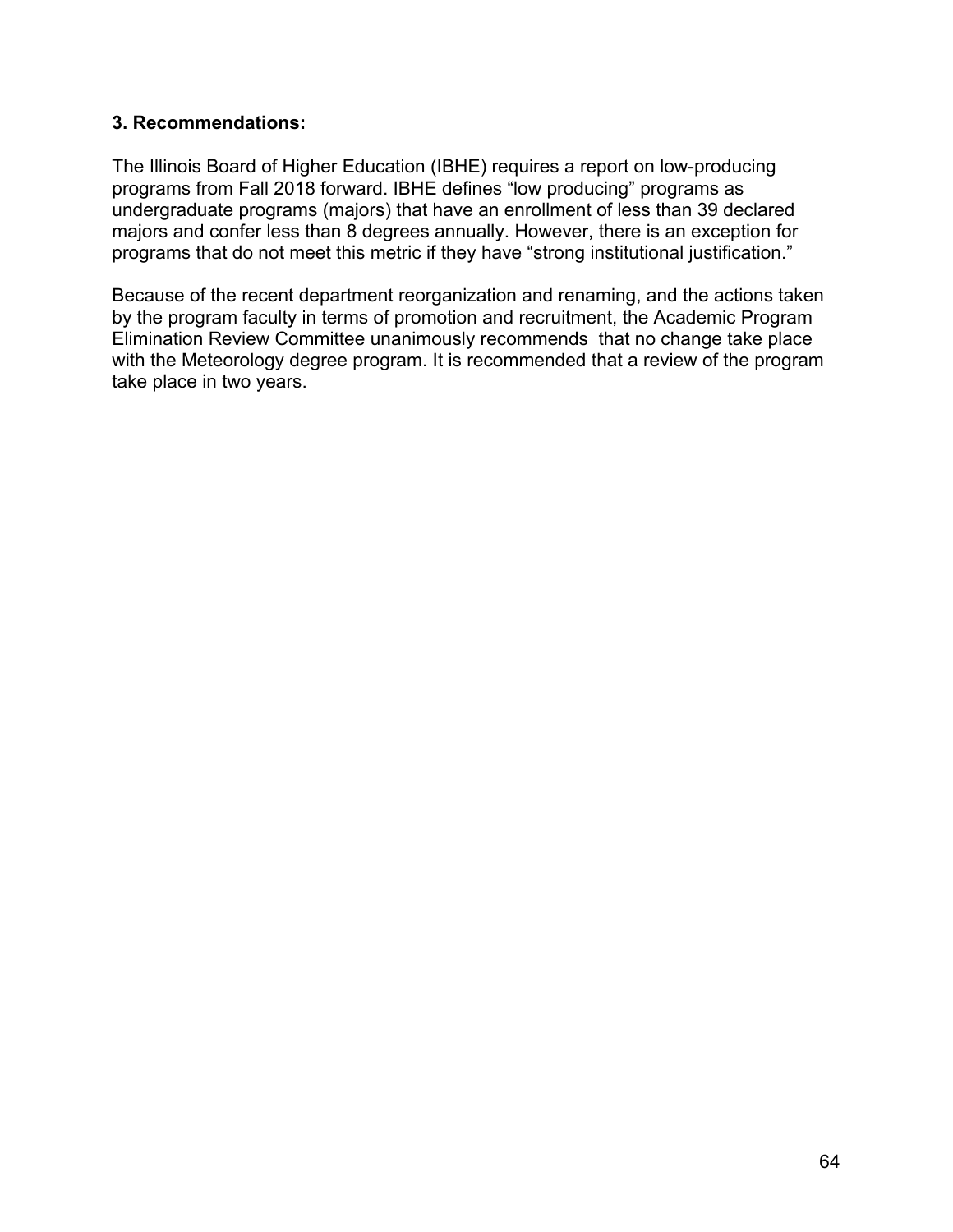### 3. Recommendations:

The Illinois Board of Higher Education (IBHE) requires a report on low-producing programs from Fall 2018 forward. IBHE defines "low producing" programs as undergraduate programs (majors) that have an enrollment of less than 39 declared majors and confer less than 8 degrees annually. However, there is an exception for programs that do not meet this metric if they have "strong institutional justification."

Because of the recent department reorganization and renaming, and the actions taken by the program faculty in terms of promotion and recruitment, the Academic Program Elimination Review Committee unanimously recommends that no change take place with the Meteorology degree program. It is recommended that a review of the program take place in two years.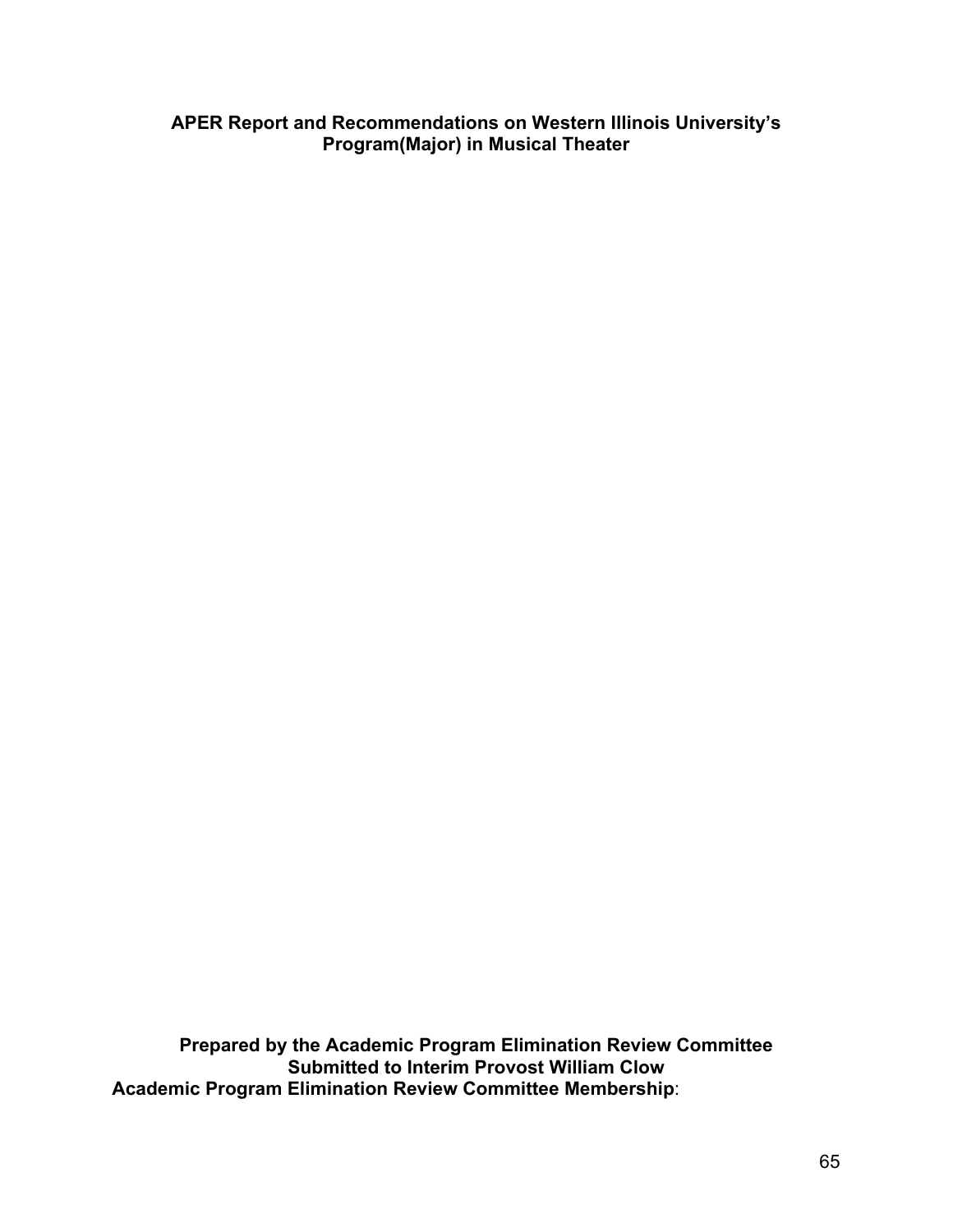**APER Report and Recommendations on Western Illinois University's Program(Major) in Musical Theater**

**Prepared by the Academic Program Elimination Review Committee**
**Submitted to Interim Provost William Clow**
**Academic Program Elimination Review Committee Membership**: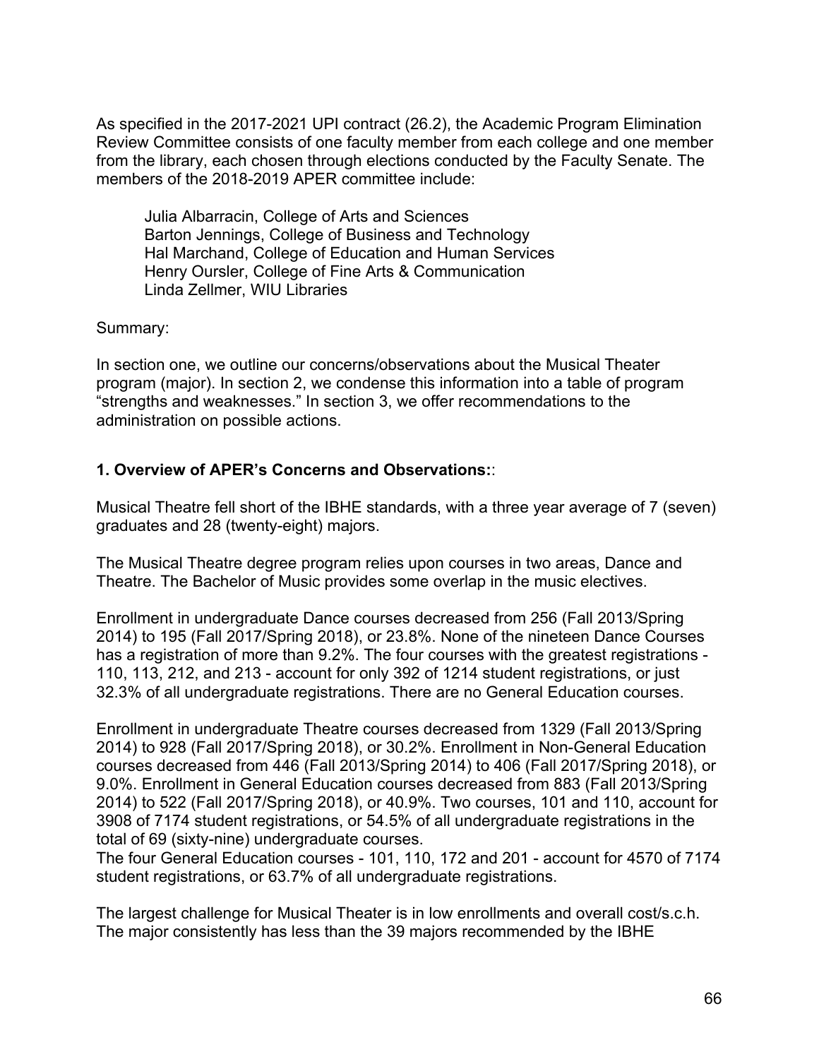As specified in the 2017-2021 UPI contract (26.2), the Academic Program Elimination Review Committee consists of one faculty member from each college and one member from the library, each chosen through elections conducted by the Faculty Senate. The members of the 2018-2019 APER committee include:

Julia Albarracin, College of Arts and Sciences
Barton Jennings, College of Business and Technology
Hal Marchand, College of Education and Human Services
Henry Oursler, College of Fine Arts & Communication
Linda Zellmer, WIU Libraries

Summary:

In section one, we outline our concerns/observations about the Musical Theater program (major). In section 2, we condense this information into a table of program "strengths and weaknesses." In section 3, we offer recommendations to the administration on possible actions.

**1. Overview of APER's Concerns and Observations:**:

Musical Theatre fell short of the IBHE standards, with a three year average of 7 (seven) graduates and 28 (twenty-eight) majors.

The Musical Theatre degree program relies upon courses in two areas, Dance and Theatre. The Bachelor of Music provides some overlap in the music electives.

Enrollment in undergraduate Dance courses decreased from 256 (Fall 2013/Spring 2014) to 195 (Fall 2017/Spring 2018), or 23.8%. None of the nineteen Dance Courses has a registration of more than 9.2%. The four courses with the greatest registrations - 110, 113, 212, and 213 - account for only 392 of 1214 student registrations, or just 32.3% of all undergraduate registrations. There are no General Education courses.

Enrollment in undergraduate Theatre courses decreased from 1329 (Fall 2013/Spring 2014) to 928 (Fall 2017/Spring 2018), or 30.2%. Enrollment in Non-General Education courses decreased from 446 (Fall 2013/Spring 2014) to 406 (Fall 2017/Spring 2018), or 9.0%. Enrollment in General Education courses decreased from 883 (Fall 2013/Spring 2014) to 522 (Fall 2017/Spring 2018), or 40.9%. Two courses, 101 and 110, account for 3908 of 7174 student registrations, or 54.5% of all undergraduate registrations in the total of 69 (sixty-nine) undergraduate courses.
The four General Education courses - 101, 110, 172 and 201 - account for 4570 of 7174 student registrations, or 63.7% of all undergraduate registrations.

The largest challenge for Musical Theater is in low enrollments and overall cost/s.c.h. The major consistently has less than the 39 majors recommended by the IBHE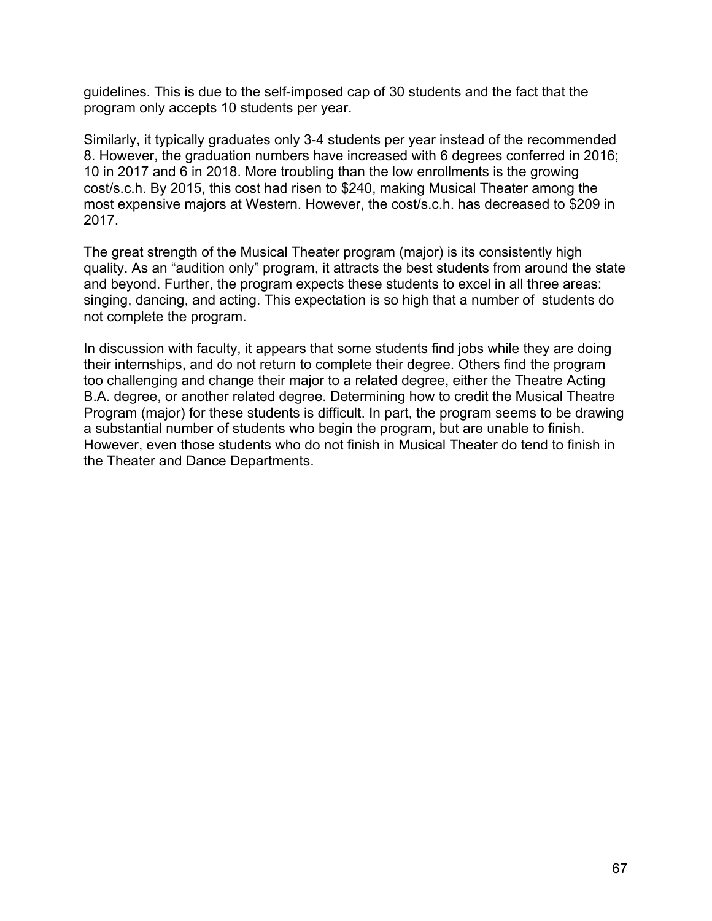guidelines. This is due to the self-imposed cap of 30 students and the fact that the program only accepts 10 students per year.

Similarly, it typically graduates only 3-4 students per year instead of the recommended 8. However, the graduation numbers have increased with 6 degrees conferred in 2016; 10 in 2017 and 6 in 2018. More troubling than the low enrollments is the growing cost/s.c.h. By 2015, this cost had risen to $240, making Musical Theater among the most expensive majors at Western. However, the cost/s.c.h. has decreased to $209 in 2017.

The great strength of the Musical Theater program (major) is its consistently high quality. As an “audition only” program, it attracts the best students from around the state and beyond. Further, the program expects these students to excel in all three areas: singing, dancing, and acting. This expectation is so high that a number of students do not complete the program.

In discussion with faculty, it appears that some students find jobs while they are doing their internships, and do not return to complete their degree. Others find the program too challenging and change their major to a related degree, either the Theatre Acting B.A. degree, or another related degree. Determining how to credit the Musical Theatre Program (major) for these students is difficult. In part, the program seems to be drawing a substantial number of students who begin the program, but are unable to finish. However, even those students who do not finish in Musical Theater do tend to finish in the Theater and Dance Departments.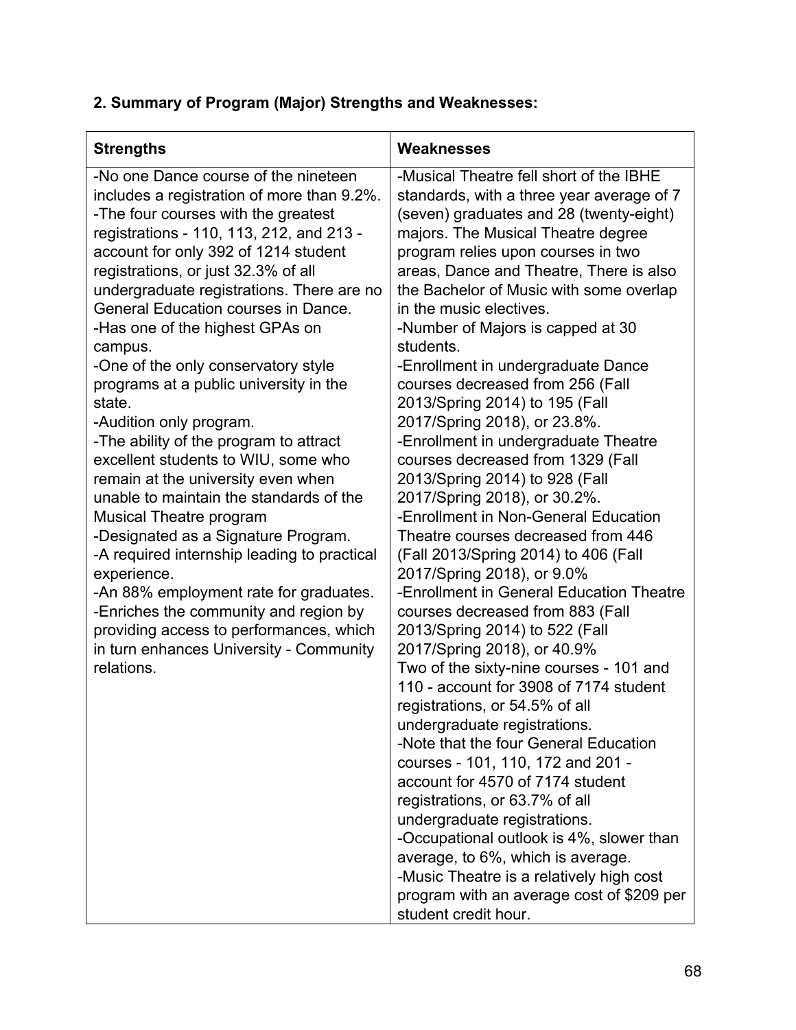## 2. Summary of Program (Major) Strengths and Weaknesses:

| Strengths | Weaknesses |
|---|---|
| -No one Dance course of the nineteen includes a registration of more than 9.2%.<br>-The four courses with the greatest registrations - 110, 113, 212, and 213 - account for only 392 of 1214 student registrations, or just 32.3% of all undergraduate registrations. There are no General Education courses in Dance.<br>-Has one of the highest GPAs on campus.<br>-One of the only conservatory style programs at a public university in the state.<br>-Audition only program.<br>-The ability of the program to attract excellent students to WIU, some who remain at the university even when unable to maintain the standards of the Musical Theatre program<br>-Designated as a Signature Program.<br>-A required internship leading to practical experience.<br>-An 88% employment rate for graduates.<br>-Enriches the community and region by providing access to performances, which in turn enhances University - Community relations. | -Musical Theatre fell short of the IBHE standards, with a three year average of 7 (seven) graduates and 28 (twenty-eight) majors. The Musical Theatre degree program relies upon courses in two areas, Dance and Theatre, There is also the Bachelor of Music with some overlap in the music electives.<br>-Number of Majors is capped at 30 students.<br>-Enrollment in undergraduate Dance courses decreased from 256 (Fall 2013/Spring 2014) to 195 (Fall 2017/Spring 2018), or 23.8%.<br>-Enrollment in undergraduate Theatre courses decreased from 1329 (Fall 2013/Spring 2014) to 928 (Fall 2017/Spring 2018), or 30.2%.<br>-Enrollment in Non-General Education Theatre courses decreased from 446 (Fall 2013/Spring 2014) to 406 (Fall 2017/Spring 2018), or 9.0%<br>-Enrollment in General Education Theatre courses decreased from 883 (Fall 2013/Spring 2014) to 522 (Fall 2017/Spring 2018), or 40.9%<br>Two of the sixty-nine courses - 101 and 110 - account for 3908 of 7174 student registrations, or 54.5% of all undergraduate registrations.<br>-Note that the four General Education courses - 101, 110, 172 and 201 - account for 4570 of 7174 student registrations, or 63.7% of all undergraduate registrations.<br>-Occupational outlook is 4%, slower than average, to 6%, which is average.<br>-Music Theatre is a relatively high cost program with an average cost of $209 per student credit hour. |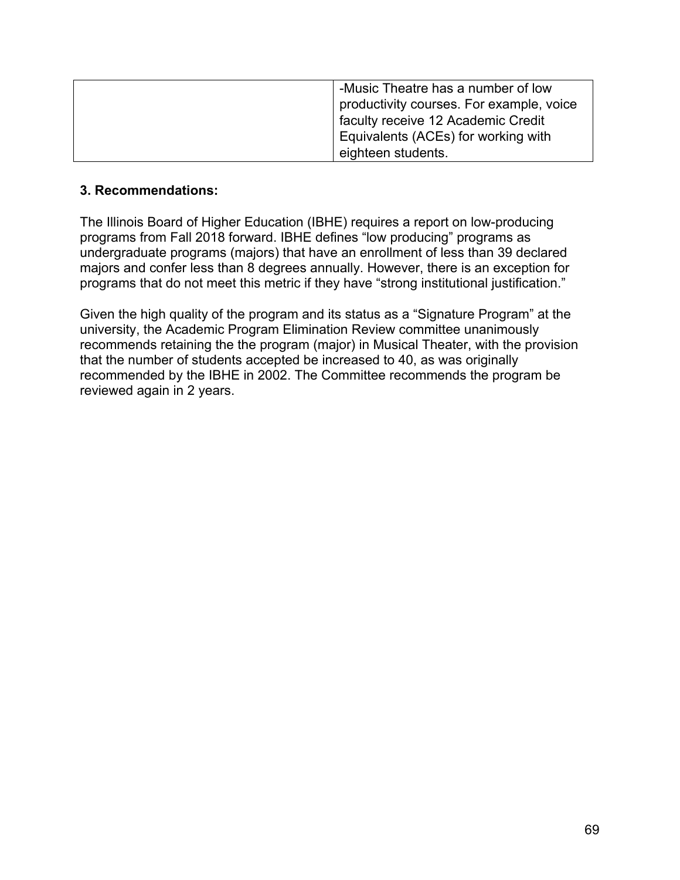| | |
|---|---|
| | -Music Theatre has a number of low productivity courses. For example, voice faculty receive 12 Academic Credit Equivalents (ACEs) for working with eighteen students. |

**3. Recommendations:**

The Illinois Board of Higher Education (IBHE) requires a report on low-producing programs from Fall 2018 forward. IBHE defines "low producing" programs as undergraduate programs (majors) that have an enrollment of less than 39 declared majors and confer less than 8 degrees annually. However, there is an exception for programs that do not meet this metric if they have "strong institutional justification."

Given the high quality of the program and its status as a "Signature Program" at the university, the Academic Program Elimination Review committee unanimously recommends retaining the the program (major) in Musical Theater, with the provision that the number of students accepted be increased to 40, as was originally recommended by the IBHE in 2002. The Committee recommends the program be reviewed again in 2 years.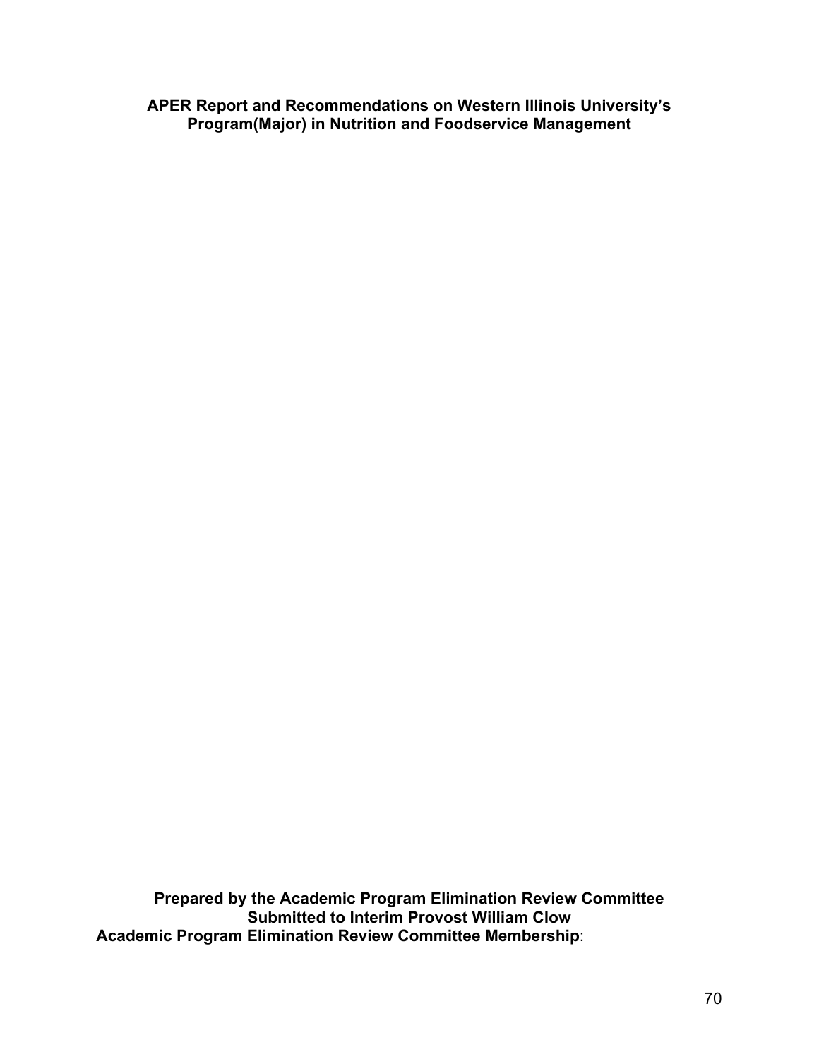**APER Report and Recommendations on Western Illinois University's Program(Major) in Nutrition and Foodservice Management**

**Prepared by the Academic Program Elimination Review Committee**
**Submitted to Interim Provost William Clow**
**Academic Program Elimination Review Committee Membership**: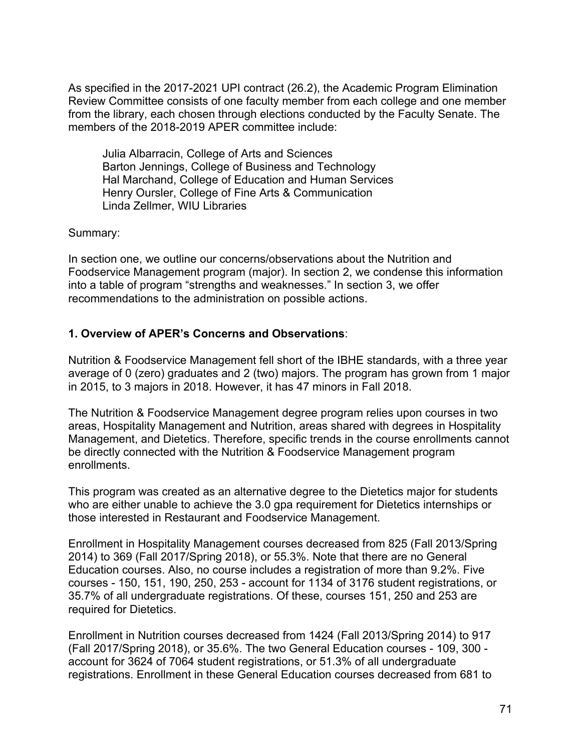As specified in the 2017-2021 UPI contract (26.2), the Academic Program Elimination Review Committee consists of one faculty member from each college and one member from the library, each chosen through elections conducted by the Faculty Senate. The members of the 2018-2019 APER committee include:

Julia Albarracin, College of Arts and Sciences
Barton Jennings, College of Business and Technology
Hal Marchand, College of Education and Human Services
Henry Oursler, College of Fine Arts & Communication
Linda Zellmer, WIU Libraries

Summary:

In section one, we outline our concerns/observations about the Nutrition and Foodservice Management program (major). In section 2, we condense this information into a table of program "strengths and weaknesses." In section 3, we offer recommendations to the administration on possible actions.

**1. Overview of APER's Concerns and Observations**:

Nutrition & Foodservice Management fell short of the IBHE standards, with a three year average of 0 (zero) graduates and 2 (two) majors. The program has grown from 1 major in 2015, to 3 majors in 2018. However, it has 47 minors in Fall 2018.

The Nutrition & Foodservice Management degree program relies upon courses in two areas, Hospitality Management and Nutrition, areas shared with degrees in Hospitality Management, and Dietetics. Therefore, specific trends in the course enrollments cannot be directly connected with the Nutrition & Foodservice Management program enrollments.

This program was created as an alternative degree to the Dietetics major for students who are either unable to achieve the 3.0 gpa requirement for Dietetics internships or those interested in Restaurant and Foodservice Management.

Enrollment in Hospitality Management courses decreased from 825 (Fall 2013/Spring 2014) to 369 (Fall 2017/Spring 2018), or 55.3%. Note that there are no General Education courses. Also, no course includes a registration of more than 9.2%. Five courses - 150, 151, 190, 250, 253 - account for 1134 of 3176 student registrations, or 35.7% of all undergraduate registrations. Of these, courses 151, 250 and 253 are required for Dietetics.

Enrollment in Nutrition courses decreased from 1424 (Fall 2013/Spring 2014) to 917 (Fall 2017/Spring 2018), or 35.6%. The two General Education courses - 109, 300 - account for 3624 of 7064 student registrations, or 51.3% of all undergraduate registrations. Enrollment in these General Education courses decreased from 681 to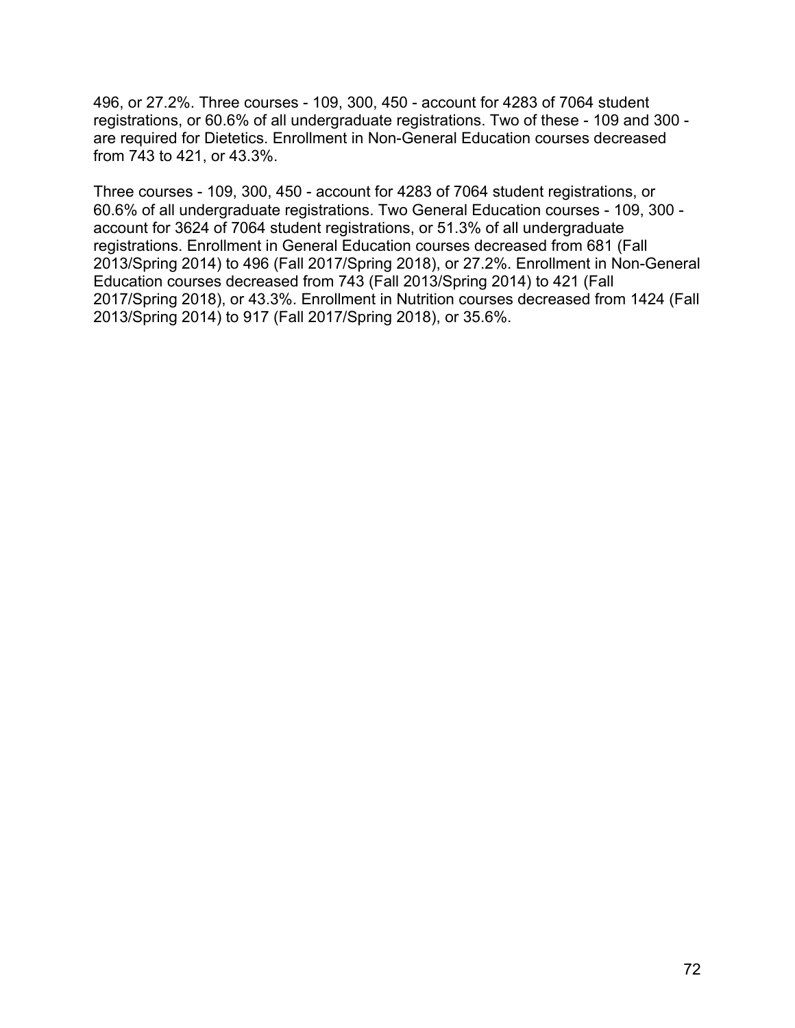496, or 27.2%. Three courses - 109, 300, 450 - account for 4283 of 7064 student registrations, or 60.6% of all undergraduate registrations. Two of these - 109 and 300 - are required for Dietetics. Enrollment in Non-General Education courses decreased from 743 to 421, or 43.3%.

Three courses - 109, 300, 450 - account for 4283 of 7064 student registrations, or 60.6% of all undergraduate registrations. Two General Education courses - 109, 300 - account for 3624 of 7064 student registrations, or 51.3% of all undergraduate registrations. Enrollment in General Education courses decreased from 681 (Fall 2013/Spring 2014) to 496 (Fall 2017/Spring 2018), or 27.2%. Enrollment in Non-General Education courses decreased from 743 (Fall 2013/Spring 2014) to 421 (Fall 2017/Spring 2018), or 43.3%. Enrollment in Nutrition courses decreased from 1424 (Fall 2013/Spring 2014) to 917 (Fall 2017/Spring 2018), or 35.6%.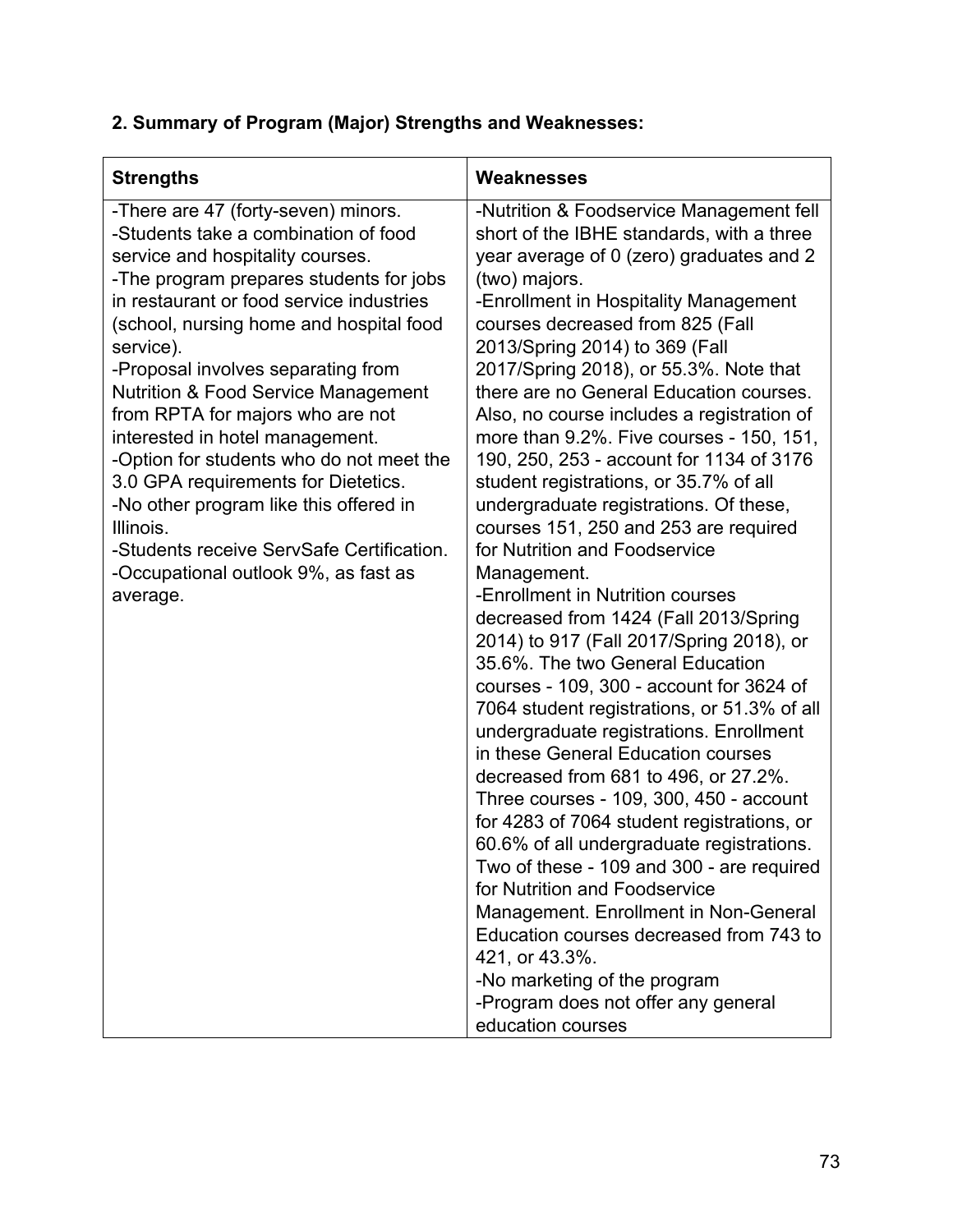**2. Summary of Program (Major) Strengths and Weaknesses:**

| Strengths | Weaknesses |
|---|---|
| -There are 47 (forty-seven) minors.<br>-Students take a combination of food service and hospitality courses.<br>-The program prepares students for jobs in restaurant or food service industries (school, nursing home and hospital food service).<br>-Proposal involves separating from Nutrition & Food Service Management from RPTA for majors who are not interested in hotel management.<br>-Option for students who do not meet the 3.0 GPA requirements for Dietetics.<br>-No other program like this offered in Illinois.<br>-Students receive ServSafe Certification.<br>-Occupational outlook 9%, as fast as average. | -Nutrition & Foodservice Management fell short of the IBHE standards, with a three year average of 0 (zero) graduates and 2 (two) majors.<br>-Enrollment in Hospitality Management courses decreased from 825 (Fall 2013/Spring 2014) to 369 (Fall 2017/Spring 2018), or 55.3%. Note that there are no General Education courses. Also, no course includes a registration of more than 9.2%. Five courses - 150, 151, 190, 250, 253 - account for 1134 of 3176 student registrations, or 35.7% of all undergraduate registrations. Of these, courses 151, 250 and 253 are required for Nutrition and Foodservice Management.<br>-Enrollment in Nutrition courses decreased from 1424 (Fall 2013/Spring 2014) to 917 (Fall 2017/Spring 2018), or 35.6%. The two General Education courses - 109, 300 - account for 3624 of 7064 student registrations, or 51.3% of all undergraduate registrations. Enrollment in these General Education courses decreased from 681 to 496, or 27.2%. Three courses - 109, 300, 450 - account for 4283 of 7064 student registrations, or 60.6% of all undergraduate registrations. Two of these - 109 and 300 - are required for Nutrition and Foodservice Management. Enrollment in Non-General Education courses decreased from 743 to 421, or 43.3%.<br>-No marketing of the program<br>-Program does not offer any general education courses |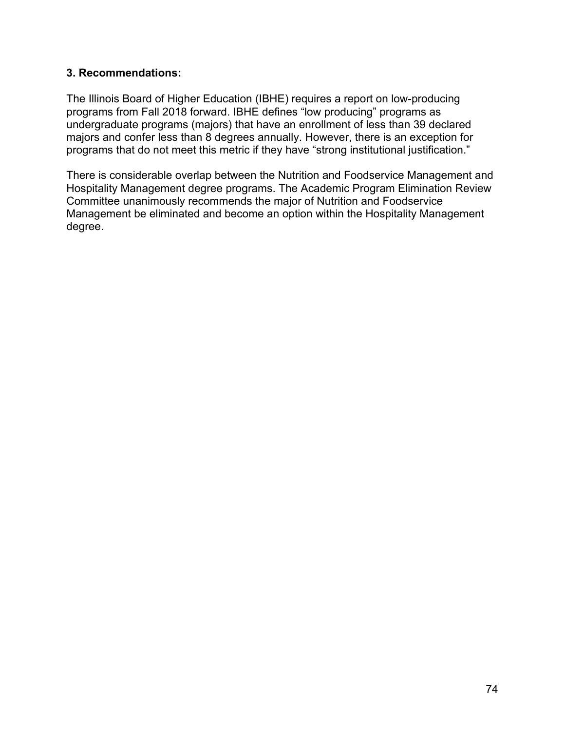**3. Recommendations:**

The Illinois Board of Higher Education (IBHE) requires a report on low-producing programs from Fall 2018 forward. IBHE defines "low producing" programs as undergraduate programs (majors) that have an enrollment of less than 39 declared majors and confer less than 8 degrees annually. However, there is an exception for programs that do not meet this metric if they have "strong institutional justification."

There is considerable overlap between the Nutrition and Foodservice Management and Hospitality Management degree programs. The Academic Program Elimination Review Committee unanimously recommends the major of Nutrition and Foodservice Management be eliminated and become an option within the Hospitality Management degree.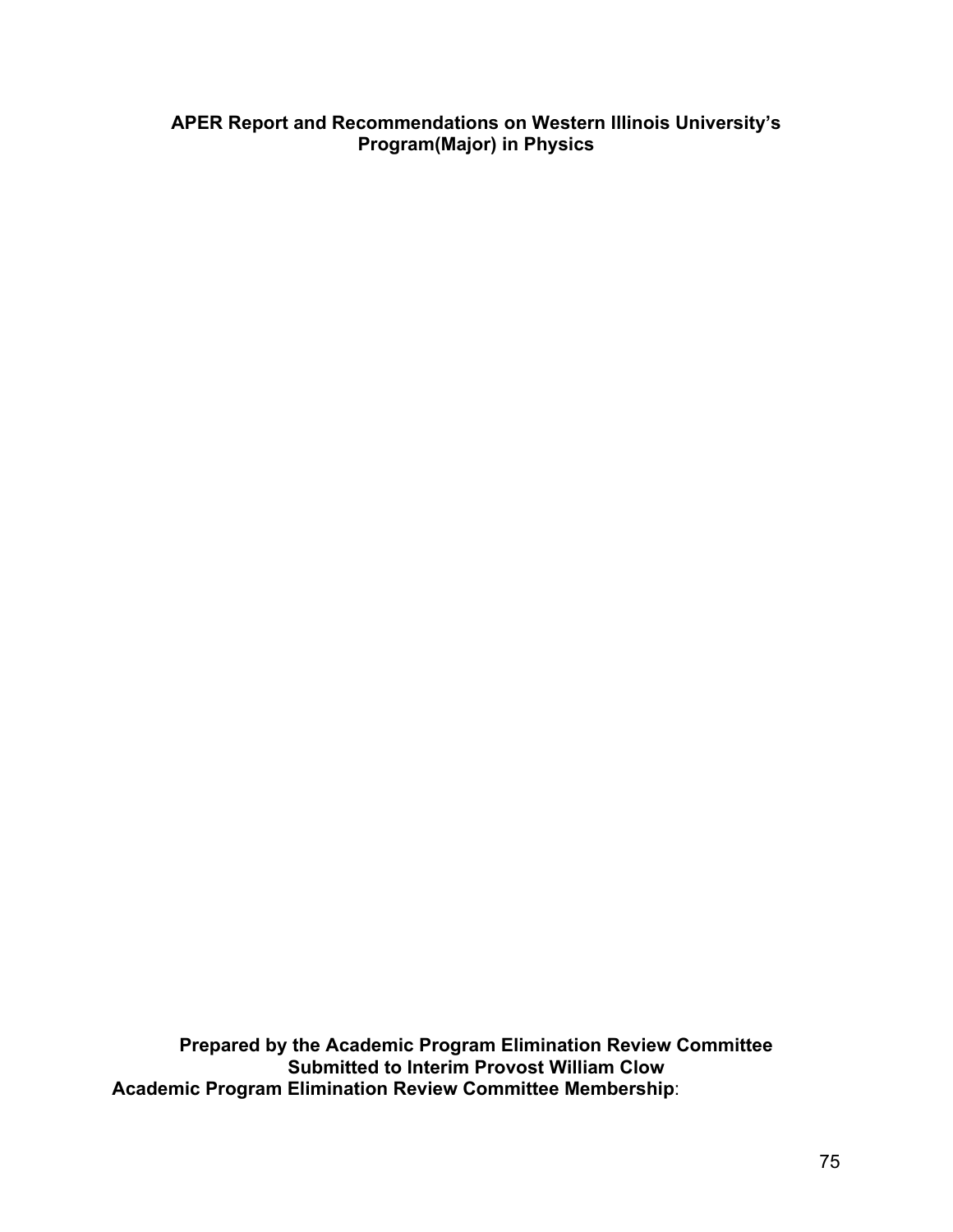# APER Report and Recommendations on Western Illinois University's Program(Major) in Physics

**Prepared by the Academic Program Elimination Review Committee**
**Submitted to Interim Provost William Clow**
**Academic Program Elimination Review Committee Membership**: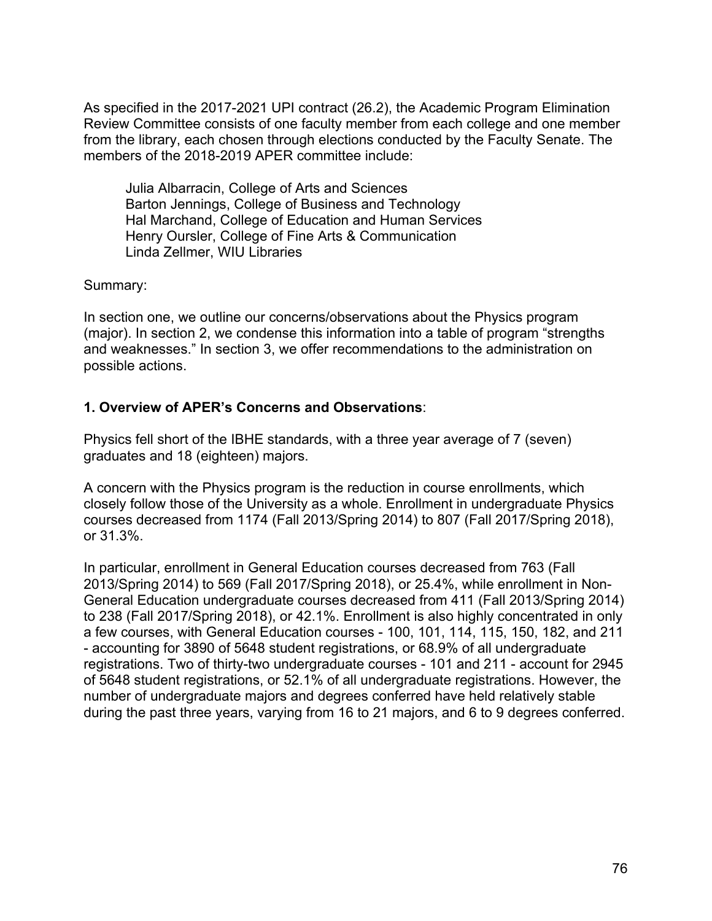As specified in the 2017-2021 UPI contract (26.2), the Academic Program Elimination Review Committee consists of one faculty member from each college and one member from the library, each chosen through elections conducted by the Faculty Senate. The members of the 2018-2019 APER committee include:

Julia Albarracin, College of Arts and Sciences
Barton Jennings, College of Business and Technology
Hal Marchand, College of Education and Human Services
Henry Oursler, College of Fine Arts & Communication
Linda Zellmer, WIU Libraries

Summary:

In section one, we outline our concerns/observations about the Physics program (major). In section 2, we condense this information into a table of program "strengths and weaknesses." In section 3, we offer recommendations to the administration on possible actions.

**1. Overview of APER's Concerns and Observations**:

Physics fell short of the IBHE standards, with a three year average of 7 (seven) graduates and 18 (eighteen) majors.

A concern with the Physics program is the reduction in course enrollments, which closely follow those of the University as a whole. Enrollment in undergraduate Physics courses decreased from 1174 (Fall 2013/Spring 2014) to 807 (Fall 2017/Spring 2018), or 31.3%.

In particular, enrollment in General Education courses decreased from 763 (Fall 2013/Spring 2014) to 569 (Fall 2017/Spring 2018), or 25.4%, while enrollment in Non-General Education undergraduate courses decreased from 411 (Fall 2013/Spring 2014) to 238 (Fall 2017/Spring 2018), or 42.1%. Enrollment is also highly concentrated in only a few courses, with General Education courses - 100, 101, 114, 115, 150, 182, and 211 - accounting for 3890 of 5648 student registrations, or 68.9% of all undergraduate registrations. Two of thirty-two undergraduate courses - 101 and 211 - account for 2945 of 5648 student registrations, or 52.1% of all undergraduate registrations. However, the number of undergraduate majors and degrees conferred have held relatively stable during the past three years, varying from 16 to 21 majors, and 6 to 9 degrees conferred.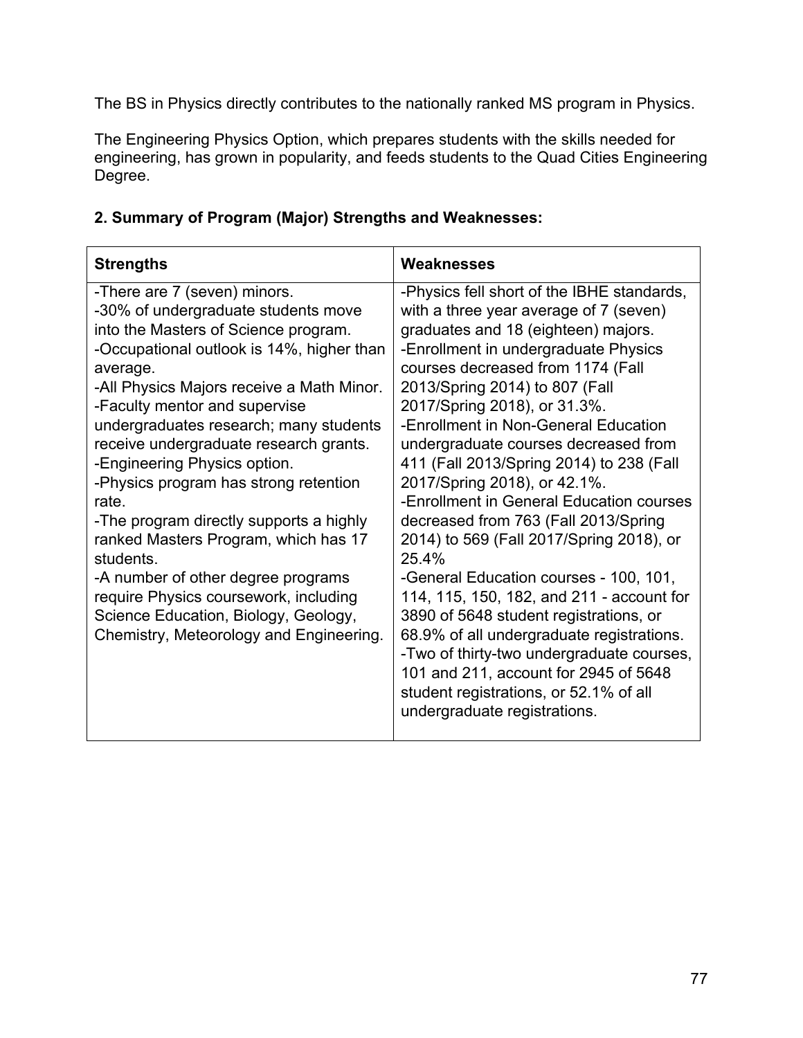The BS in Physics directly contributes to the nationally ranked MS program in Physics.

The Engineering Physics Option, which prepares students with the skills needed for engineering, has grown in popularity, and feeds students to the Quad Cities Engineering Degree.

**2. Summary of Program (Major) Strengths and Weaknesses:**

| Strengths | Weaknesses |
|---|---|
| -There are 7 (seven) minors.<br>-30% of undergraduate students move into the Masters of Science program.<br>-Occupational outlook is 14%, higher than average.<br>-All Physics Majors receive a Math Minor.<br>-Faculty mentor and supervise undergraduates research; many students receive undergraduate research grants.<br>-Engineering Physics option.<br>-Physics program has strong retention rate.<br>-The program directly supports a highly ranked Masters Program, which has 17 students.<br>-A number of other degree programs require Physics coursework, including Science Education, Biology, Geology, Chemistry, Meteorology and Engineering. | -Physics fell short of the IBHE standards, with a three year average of 7 (seven) graduates and 18 (eighteen) majors.<br>-Enrollment in undergraduate Physics courses decreased from 1174 (Fall 2013/Spring 2014) to 807 (Fall 2017/Spring 2018), or 31.3%.<br>-Enrollment in Non-General Education undergraduate courses decreased from 411 (Fall 2013/Spring 2014) to 238 (Fall 2017/Spring 2018), or 42.1%.<br>-Enrollment in General Education courses decreased from 763 (Fall 2013/Spring 2014) to 569 (Fall 2017/Spring 2018), or 25.4%<br>-General Education courses - 100, 101, 114, 115, 150, 182, and 211 - account for 3890 of 5648 student registrations, or 68.9% of all undergraduate registrations.<br>-Two of thirty-two undergraduate courses, 101 and 211, account for 2945 of 5648 student registrations, or 52.1% of all undergraduate registrations. |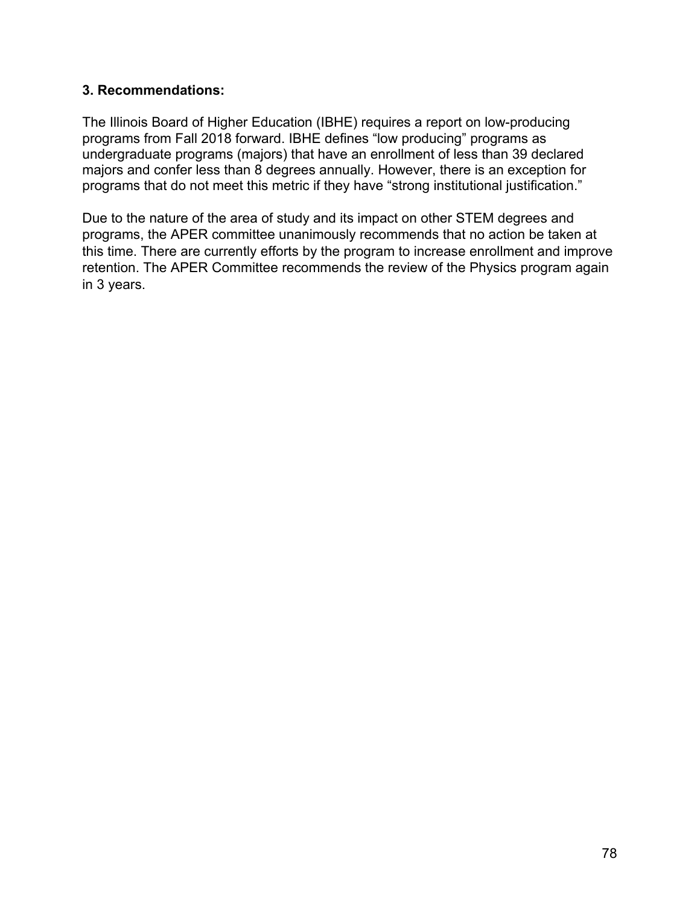### 3. Recommendations:

The Illinois Board of Higher Education (IBHE) requires a report on low-producing programs from Fall 2018 forward. IBHE defines “low producing” programs as undergraduate programs (majors) that have an enrollment of less than 39 declared majors and confer less than 8 degrees annually. However, there is an exception for programs that do not meet this metric if they have “strong institutional justification.”

Due to the nature of the area of study and its impact on other STEM degrees and programs, the APER committee unanimously recommends that no action be taken at this time. There are currently efforts by the program to increase enrollment and improve retention. The APER Committee recommends the review of the Physics program again in 3 years.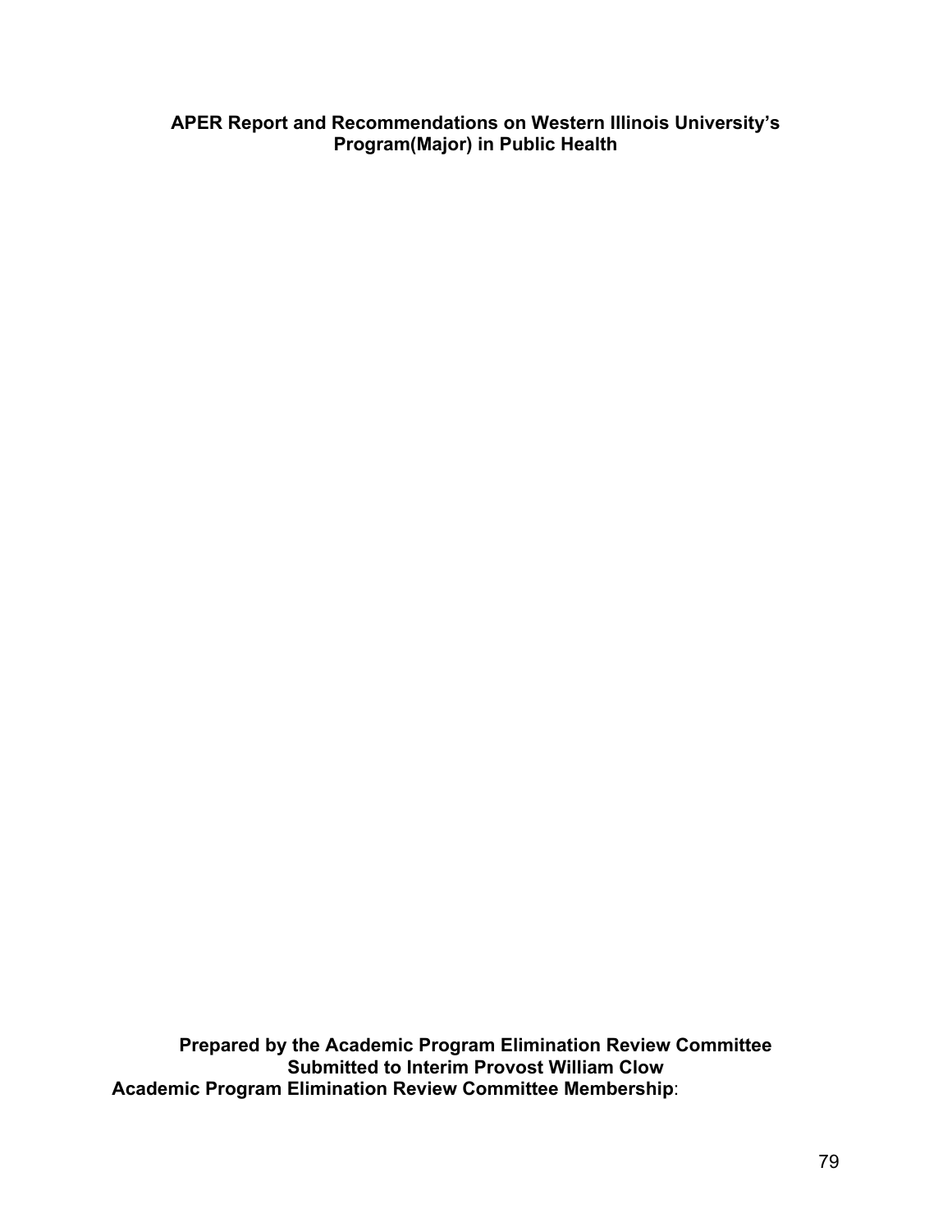**APER Report and Recommendations on Western Illinois University's Program(Major) in Public Health**

**Prepared by the Academic Program Elimination Review Committee**
**Submitted to Interim Provost William Clow**
**Academic Program Elimination Review Committee Membership**: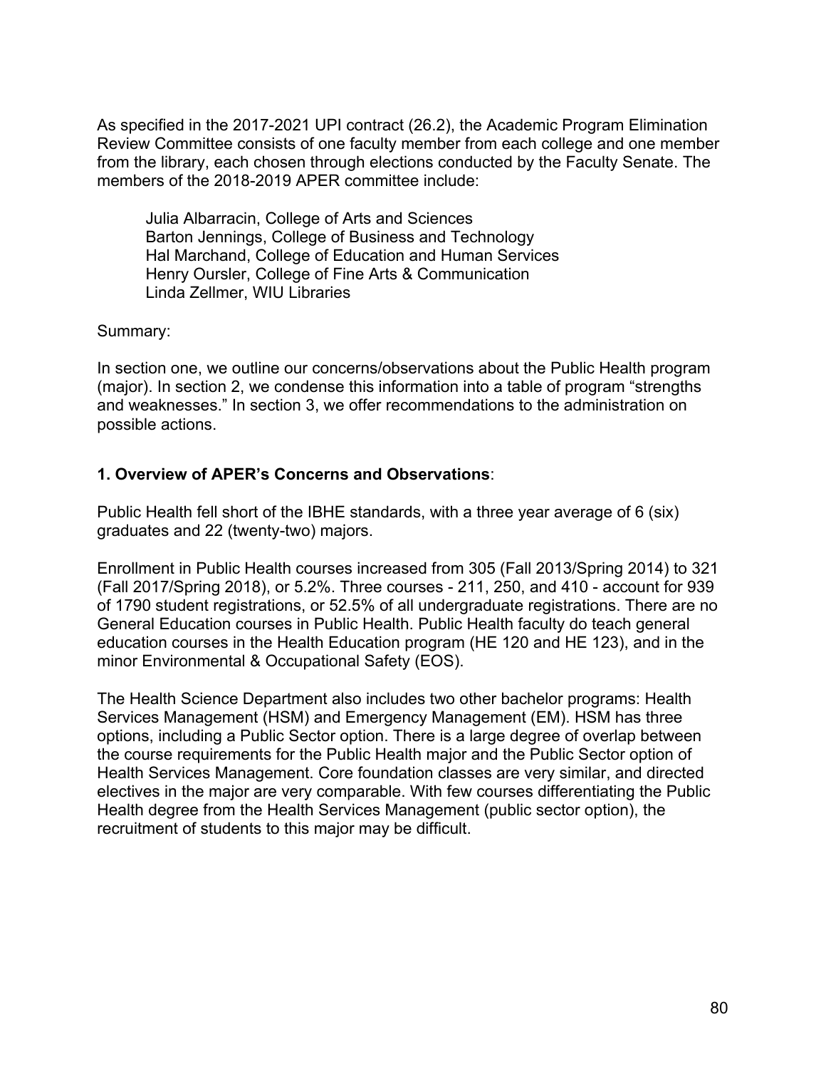As specified in the 2017-2021 UPI contract (26.2), the Academic Program Elimination Review Committee consists of one faculty member from each college and one member from the library, each chosen through elections conducted by the Faculty Senate. The members of the 2018-2019 APER committee include:

Julia Albarracin, College of Arts and Sciences
Barton Jennings, College of Business and Technology
Hal Marchand, College of Education and Human Services
Henry Oursler, College of Fine Arts & Communication
Linda Zellmer, WIU Libraries

Summary:

In section one, we outline our concerns/observations about the Public Health program (major). In section 2, we condense this information into a table of program "strengths and weaknesses." In section 3, we offer recommendations to the administration on possible actions.

**1. Overview of APER's Concerns and Observations**:

Public Health fell short of the IBHE standards, with a three year average of 6 (six) graduates and 22 (twenty-two) majors.

Enrollment in Public Health courses increased from 305 (Fall 2013/Spring 2014) to 321 (Fall 2017/Spring 2018), or 5.2%. Three courses - 211, 250, and 410 - account for 939 of 1790 student registrations, or 52.5% of all undergraduate registrations. There are no General Education courses in Public Health. Public Health faculty do teach general education courses in the Health Education program (HE 120 and HE 123), and in the minor Environmental & Occupational Safety (EOS).

The Health Science Department also includes two other bachelor programs: Health Services Management (HSM) and Emergency Management (EM). HSM has three options, including a Public Sector option. There is a large degree of overlap between the course requirements for the Public Health major and the Public Sector option of Health Services Management. Core foundation classes are very similar, and directed electives in the major are very comparable. With few courses differentiating the Public Health degree from the Health Services Management (public sector option), the recruitment of students to this major may be difficult.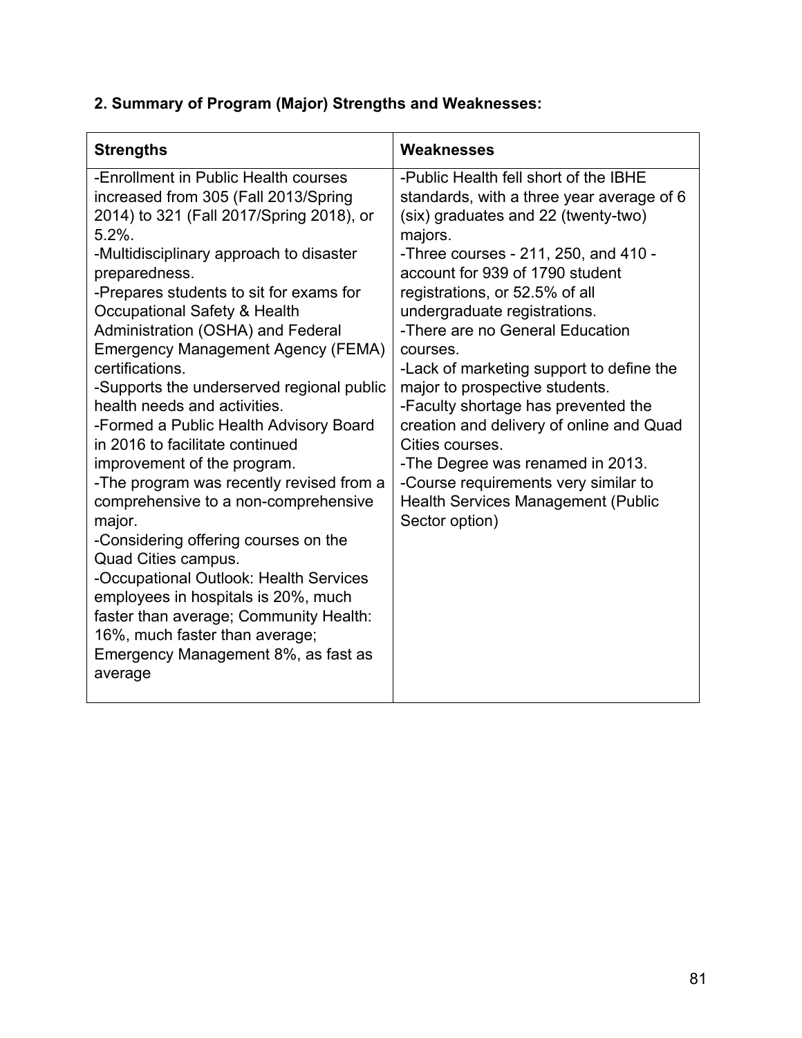**2. Summary of Program (Major) Strengths and Weaknesses:**

| Strengths | Weaknesses |
|---|---|
| -Enrollment in Public Health courses increased from 305 (Fall 2013/Spring 2014) to 321 (Fall 2017/Spring 2018), or 5.2%.<br>-Multidisciplinary approach to disaster preparedness.<br>-Prepares students to sit for exams for Occupational Safety & Health Administration (OSHA) and Federal Emergency Management Agency (FEMA) certifications.<br>-Supports the underserved regional public health needs and activities.<br>-Formed a Public Health Advisory Board in 2016 to facilitate continued improvement of the program.<br>-The program was recently revised from a comprehensive to a non-comprehensive major.<br>-Considering offering courses on the Quad Cities campus.<br>-Occupational Outlook: Health Services employees in hospitals is 20%, much faster than average; Community Health: 16%, much faster than average; Emergency Management 8%, as fast as average | -Public Health fell short of the IBHE standards, with a three year average of 6 (six) graduates and 22 (twenty-two) majors.<br>-Three courses - 211, 250, and 410 - account for 939 of 1790 student registrations, or 52.5% of all undergraduate registrations.<br>-There are no General Education courses.<br>-Lack of marketing support to define the major to prospective students.<br>-Faculty shortage has prevented the creation and delivery of online and Quad Cities courses.<br>-The Degree was renamed in 2013.<br>-Course requirements very similar to Health Services Management (Public Sector option) |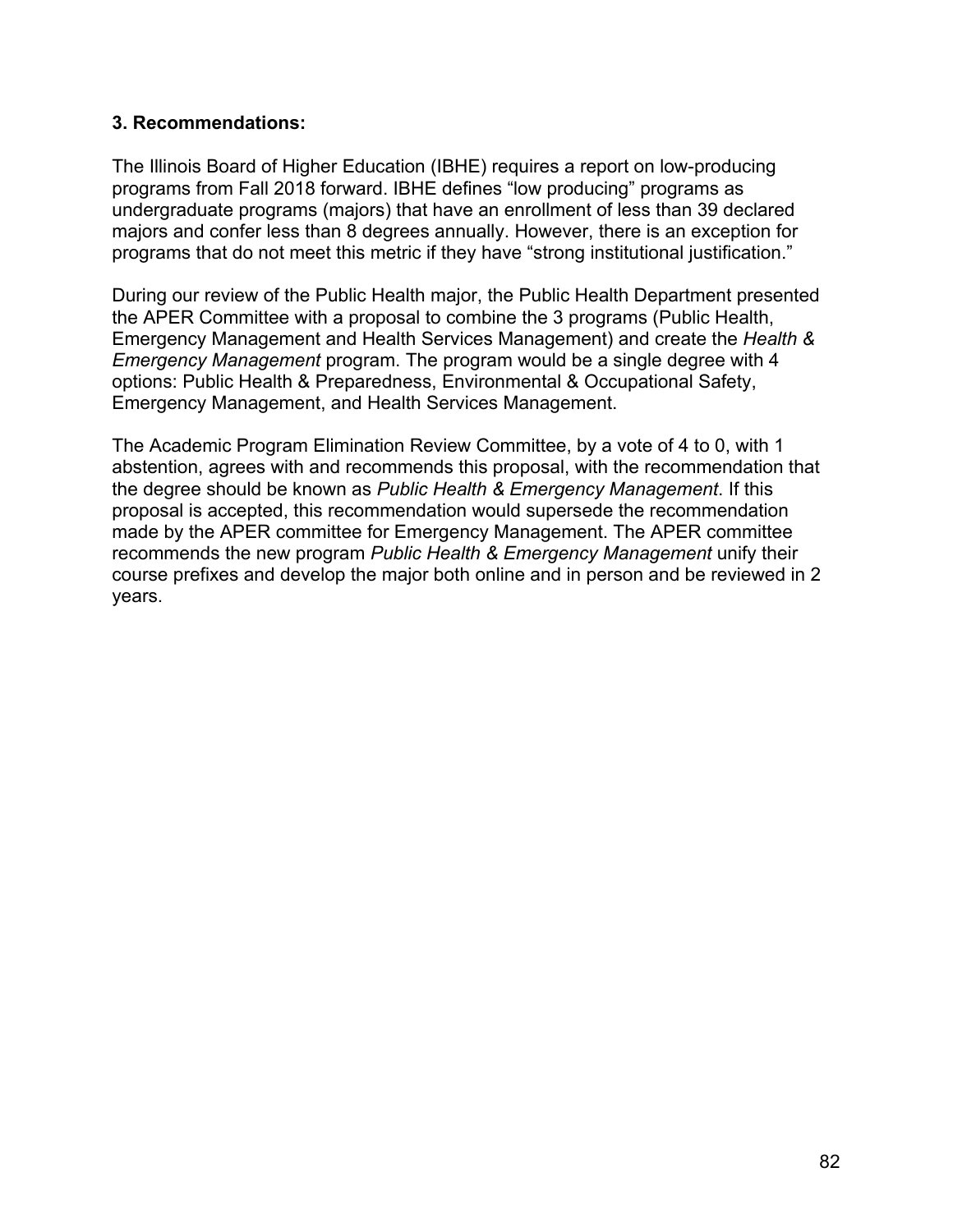### 3. Recommendations:

The Illinois Board of Higher Education (IBHE) requires a report on low-producing programs from Fall 2018 forward. IBHE defines “low producing” programs as undergraduate programs (majors) that have an enrollment of less than 39 declared majors and confer less than 8 degrees annually. However, there is an exception for programs that do not meet this metric if they have “strong institutional justification.”

During our review of the Public Health major, the Public Health Department presented the APER Committee with a proposal to combine the 3 programs (Public Health, Emergency Management and Health Services Management) and create the *Health & Emergency Management* program. The program would be a single degree with 4 options: Public Health & Preparedness, Environmental & Occupational Safety, Emergency Management, and Health Services Management.

The Academic Program Elimination Review Committee, by a vote of 4 to 0, with 1 abstention, agrees with and recommends this proposal, with the recommendation that the degree should be known as *Public Health & Emergency Management*. If this proposal is accepted, this recommendation would supersede the recommendation made by the APER committee for Emergency Management. The APER committee recommends the new program *Public Health & Emergency Management* unify their course prefixes and develop the major both online and in person and be reviewed in 2 years.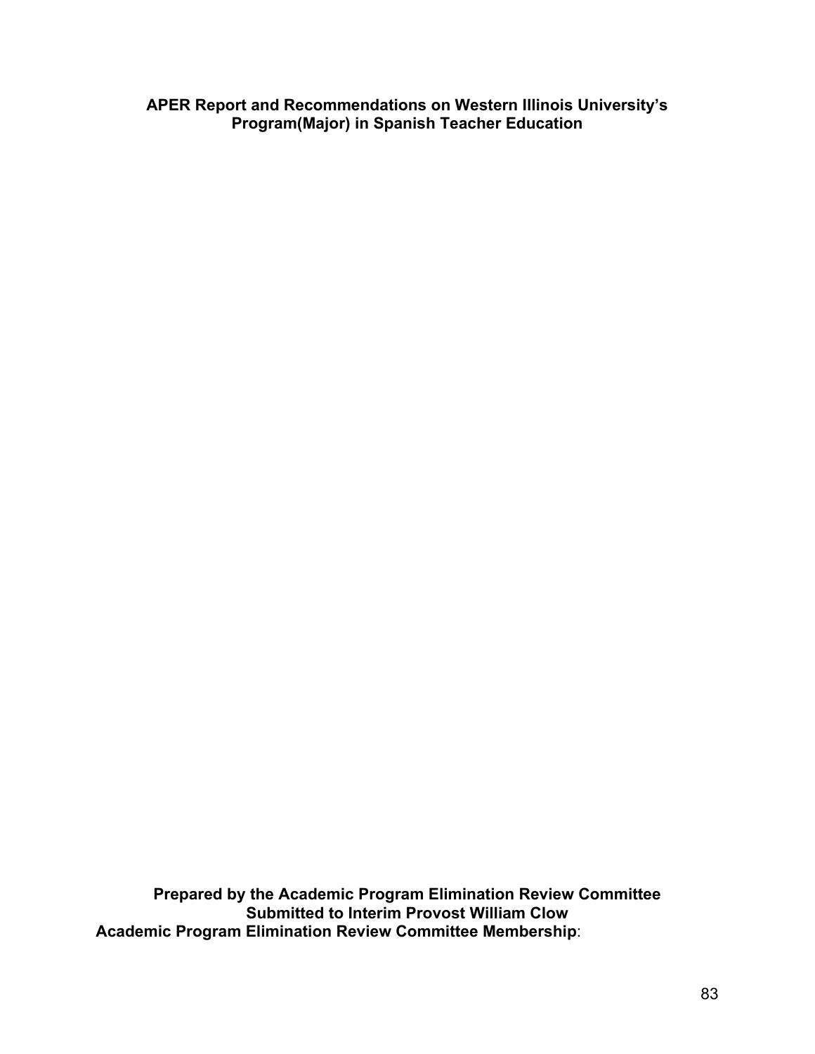**APER Report and Recommendations on Western Illinois University's Program(Major) in Spanish Teacher Education**

**Prepared by the Academic Program Elimination Review Committee**
**Submitted to Interim Provost William Clow**
**Academic Program Elimination Review Committee Membership**: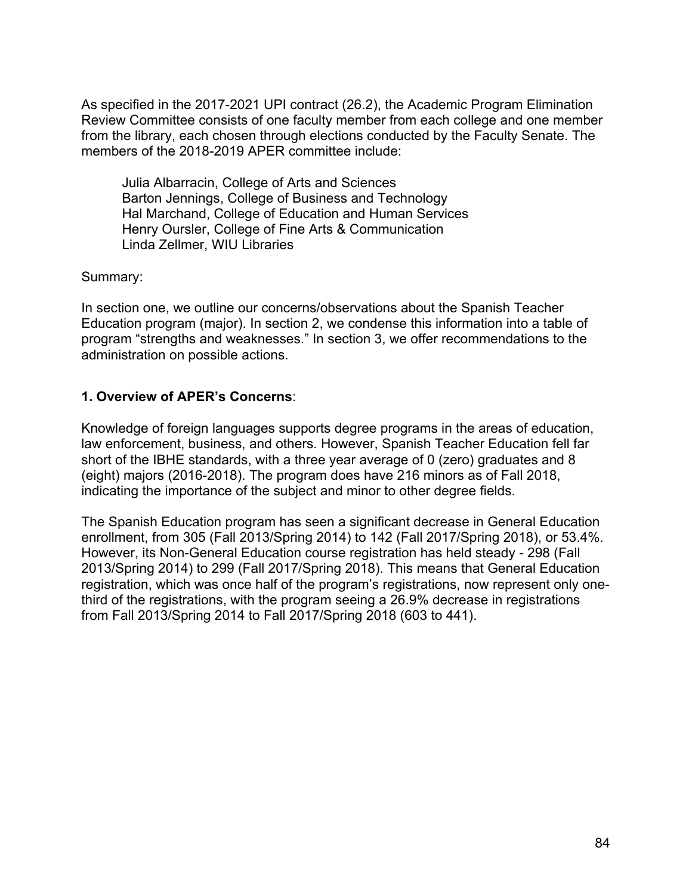As specified in the 2017-2021 UPI contract (26.2), the Academic Program Elimination Review Committee consists of one faculty member from each college and one member from the library, each chosen through elections conducted by the Faculty Senate. The members of the 2018-2019 APER committee include:

Julia Albarracin, College of Arts and Sciences
Barton Jennings, College of Business and Technology
Hal Marchand, College of Education and Human Services
Henry Oursler, College of Fine Arts & Communication
Linda Zellmer, WIU Libraries

Summary:

In section one, we outline our concerns/observations about the Spanish Teacher Education program (major). In section 2, we condense this information into a table of program "strengths and weaknesses." In section 3, we offer recommendations to the administration on possible actions.

**1. Overview of APER's Concerns**:

Knowledge of foreign languages supports degree programs in the areas of education, law enforcement, business, and others. However, Spanish Teacher Education fell far short of the IBHE standards, with a three year average of 0 (zero) graduates and 8 (eight) majors (2016-2018). The program does have 216 minors as of Fall 2018, indicating the importance of the subject and minor to other degree fields.

The Spanish Education program has seen a significant decrease in General Education enrollment, from 305 (Fall 2013/Spring 2014) to 142 (Fall 2017/Spring 2018), or 53.4%. However, its Non-General Education course registration has held steady - 298 (Fall 2013/Spring 2014) to 299 (Fall 2017/Spring 2018). This means that General Education registration, which was once half of the program's registrations, now represent only one-third of the registrations, with the program seeing a 26.9% decrease in registrations from Fall 2013/Spring 2014 to Fall 2017/Spring 2018 (603 to 441).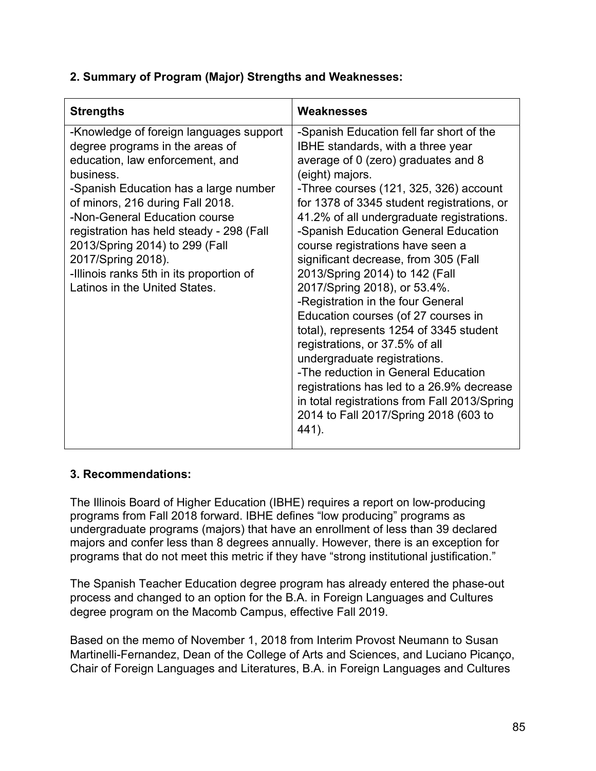**2. Summary of Program (Major) Strengths and Weaknesses:**

| Strengths | Weaknesses |
|---|---|
| -Knowledge of foreign languages support degree programs in the areas of education, law enforcement, and business.<br>-Spanish Education has a large number of minors, 216 during Fall 2018.<br>-Non-General Education course registration has held steady - 298 (Fall 2013/Spring 2014) to 299 (Fall 2017/Spring 2018).<br>-Illinois ranks 5th in its proportion of Latinos in the United States. | -Spanish Education fell far short of the IBHE standards, with a three year average of 0 (zero) graduates and 8 (eight) majors.<br>-Three courses (121, 325, 326) account for 1378 of 3345 student registrations, or 41.2% of all undergraduate registrations.<br>-Spanish Education General Education course registrations have seen a significant decrease, from 305 (Fall 2013/Spring 2014) to 142 (Fall 2017/Spring 2018), or 53.4%.<br>-Registration in the four General Education courses (of 27 courses in total), represents 1254 of 3345 student registrations, or 37.5% of all undergraduate registrations.<br>-The reduction in General Education registrations has led to a 26.9% decrease in total registrations from Fall 2013/Spring 2014 to Fall 2017/Spring 2018 (603 to 441). |

**3. Recommendations:**

The Illinois Board of Higher Education (IBHE) requires a report on low-producing programs from Fall 2018 forward. IBHE defines "low producing" programs as undergraduate programs (majors) that have an enrollment of less than 39 declared majors and confer less than 8 degrees annually. However, there is an exception for programs that do not meet this metric if they have "strong institutional justification."

The Spanish Teacher Education degree program has already entered the phase-out process and changed to an option for the B.A. in Foreign Languages and Cultures degree program on the Macomb Campus, effective Fall 2019.

Based on the memo of November 1, 2018 from Interim Provost Neumann to Susan Martinelli-Fernandez, Dean of the College of Arts and Sciences, and Luciano Picanço, Chair of Foreign Languages and Literatures, B.A. in Foreign Languages and Cultures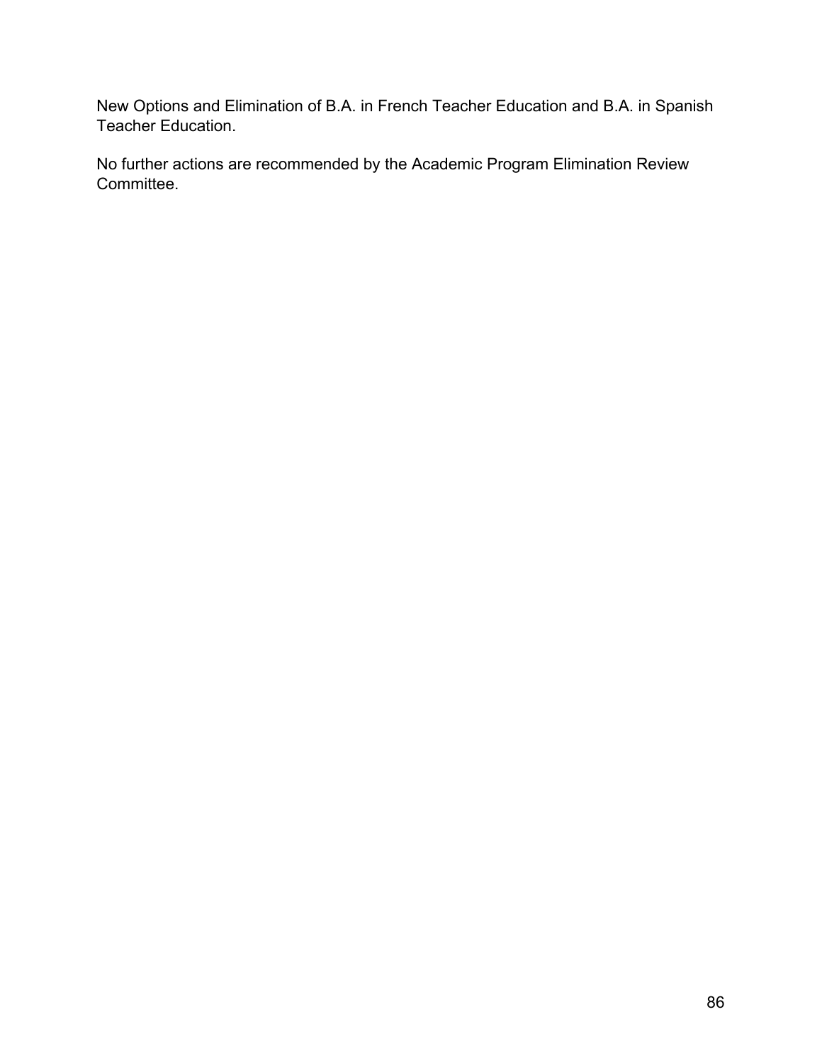New Options and Elimination of B.A. in French Teacher Education and B.A. in Spanish Teacher Education.

No further actions are recommended by the Academic Program Elimination Review Committee.